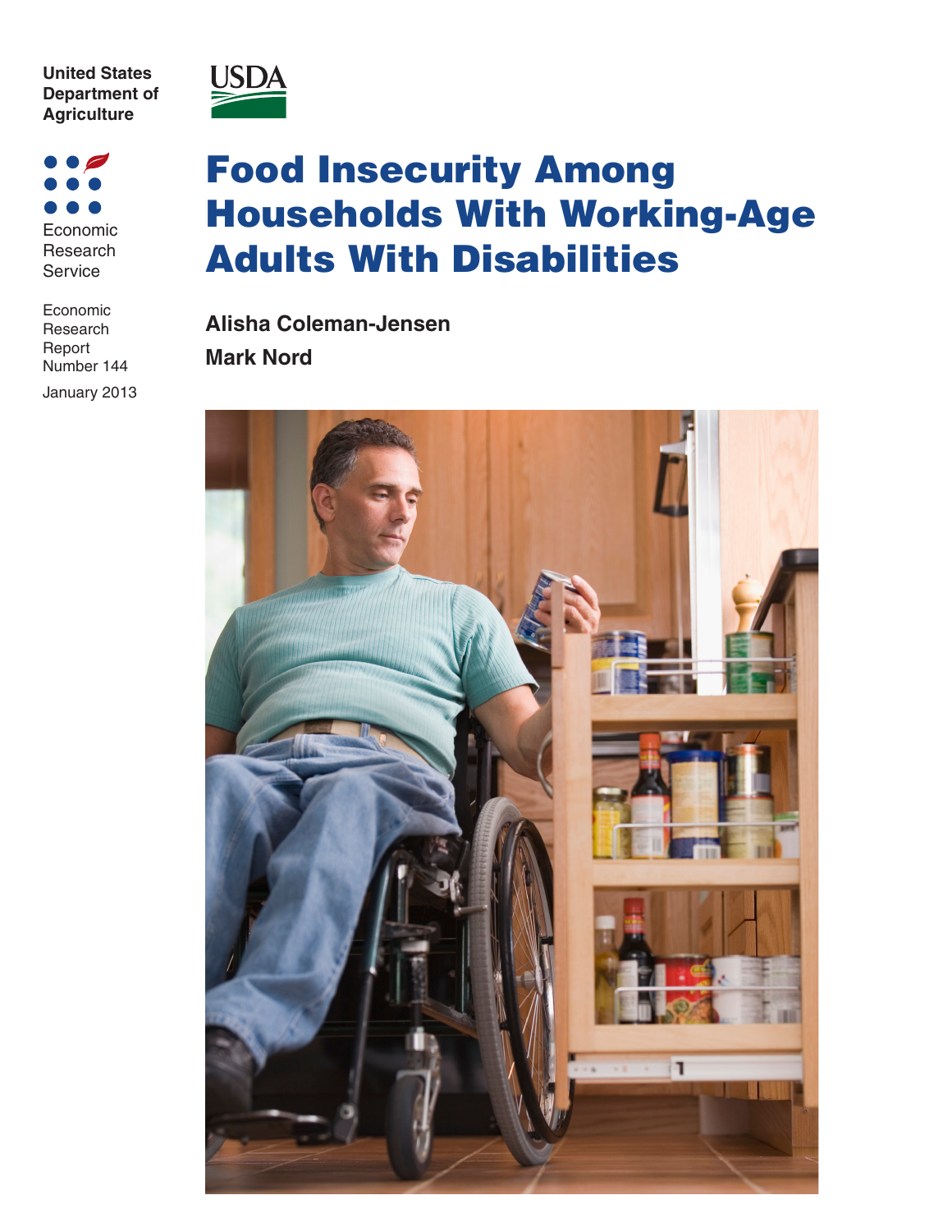United States Department of Agriculture

Economic Research Service

Economic Research Report Number 144

January 2013

# Food Insecurity Among Households With Working-Age Adults With Disabilities

**Alisha Coleman-Jensen**

**Mark Nord**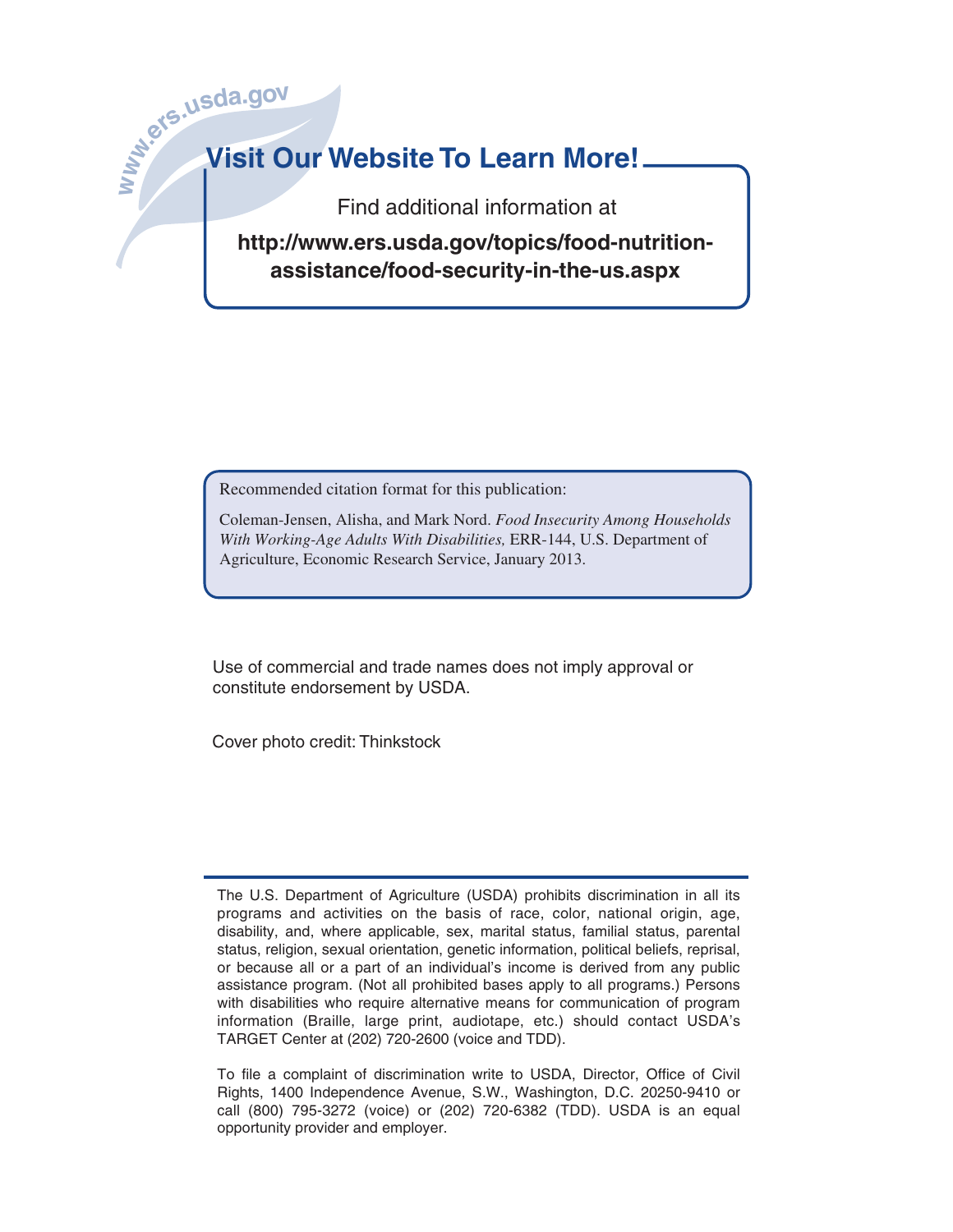www.ers.usda.gov

## Visit Our Website To Learn More!

Find additional information at

**http://www.ers.usda.gov/topics/food-nutrition-assistance/food-security-in-the-us.aspx**

Recommended citation format for this publication:

Coleman-Jensen, Alisha, and Mark Nord. *Food Insecurity Among Households With Working-Age Adults With Disabilities,* ERR-144, U.S. Department of Agriculture, Economic Research Service, January 2013.

Use of commercial and trade names does not imply approval or constitute endorsement by USDA.

Cover photo credit: Thinkstock

The U.S. Department of Agriculture (USDA) prohibits discrimination in all its programs and activities on the basis of race, color, national origin, age, disability, and, where applicable, sex, marital status, familial status, parental status, religion, sexual orientation, genetic information, political beliefs, reprisal, or because all or a part of an individual's income is derived from any public assistance program. (Not all prohibited bases apply to all programs.) Persons with disabilities who require alternative means for communication of program information (Braille, large print, audiotape, etc.) should contact USDA's TARGET Center at (202) 720-2600 (voice and TDD).

To file a complaint of discrimination write to USDA, Director, Office of Civil Rights, 1400 Independence Avenue, S.W., Washington, D.C. 20250-9410 or call (800) 795-3272 (voice) or (202) 720-6382 (TDD). USDA is an equal opportunity provider and employer.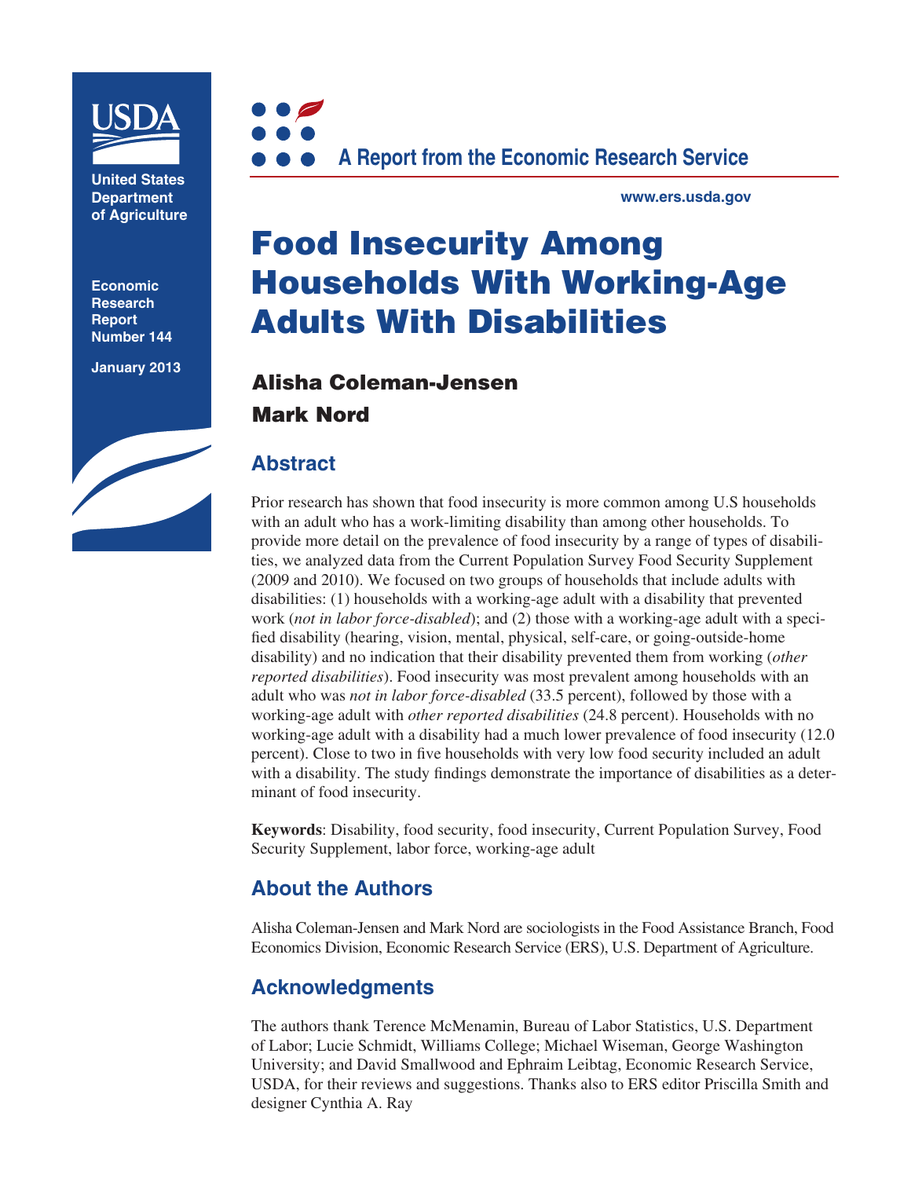United States Department of Agriculture

Economic Research Report Number 144

January 2013

A Report from the Economic Research Service

www.ers.usda.gov

# Food Insecurity Among Households With Working-Age Adults With Disabilities

**Alisha Coleman-Jensen**

**Mark Nord**

## Abstract

Prior research has shown that food insecurity is more common among U.S households with an adult who has a work-limiting disability than among other households. To provide more detail on the prevalence of food insecurity by a range of types of disabilities, we analyzed data from the Current Population Survey Food Security Supplement (2009 and 2010). We focused on two groups of households that include adults with disabilities: (1) households with a working-age adult with a disability that prevented work (*not in labor force-disabled*); and (2) those with a working-age adult with a specified disability (hearing, vision, mental, physical, self-care, or going-outside-home disability) and no indication that their disability prevented them from working (*other reported disabilities*). Food insecurity was most prevalent among households with an adult who was *not in labor force-disabled* (33.5 percent), followed by those with a working-age adult with *other reported disabilities* (24.8 percent). Households with no working-age adult with a disability had a much lower prevalence of food insecurity (12.0 percent). Close to two in five households with very low food security included an adult with a disability. The study findings demonstrate the importance of disabilities as a determinant of food insecurity.

**Keywords**: Disability, food security, food insecurity, Current Population Survey, Food Security Supplement, labor force, working-age adult

## About the Authors

Alisha Coleman-Jensen and Mark Nord are sociologists in the Food Assistance Branch, Food Economics Division, Economic Research Service (ERS), U.S. Department of Agriculture.

## Acknowledgments

The authors thank Terence McMenamin, Bureau of Labor Statistics, U.S. Department of Labor; Lucie Schmidt, Williams College; Michael Wiseman, George Washington University; and David Smallwood and Ephraim Leibtag, Economic Research Service, USDA, for their reviews and suggestions. Thanks also to ERS editor Priscilla Smith and designer Cynthia A. Ray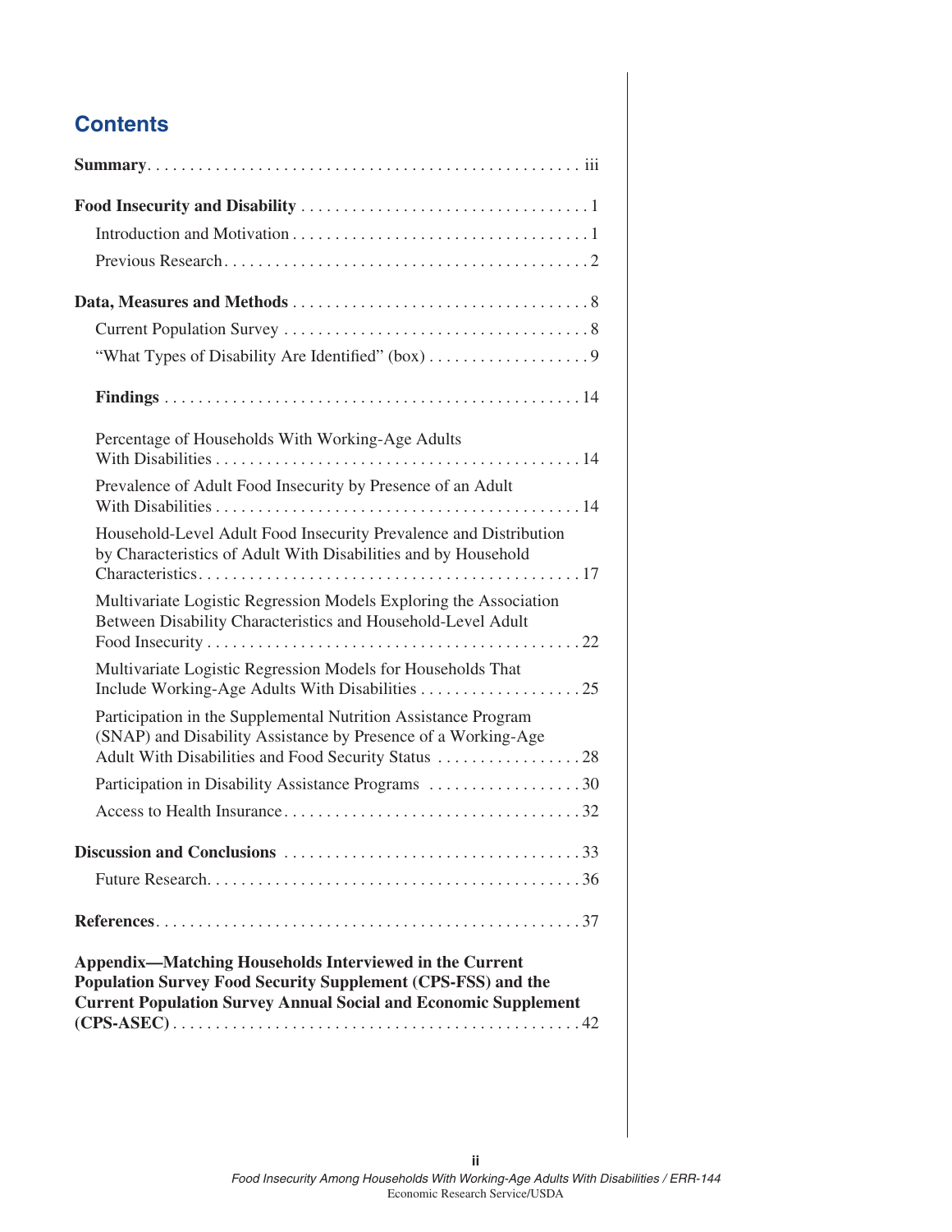# Contents

**Summary** . . . . . . . . . . . . . . . . . . . . . . . . . . . . . . . . . . . . . . . . . . . . . . . . iii

**Food Insecurity and Disability** . . . . . . . . . . . . . . . . . . . . . . . . . . . . . . . . . 1

Introduction and Motivation . . . . . . . . . . . . . . . . . . . . . . . . . . . . . . . . . . . 1

Previous Research . . . . . . . . . . . . . . . . . . . . . . . . . . . . . . . . . . . . . . . . . . 2

**Data, Measures and Methods** . . . . . . . . . . . . . . . . . . . . . . . . . . . . . . . . . 8

Current Population Survey . . . . . . . . . . . . . . . . . . . . . . . . . . . . . . . . . . . . 8

"What Types of Disability Are Identified" (box) . . . . . . . . . . . . . . . . . . . 9

**Findings** . . . . . . . . . . . . . . . . . . . . . . . . . . . . . . . . . . . . . . . . . . . . . . . . 14

Percentage of Households With Working-Age Adults With Disabilities . . . . . . . . . . . . . . . . . . . . . . . . . . . . . . . . . . . . . . . . . . 14

Prevalence of Adult Food Insecurity by Presence of an Adult With Disabilities . . . . . . . . . . . . . . . . . . . . . . . . . . . . . . . . . . . . . . . . . . 14

Household-Level Adult Food Insecurity Prevalence and Distribution by Characteristics of Adult With Disabilities and by Household Characteristics . . . . . . . . . . . . . . . . . . . . . . . . . . . . . . . . . . . . . . . . . . . 17

Multivariate Logistic Regression Models Exploring the Association Between Disability Characteristics and Household-Level Adult Food Insecurity . . . . . . . . . . . . . . . . . . . . . . . . . . . . . . . . . . . . . . . . . . 22

Multivariate Logistic Regression Models for Households That Include Working-Age Adults With Disabilities . . . . . . . . . . . . . . . . . . . 25

Participation in the Supplemental Nutrition Assistance Program (SNAP) and Disability Assistance by Presence of a Working-Age Adult With Disabilities and Food Security Status . . . . . . . . . . . . . . . . . 28

Participation in Disability Assistance Programs . . . . . . . . . . . . . . . . . . 30

Access to Health Insurance . . . . . . . . . . . . . . . . . . . . . . . . . . . . . . . . . . 32

**Discussion and Conclusions** . . . . . . . . . . . . . . . . . . . . . . . . . . . . . . . . . 33

Future Research . . . . . . . . . . . . . . . . . . . . . . . . . . . . . . . . . . . . . . . . . . 36

**References** . . . . . . . . . . . . . . . . . . . . . . . . . . . . . . . . . . . . . . . . . . . . . . . . 37

**Appendix—Matching Households Interviewed in the Current Population Survey Food Security Supplement (CPS-FSS) and the Current Population Survey Annual Social and Economic Supplement (CPS-ASEC)** . . . . . . . . . . . . . . . . . . . . . . . . . . . . . . . . . . . . . . . . . . . . . 42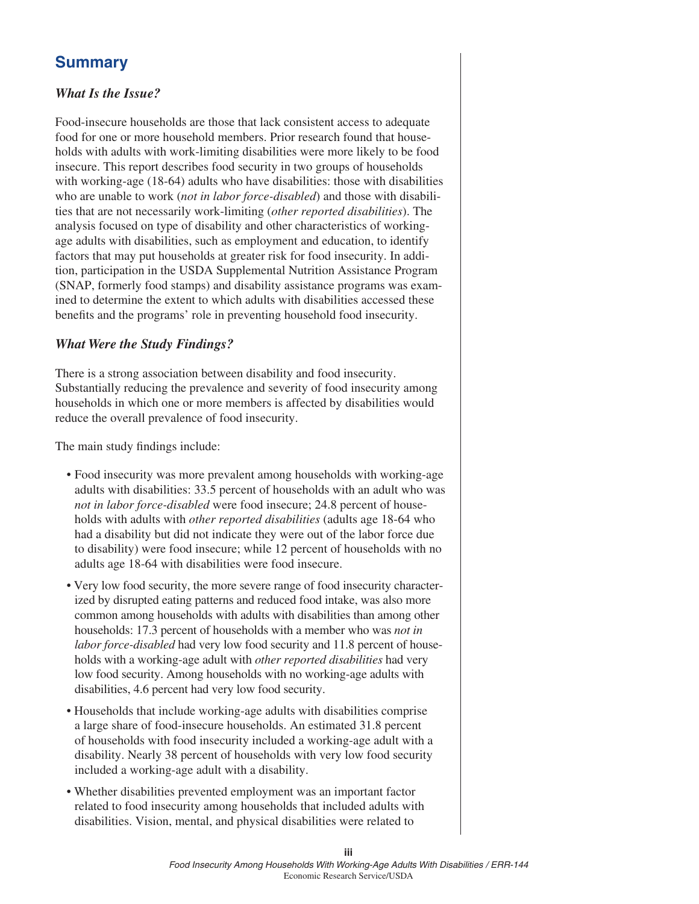## Summary

### *What Is the Issue?*

Food-insecure households are those that lack consistent access to adequate food for one or more household members. Prior research found that households with adults with work-limiting disabilities were more likely to be food insecure. This report describes food security in two groups of households with working-age (18-64) adults who have disabilities: those with disabilities who are unable to work (*not in labor force-disabled*) and those with disabilities that are not necessarily work-limiting (*other reported disabilities*). The analysis focused on type of disability and other characteristics of working-age adults with disabilities, such as employment and education, to identify factors that may put households at greater risk for food insecurity. In addition, participation in the USDA Supplemental Nutrition Assistance Program (SNAP, formerly food stamps) and disability assistance programs was examined to determine the extent to which adults with disabilities accessed these benefits and the programs' role in preventing household food insecurity.

### *What Were the Study Findings?*

There is a strong association between disability and food insecurity. Substantially reducing the prevalence and severity of food insecurity among households in which one or more members is affected by disabilities would reduce the overall prevalence of food insecurity.

The main study findings include:

- Food insecurity was more prevalent among households with working-age adults with disabilities: 33.5 percent of households with an adult who was *not in labor force-disabled* were food insecure; 24.8 percent of households with adults with *other reported disabilities* (adults age 18-64 who had a disability but did not indicate they were out of the labor force due to disability) were food insecure; while 12 percent of households with no adults age 18-64 with disabilities were food insecure.
- Very low food security, the more severe range of food insecurity characterized by disrupted eating patterns and reduced food intake, was also more common among households with adults with disabilities than among other households: 17.3 percent of households with a member who was *not in labor force-disabled* had very low food security and 11.8 percent of households with a working-age adult with *other reported disabilities* had very low food security. Among households with no working-age adults with disabilities, 4.6 percent had very low food security.
- Households that include working-age adults with disabilities comprise a large share of food-insecure households. An estimated 31.8 percent of households with food insecurity included a working-age adult with a disability. Nearly 38 percent of households with very low food security included a working-age adult with a disability.
- Whether disabilities prevented employment was an important factor related to food insecurity among households that included adults with disabilities. Vision, mental, and physical disabilities were related to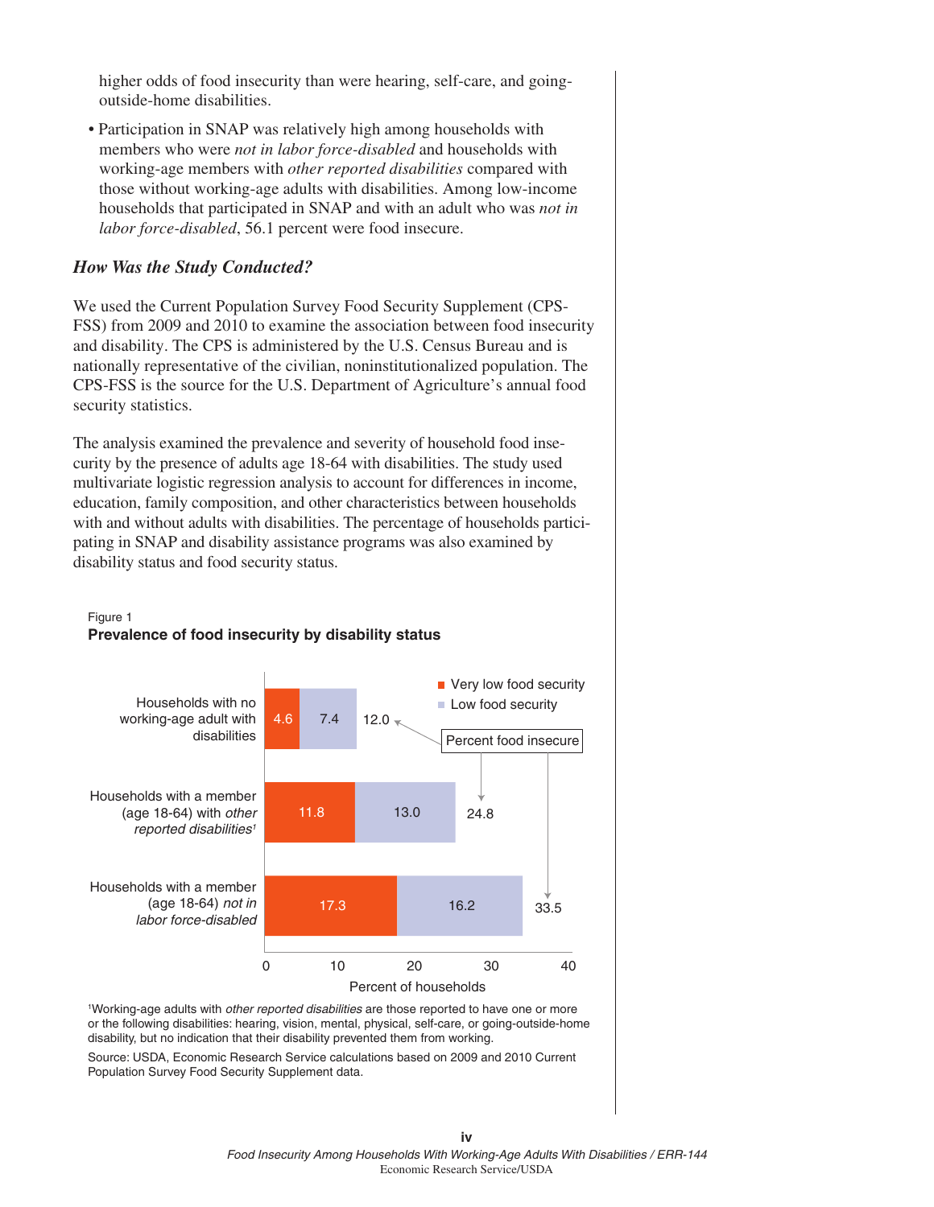higher odds of food insecurity than were hearing, self-care, and going-outside-home disabilities.

- Participation in SNAP was relatively high among households with members who were *not in labor force-disabled* and households with working-age members with *other reported disabilities* compared with those without working-age adults with disabilities. Among low-income households that participated in SNAP and with an adult who was *not in labor force-disabled*, 56.1 percent were food insecure.

### *How Was the Study Conducted?*

We used the Current Population Survey Food Security Supplement (CPS-FSS) from 2009 and 2010 to examine the association between food insecurity and disability. The CPS is administered by the U.S. Census Bureau and is nationally representative of the civilian, noninstitutionalized population. The CPS-FSS is the source for the U.S. Department of Agriculture's annual food security statistics.

The analysis examined the prevalence and severity of household food insecurity by the presence of adults age 18-64 with disabilities. The study used multivariate logistic regression analysis to account for differences in income, education, family composition, and other characteristics between households with and without adults with disabilities. The percentage of households participating in SNAP and disability assistance programs was also examined by disability status and food security status.

Figure 1

**Prevalence of food insecurity by disability status**

Very low food security

Low food security

Percent food insecure

Households with no working-age adult with disabilities: 4.6, 7.4, 12.0

Households with a member (age 18-64) with *other reported disabilities*[1]: 11.8, 13.0, 24.8

Households with a member (age 18-64) *not in labor force-disabled*: 17.3, 16.2, 33.5

0, 10, 20, 30, 40

Percent of households

[1]Working-age adults with *other reported disabilities* are those reported to have one or more or the following disabilities: hearing, vision, mental, physical, self-care, or going-outside-home disability, but no indication that their disability prevented them from working.

Source: USDA, Economic Research Service calculations based on 2009 and 2010 Current Population Survey Food Security Supplement data.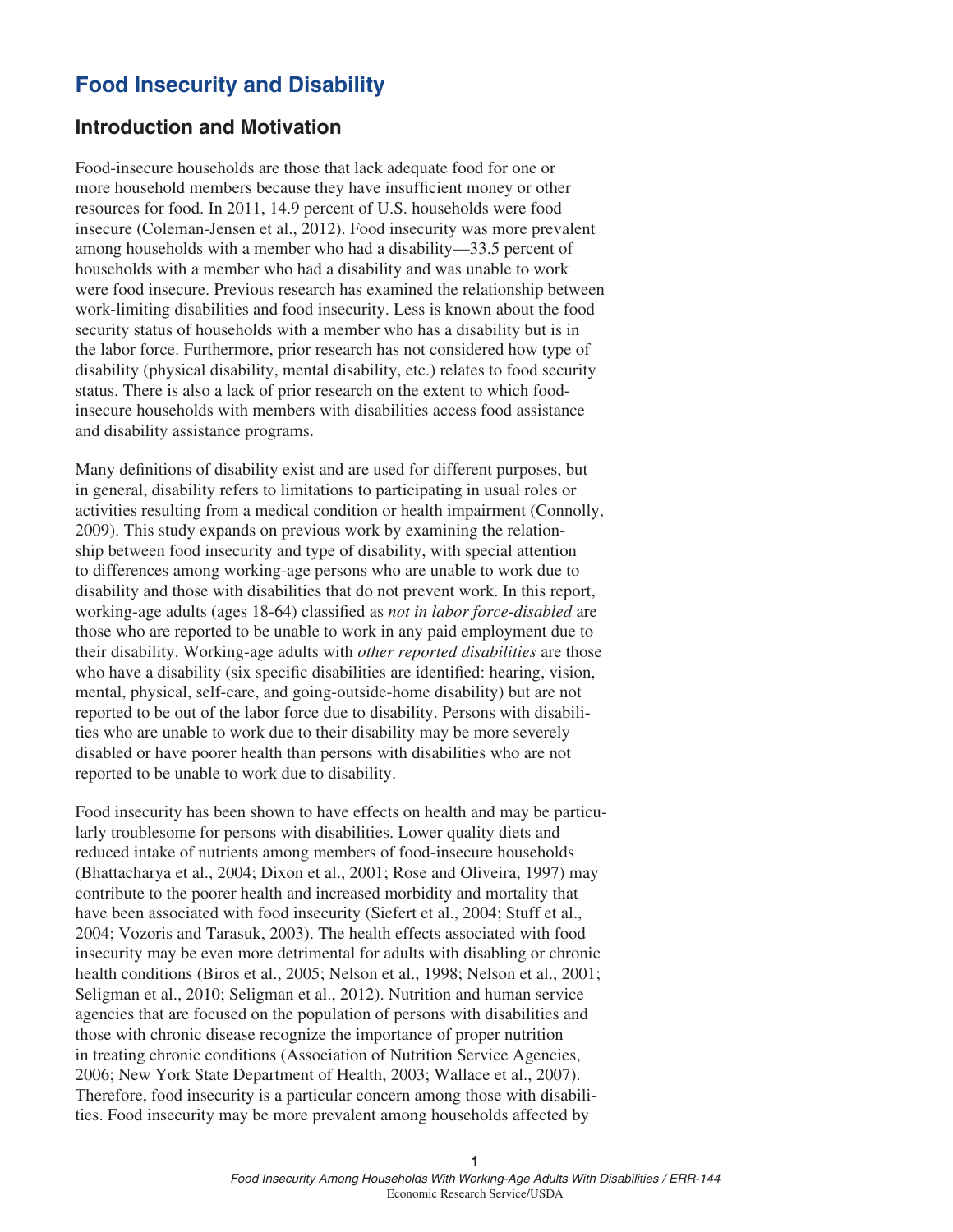# Food Insecurity and Disability

## Introduction and Motivation

Food-insecure households are those that lack adequate food for one or more household members because they have insufficient money or other resources for food. In 2011, 14.9 percent of U.S. households were food insecure (Coleman-Jensen et al., 2012). Food insecurity was more prevalent among households with a member who had a disability—33.5 percent of households with a member who had a disability and was unable to work were food insecure. Previous research has examined the relationship between work-limiting disabilities and food insecurity. Less is known about the food security status of households with a member who has a disability but is in the labor force. Furthermore, prior research has not considered how type of disability (physical disability, mental disability, etc.) relates to food security status. There is also a lack of prior research on the extent to which food-insecure households with members with disabilities access food assistance and disability assistance programs.

Many definitions of disability exist and are used for different purposes, but in general, disability refers to limitations to participating in usual roles or activities resulting from a medical condition or health impairment (Connolly, 2009). This study expands on previous work by examining the relationship between food insecurity and type of disability, with special attention to differences among working-age persons who are unable to work due to disability and those with disabilities that do not prevent work. In this report, working-age adults (ages 18-64) classified as *not in labor force-disabled* are those who are reported to be unable to work in any paid employment due to their disability. Working-age adults with *other reported disabilities* are those who have a disability (six specific disabilities are identified: hearing, vision, mental, physical, self-care, and going-outside-home disability) but are not reported to be out of the labor force due to disability. Persons with disabilities who are unable to work due to their disability may be more severely disabled or have poorer health than persons with disabilities who are not reported to be unable to work due to disability.

Food insecurity has been shown to have effects on health and may be particularly troublesome for persons with disabilities. Lower quality diets and reduced intake of nutrients among members of food-insecure households (Bhattacharya et al., 2004; Dixon et al., 2001; Rose and Oliveira, 1997) may contribute to the poorer health and increased morbidity and mortality that have been associated with food insecurity (Siefert et al., 2004; Stuff et al., 2004; Vozoris and Tarasuk, 2003). The health effects associated with food insecurity may be even more detrimental for adults with disabling or chronic health conditions (Biros et al., 2005; Nelson et al., 1998; Nelson et al., 2001; Seligman et al., 2010; Seligman et al., 2012). Nutrition and human service agencies that are focused on the population of persons with disabilities and those with chronic disease recognize the importance of proper nutrition in treating chronic conditions (Association of Nutrition Service Agencies, 2006; New York State Department of Health, 2003; Wallace et al., 2007). Therefore, food insecurity is a particular concern among those with disabilities. Food insecurity may be more prevalent among households affected by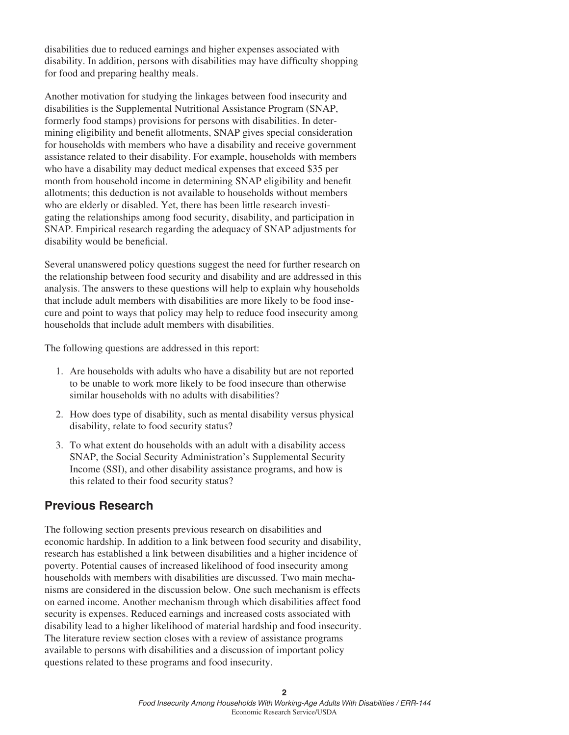disabilities due to reduced earnings and higher expenses associated with disability. In addition, persons with disabilities may have difficulty shopping for food and preparing healthy meals.

Another motivation for studying the linkages between food insecurity and disabilities is the Supplemental Nutritional Assistance Program (SNAP, formerly food stamps) provisions for persons with disabilities. In determining eligibility and benefit allotments, SNAP gives special consideration for households with members who have a disability and receive government assistance related to their disability. For example, households with members who have a disability may deduct medical expenses that exceed $35 per month from household income in determining SNAP eligibility and benefit allotments; this deduction is not available to households without members who are elderly or disabled. Yet, there has been little research investigating the relationships among food security, disability, and participation in SNAP. Empirical research regarding the adequacy of SNAP adjustments for disability would be beneficial.

Several unanswered policy questions suggest the need for further research on the relationship between food security and disability and are addressed in this analysis. The answers to these questions will help to explain why households that include adult members with disabilities are more likely to be food insecure and point to ways that policy may help to reduce food insecurity among households that include adult members with disabilities.

The following questions are addressed in this report:

1. Are households with adults who have a disability but are not reported to be unable to work more likely to be food insecure than otherwise similar households with no adults with disabilities?
2. How does type of disability, such as mental disability versus physical disability, relate to food security status?
3. To what extent do households with an adult with a disability access SNAP, the Social Security Administration's Supplemental Security Income (SSI), and other disability assistance programs, and how is this related to their food security status?

## Previous Research

The following section presents previous research on disabilities and economic hardship. In addition to a link between food security and disability, research has established a link between disabilities and a higher incidence of poverty. Potential causes of increased likelihood of food insecurity among households with members with disabilities are discussed. Two main mechanisms are considered in the discussion below. One such mechanism is effects on earned income. Another mechanism through which disabilities affect food security is expenses. Reduced earnings and increased costs associated with disability lead to a higher likelihood of material hardship and food insecurity. The literature review section closes with a review of assistance programs available to persons with disabilities and a discussion of important policy questions related to these programs and food insecurity.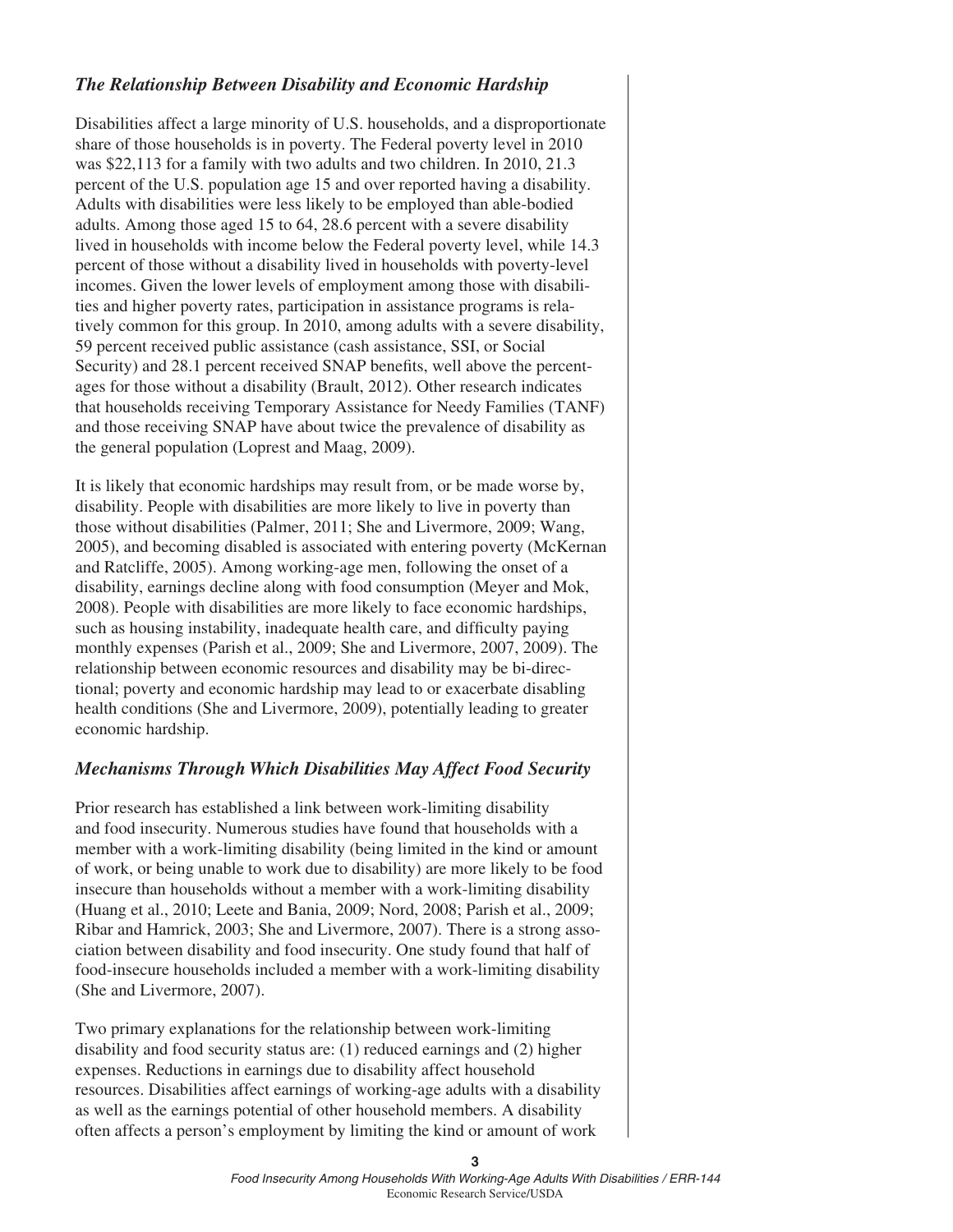### *The Relationship Between Disability and Economic Hardship*

Disabilities affect a large minority of U.S. households, and a disproportionate share of those households is in poverty. The Federal poverty level in 2010 was $22,113 for a family with two adults and two children. In 2010, 21.3 percent of the U.S. population age 15 and over reported having a disability. Adults with disabilities were less likely to be employed than able-bodied adults. Among those aged 15 to 64, 28.6 percent with a severe disability lived in households with income below the Federal poverty level, while 14.3 percent of those without a disability lived in households with poverty-level incomes. Given the lower levels of employment among those with disabilities and higher poverty rates, participation in assistance programs is relatively common for this group. In 2010, among adults with a severe disability, 59 percent received public assistance (cash assistance, SSI, or Social Security) and 28.1 percent received SNAP benefits, well above the percentages for those without a disability (Brault, 2012). Other research indicates that households receiving Temporary Assistance for Needy Families (TANF) and those receiving SNAP have about twice the prevalence of disability as the general population (Loprest and Maag, 2009).

It is likely that economic hardships may result from, or be made worse by, disability. People with disabilities are more likely to live in poverty than those without disabilities (Palmer, 2011; She and Livermore, 2009; Wang, 2005), and becoming disabled is associated with entering poverty (McKernan and Ratcliffe, 2005). Among working-age men, following the onset of a disability, earnings decline along with food consumption (Meyer and Mok, 2008). People with disabilities are more likely to face economic hardships, such as housing instability, inadequate health care, and difficulty paying monthly expenses (Parish et al., 2009; She and Livermore, 2007, 2009). The relationship between economic resources and disability may be bi-directional; poverty and economic hardship may lead to or exacerbate disabling health conditions (She and Livermore, 2009), potentially leading to greater economic hardship.

### *Mechanisms Through Which Disabilities May Affect Food Security*

Prior research has established a link between work-limiting disability and food insecurity. Numerous studies have found that households with a member with a work-limiting disability (being limited in the kind or amount of work, or being unable to work due to disability) are more likely to be food insecure than households without a member with a work-limiting disability (Huang et al., 2010; Leete and Bania, 2009; Nord, 2008; Parish et al., 2009; Ribar and Hamrick, 2003; She and Livermore, 2007). There is a strong association between disability and food insecurity. One study found that half of food-insecure households included a member with a work-limiting disability (She and Livermore, 2007).

Two primary explanations for the relationship between work-limiting disability and food security status are: (1) reduced earnings and (2) higher expenses. Reductions in earnings due to disability affect household resources. Disabilities affect earnings of working-age adults with a disability as well as the earnings potential of other household members. A disability often affects a person's employment by limiting the kind or amount of work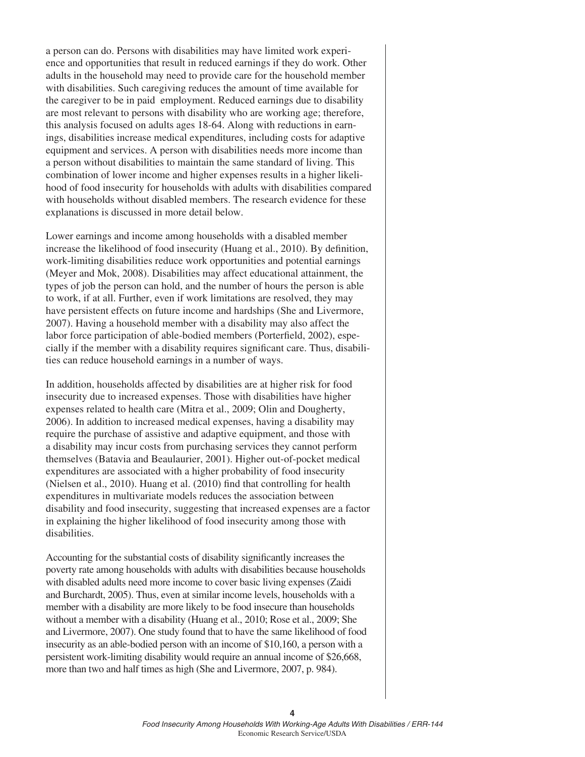a person can do. Persons with disabilities may have limited work experience and opportunities that result in reduced earnings if they do work. Other adults in the household may need to provide care for the household member with disabilities. Such caregiving reduces the amount of time available for the caregiver to be in paid employment. Reduced earnings due to disability are most relevant to persons with disability who are working age; therefore, this analysis focused on adults ages 18-64. Along with reductions in earnings, disabilities increase medical expenditures, including costs for adaptive equipment and services. A person with disabilities needs more income than a person without disabilities to maintain the same standard of living. This combination of lower income and higher expenses results in a higher likelihood of food insecurity for households with adults with disabilities compared with households without disabled members. The research evidence for these explanations is discussed in more detail below.

Lower earnings and income among households with a disabled member increase the likelihood of food insecurity (Huang et al., 2010). By definition, work-limiting disabilities reduce work opportunities and potential earnings (Meyer and Mok, 2008). Disabilities may affect educational attainment, the types of job the person can hold, and the number of hours the person is able to work, if at all. Further, even if work limitations are resolved, they may have persistent effects on future income and hardships (She and Livermore, 2007). Having a household member with a disability may also affect the labor force participation of able-bodied members (Porterfield, 2002), especially if the member with a disability requires significant care. Thus, disabilities can reduce household earnings in a number of ways.

In addition, households affected by disabilities are at higher risk for food insecurity due to increased expenses. Those with disabilities have higher expenses related to health care (Mitra et al., 2009; Olin and Dougherty, 2006). In addition to increased medical expenses, having a disability may require the purchase of assistive and adaptive equipment, and those with a disability may incur costs from purchasing services they cannot perform themselves (Batavia and Beaulaurier, 2001). Higher out-of-pocket medical expenditures are associated with a higher probability of food insecurity (Nielsen et al., 2010). Huang et al. (2010) find that controlling for health expenditures in multivariate models reduces the association between disability and food insecurity, suggesting that increased expenses are a factor in explaining the higher likelihood of food insecurity among those with disabilities.

Accounting for the substantial costs of disability significantly increases the poverty rate among households with adults with disabilities because households with disabled adults need more income to cover basic living expenses (Zaidi and Burchardt, 2005). Thus, even at similar income levels, households with a member with a disability are more likely to be food insecure than households without a member with a disability (Huang et al., 2010; Rose et al., 2009; She and Livermore, 2007). One study found that to have the same likelihood of food insecurity as an able-bodied person with an income of $10,160, a person with a persistent work-limiting disability would require an annual income of $26,668, more than two and half times as high (She and Livermore, 2007, p. 984).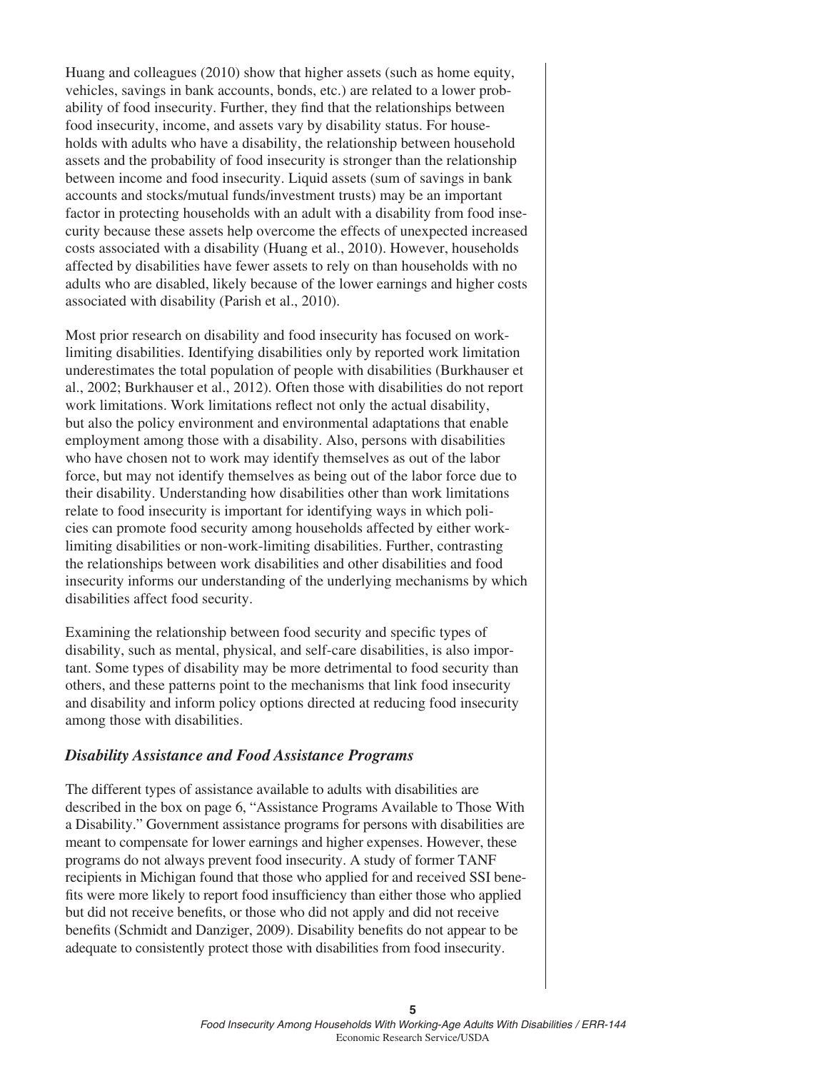Huang and colleagues (2010) show that higher assets (such as home equity, vehicles, savings in bank accounts, bonds, etc.) are related to a lower probability of food insecurity. Further, they find that the relationships between food insecurity, income, and assets vary by disability status. For households with adults who have a disability, the relationship between household assets and the probability of food insecurity is stronger than the relationship between income and food insecurity. Liquid assets (sum of savings in bank accounts and stocks/mutual funds/investment trusts) may be an important factor in protecting households with an adult with a disability from food insecurity because these assets help overcome the effects of unexpected increased costs associated with a disability (Huang et al., 2010). However, households affected by disabilities have fewer assets to rely on than households with no adults who are disabled, likely because of the lower earnings and higher costs associated with disability (Parish et al., 2010).

Most prior research on disability and food insecurity has focused on work-limiting disabilities. Identifying disabilities only by reported work limitation underestimates the total population of people with disabilities (Burkhauser et al., 2002; Burkhauser et al., 2012). Often those with disabilities do not report work limitations. Work limitations reflect not only the actual disability, but also the policy environment and environmental adaptations that enable employment among those with a disability. Also, persons with disabilities who have chosen not to work may identify themselves as out of the labor force, but may not identify themselves as being out of the labor force due to their disability. Understanding how disabilities other than work limitations relate to food insecurity is important for identifying ways in which policies can promote food security among households affected by either work-limiting disabilities or non-work-limiting disabilities. Further, contrasting the relationships between work disabilities and other disabilities and food insecurity informs our understanding of the underlying mechanisms by which disabilities affect food security.

Examining the relationship between food security and specific types of disability, such as mental, physical, and self-care disabilities, is also important. Some types of disability may be more detrimental to food security than others, and these patterns point to the mechanisms that link food insecurity and disability and inform policy options directed at reducing food insecurity among those with disabilities.

### *Disability Assistance and Food Assistance Programs*

The different types of assistance available to adults with disabilities are described in the box on page 6, "Assistance Programs Available to Those With a Disability." Government assistance programs for persons with disabilities are meant to compensate for lower earnings and higher expenses. However, these programs do not always prevent food insecurity. A study of former TANF recipients in Michigan found that those who applied for and received SSI benefits were more likely to report food insufficiency than either those who applied but did not receive benefits, or those who did not apply and did not receive benefits (Schmidt and Danziger, 2009). Disability benefits do not appear to be adequate to consistently protect those with disabilities from food insecurity.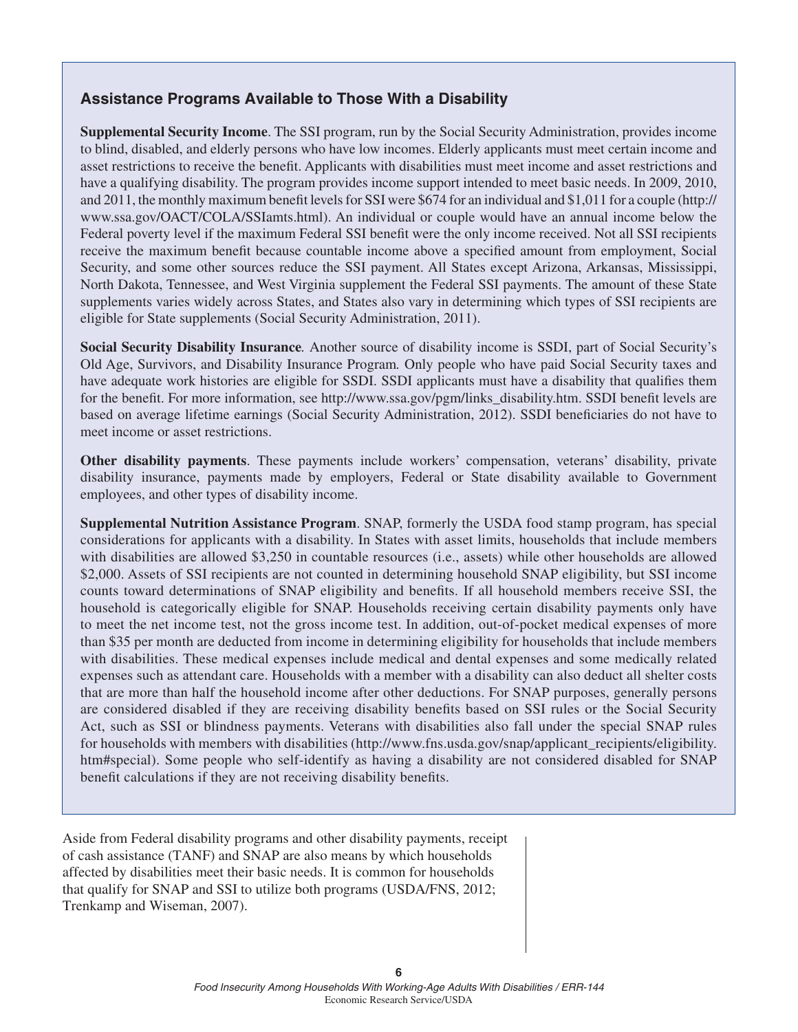### Assistance Programs Available to Those With a Disability

**Supplemental Security Income**. The SSI program, run by the Social Security Administration, provides income to blind, disabled, and elderly persons who have low incomes. Elderly applicants must meet certain income and asset restrictions to receive the benefit. Applicants with disabilities must meet income and asset restrictions and have a qualifying disability. The program provides income support intended to meet basic needs. In 2009, 2010, and 2011, the monthly maximum benefit levels for SSI were $674 for an individual and $1,011 for a couple (http://www.ssa.gov/OACT/COLA/SSIamts.html). An individual or couple would have an annual income below the Federal poverty level if the maximum Federal SSI benefit were the only income received. Not all SSI recipients receive the maximum benefit because countable income above a specified amount from employment, Social Security, and some other sources reduce the SSI payment. All States except Arizona, Arkansas, Mississippi, North Dakota, Tennessee, and West Virginia supplement the Federal SSI payments. The amount of these State supplements varies widely across States, and States also vary in determining which types of SSI recipients are eligible for State supplements (Social Security Administration, 2011).

**Social Security Disability Insurance**. Another source of disability income is SSDI, part of Social Security's Old Age, Survivors, and Disability Insurance Program. Only people who have paid Social Security taxes and have adequate work histories are eligible for SSDI. SSDI applicants must have a disability that qualifies them for the benefit. For more information, see http://www.ssa.gov/pgm/links_disability.htm. SSDI benefit levels are based on average lifetime earnings (Social Security Administration, 2012). SSDI beneficiaries do not have to meet income or asset restrictions.

**Other disability payments**. These payments include workers' compensation, veterans' disability, private disability insurance, payments made by employers, Federal or State disability available to Government employees, and other types of disability income.

**Supplemental Nutrition Assistance Program**. SNAP, formerly the USDA food stamp program, has special considerations for applicants with a disability. In States with asset limits, households that include members with disabilities are allowed $3,250 in countable resources (i.e., assets) while other households are allowed $2,000. Assets of SSI recipients are not counted in determining household SNAP eligibility, but SSI income counts toward determinations of SNAP eligibility and benefits. If all household members receive SSI, the household is categorically eligible for SNAP. Households receiving certain disability payments only have to meet the net income test, not the gross income test. In addition, out-of-pocket medical expenses of more than $35 per month are deducted from income in determining eligibility for households that include members with disabilities. These medical expenses include medical and dental expenses and some medically related expenses such as attendant care. Households with a member with a disability can also deduct all shelter costs that are more than half the household income after other deductions. For SNAP purposes, generally persons are considered disabled if they are receiving disability benefits based on SSI rules or the Social Security Act, such as SSI or blindness payments. Veterans with disabilities also fall under the special SNAP rules for households with members with disabilities (http://www.fns.usda.gov/snap/applicant_recipients/eligibility.htm#special). Some people who self-identify as having a disability are not considered disabled for SNAP benefit calculations if they are not receiving disability benefits.

Aside from Federal disability programs and other disability payments, receipt of cash assistance (TANF) and SNAP are also means by which households affected by disabilities meet their basic needs. It is common for households that qualify for SNAP and SSI to utilize both programs (USDA/FNS, 2012; Trenkamp and Wiseman, 2007).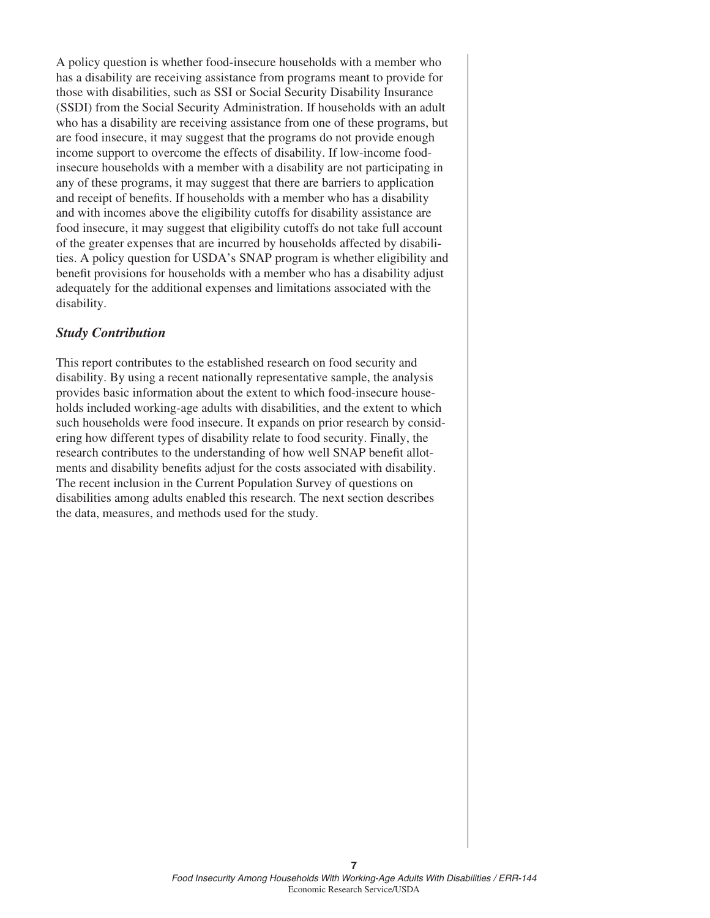A policy question is whether food-insecure households with a member who has a disability are receiving assistance from programs meant to provide for those with disabilities, such as SSI or Social Security Disability Insurance (SSDI) from the Social Security Administration. If households with an adult who has a disability are receiving assistance from one of these programs, but are food insecure, it may suggest that the programs do not provide enough income support to overcome the effects of disability. If low-income food-insecure households with a member with a disability are not participating in any of these programs, it may suggest that there are barriers to application and receipt of benefits. If households with a member who has a disability and with incomes above the eligibility cutoffs for disability assistance are food insecure, it may suggest that eligibility cutoffs do not take full account of the greater expenses that are incurred by households affected by disabilities. A policy question for USDA's SNAP program is whether eligibility and benefit provisions for households with a member who has a disability adjust adequately for the additional expenses and limitations associated with the disability.

### *Study Contribution*

This report contributes to the established research on food security and disability. By using a recent nationally representative sample, the analysis provides basic information about the extent to which food-insecure households included working-age adults with disabilities, and the extent to which such households were food insecure. It expands on prior research by considering how different types of disability relate to food security. Finally, the research contributes to the understanding of how well SNAP benefit allotments and disability benefits adjust for the costs associated with disability. The recent inclusion in the Current Population Survey of questions on disabilities among adults enabled this research. The next section describes the data, measures, and methods used for the study.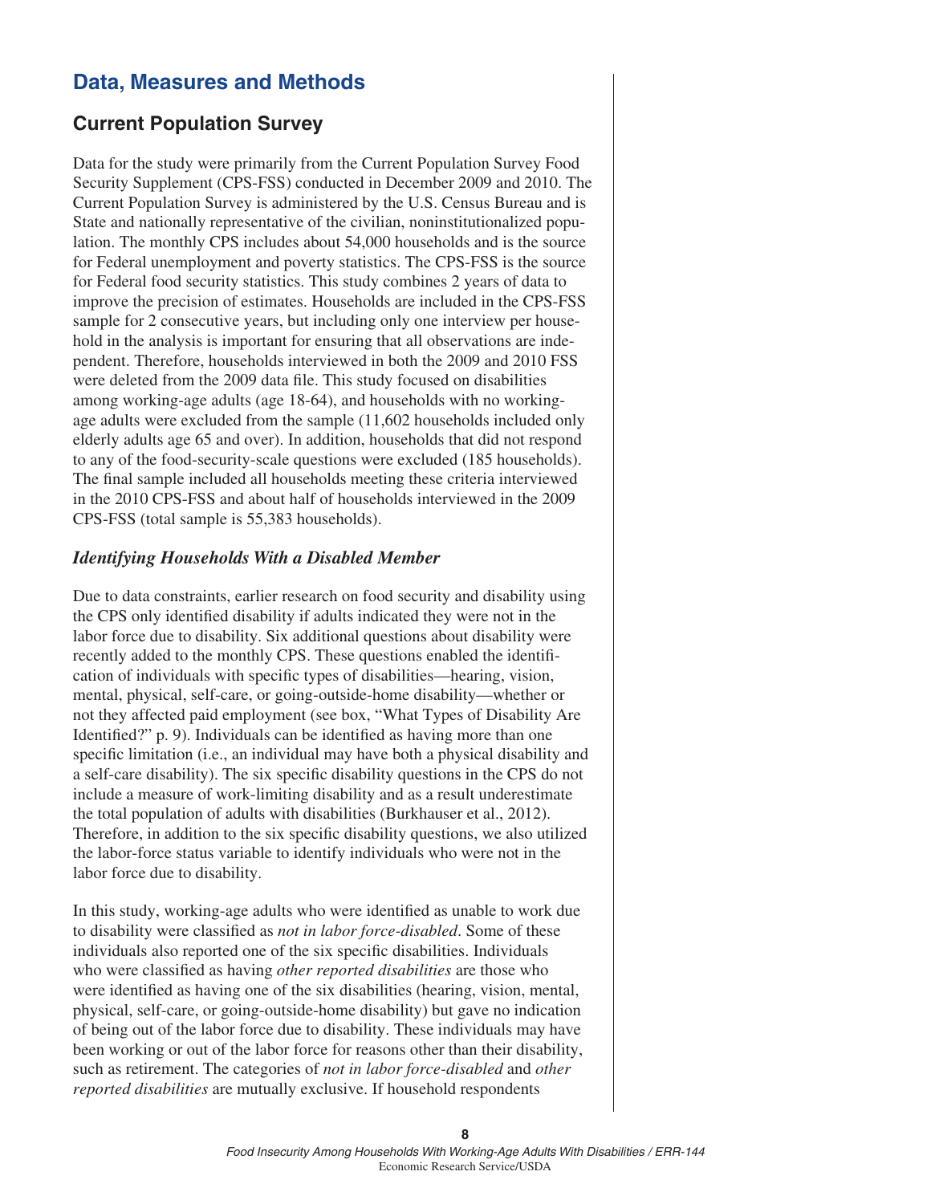# Data, Measures and Methods

## Current Population Survey

Data for the study were primarily from the Current Population Survey Food Security Supplement (CPS-FSS) conducted in December 2009 and 2010. The Current Population Survey is administered by the U.S. Census Bureau and is State and nationally representative of the civilian, noninstitutionalized population. The monthly CPS includes about 54,000 households and is the source for Federal unemployment and poverty statistics. The CPS-FSS is the source for Federal food security statistics. This study combines 2 years of data to improve the precision of estimates. Households are included in the CPS-FSS sample for 2 consecutive years, but including only one interview per household in the analysis is important for ensuring that all observations are independent. Therefore, households interviewed in both the 2009 and 2010 FSS were deleted from the 2009 data file. This study focused on disabilities among working-age adults (age 18-64), and households with no working-age adults were excluded from the sample (11,602 households included only elderly adults age 65 and over). In addition, households that did not respond to any of the food-security-scale questions were excluded (185 households). The final sample included all households meeting these criteria interviewed in the 2010 CPS-FSS and about half of households interviewed in the 2009 CPS-FSS (total sample is 55,383 households).

### *Identifying Households With a Disabled Member*

Due to data constraints, earlier research on food security and disability using the CPS only identified disability if adults indicated they were not in the labor force due to disability. Six additional questions about disability were recently added to the monthly CPS. These questions enabled the identification of individuals with specific types of disabilities—hearing, vision, mental, physical, self-care, or going-outside-home disability—whether or not they affected paid employment (see box, "What Types of Disability Are Identified?" p. 9). Individuals can be identified as having more than one specific limitation (i.e., an individual may have both a physical disability and a self-care disability). The six specific disability questions in the CPS do not include a measure of work-limiting disability and as a result underestimate the total population of adults with disabilities (Burkhauser et al., 2012). Therefore, in addition to the six specific disability questions, we also utilized the labor-force status variable to identify individuals who were not in the labor force due to disability.

In this study, working-age adults who were identified as unable to work due to disability were classified as *not in labor force-disabled*. Some of these individuals also reported one of the six specific disabilities. Individuals who were classified as having *other reported disabilities* are those who were identified as having one of the six disabilities (hearing, vision, mental, physical, self-care, or going-outside-home disability) but gave no indication of being out of the labor force due to disability. These individuals may have been working or out of the labor force for reasons other than their disability, such as retirement. The categories of *not in labor force-disabled* and *other reported disabilities* are mutually exclusive. If household respondents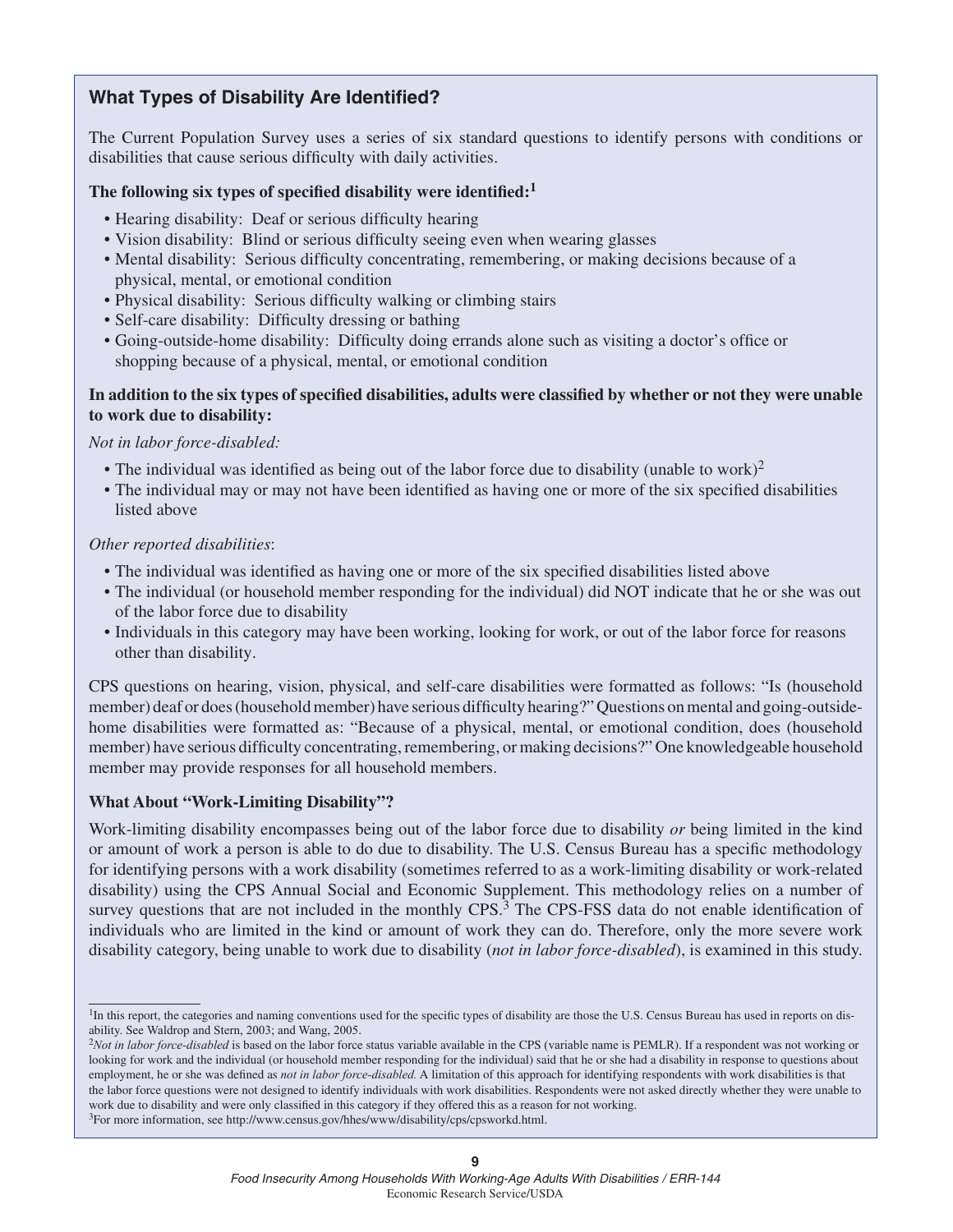## What Types of Disability Are Identified?

The Current Population Survey uses a series of six standard questions to identify persons with conditions or disabilities that cause serious difficulty with daily activities.

**The following six types of specified disability were identified:**[1]

- Hearing disability: Deaf or serious difficulty hearing
- Vision disability: Blind or serious difficulty seeing even when wearing glasses
- Mental disability: Serious difficulty concentrating, remembering, or making decisions because of a physical, mental, or emotional condition
- Physical disability: Serious difficulty walking or climbing stairs
- Self-care disability: Difficulty dressing or bathing
- Going-outside-home disability: Difficulty doing errands alone such as visiting a doctor's office or shopping because of a physical, mental, or emotional condition

**In addition to the six types of specified disabilities, adults were classified by whether or not they were unable to work due to disability:**

*Not in labor force-disabled:*

- The individual was identified as being out of the labor force due to disability (unable to work)[2]
- The individual may or may not have been identified as having one or more of the six specified disabilities listed above

*Other reported disabilities*:

- The individual was identified as having one or more of the six specified disabilities listed above
- The individual (or household member responding for the individual) did NOT indicate that he or she was out of the labor force due to disability
- Individuals in this category may have been working, looking for work, or out of the labor force for reasons other than disability.

CPS questions on hearing, vision, physical, and self-care disabilities were formatted as follows: "Is (household member) deaf or does (household member) have serious difficulty hearing?" Questions on mental and going-outside-home disabilities were formatted as: "Because of a physical, mental, or emotional condition, does (household member) have serious difficulty concentrating, remembering, or making decisions?" One knowledgeable household member may provide responses for all household members.

**What About "Work-Limiting Disability"?**

Work-limiting disability encompasses being out of the labor force due to disability *or* being limited in the kind or amount of work a person is able to do due to disability. The U.S. Census Bureau has a specific methodology for identifying persons with a work disability (sometimes referred to as a work-limiting disability or work-related disability) using the CPS Annual Social and Economic Supplement. This methodology relies on a number of survey questions that are not included in the monthly CPS.[3] The CPS-FSS data do not enable identification of individuals who are limited in the kind or amount of work they can do. Therefore, only the more severe work disability category, being unable to work due to disability (*not in labor force-disabled*), is examined in this study.

---

[1]In this report, the categories and naming conventions used for the specific types of disability are those the U.S. Census Bureau has used in reports on disability. See Waldrop and Stern, 2003; and Wang, 2005.

[2]*Not in labor force-disabled* is based on the labor force status variable available in the CPS (variable name is PEMLR). If a respondent was not working or looking for work and the individual (or household member responding for the individual) said that he or she had a disability in response to questions about employment, he or she was defined as *not in labor force-disabled.* A limitation of this approach for identifying respondents with work disabilities is that the labor force questions were not designed to identify individuals with work disabilities. Respondents were not asked directly whether they were unable to work due to disability and were only classified in this category if they offered this as a reason for not working.

[3]For more information, see http://www.census.gov/hhes/www/disability/cps/cpsworkd.html.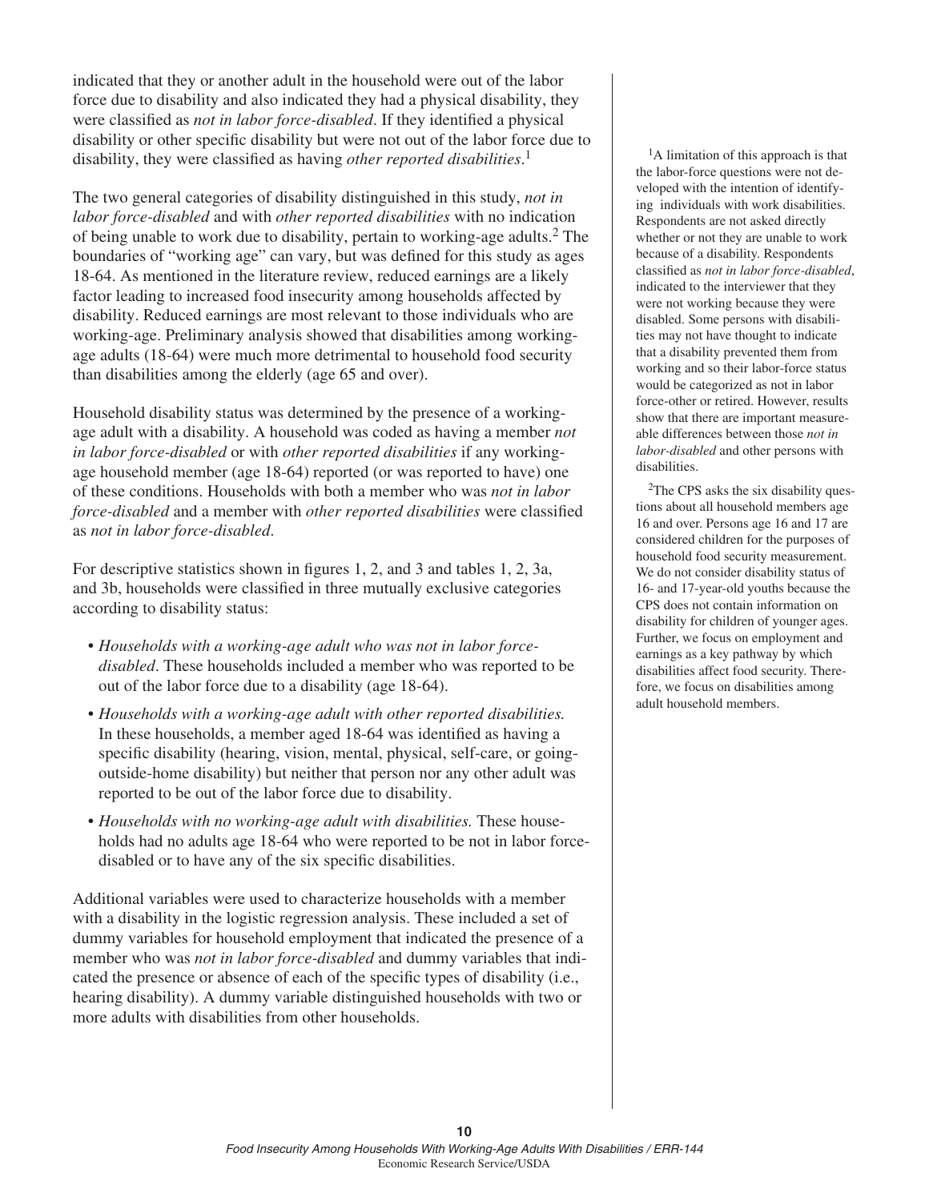indicated that they or another adult in the household were out of the labor force due to disability and also indicated they had a physical disability, they were classified as *not in labor force-disabled*. If they identified a physical disability or other specific disability but were not out of the labor force due to disability, they were classified as having *other reported disabilities*.[1]

The two general categories of disability distinguished in this study, *not in labor force-disabled* and with *other reported disabilities* with no indication of being unable to work due to disability, pertain to working-age adults.[2] The boundaries of "working age" can vary, but was defined for this study as ages 18-64. As mentioned in the literature review, reduced earnings are a likely factor leading to increased food insecurity among households affected by disability. Reduced earnings are most relevant to those individuals who are working-age. Preliminary analysis showed that disabilities among working-age adults (18-64) were much more detrimental to household food security than disabilities among the elderly (age 65 and over).

Household disability status was determined by the presence of a working-age adult with a disability. A household was coded as having a member *not in labor force-disabled* or with *other reported disabilities* if any working-age household member (age 18-64) reported (or was reported to have) one of these conditions. Households with both a member who was *not in labor force-disabled* and a member with *other reported disabilities* were classified as *not in labor force-disabled*.

For descriptive statistics shown in figures 1, 2, and 3 and tables 1, 2, 3a, and 3b, households were classified in three mutually exclusive categories according to disability status:

- *Households with a working-age adult who was not in labor force-disabled*. These households included a member who was reported to be out of the labor force due to a disability (age 18-64).
- *Households with a working-age adult with other reported disabilities.* In these households, a member aged 18-64 was identified as having a specific disability (hearing, vision, mental, physical, self-care, or going-outside-home disability) but neither that person nor any other adult was reported to be out of the labor force due to disability.
- *Households with no working-age adult with disabilities.* These households had no adults age 18-64 who were reported to be not in labor force-disabled or to have any of the six specific disabilities.

Additional variables were used to characterize households with a member with a disability in the logistic regression analysis. These included a set of dummy variables for household employment that indicated the presence of a member who was *not in labor force-disabled* and dummy variables that indicated the presence or absence of each of the specific types of disability (i.e., hearing disability). A dummy variable distinguished households with two or more adults with disabilities from other households.

[1]A limitation of this approach is that the labor-force questions were not developed with the intention of identifying individuals with work disabilities. Respondents are not asked directly whether or not they are unable to work because of a disability. Respondents classified as *not in labor force-disabled*, indicated to the interviewer that they were not working because they were disabled. Some persons with disabilities may not have thought to indicate that a disability prevented them from working and so their labor-force status would be categorized as not in labor force-other or retired. However, results show that there are important measureable differences between those *not in labor-disabled* and other persons with disabilities.

[2]The CPS asks the six disability questions about all household members age 16 and over. Persons age 16 and 17 are considered children for the purposes of household food security measurement. We do not consider disability status of 16- and 17-year-old youths because the CPS does not contain information on disability for children of younger ages. Further, we focus on employment and earnings as a key pathway by which disabilities affect food security. Therefore, we focus on disabilities among adult household members.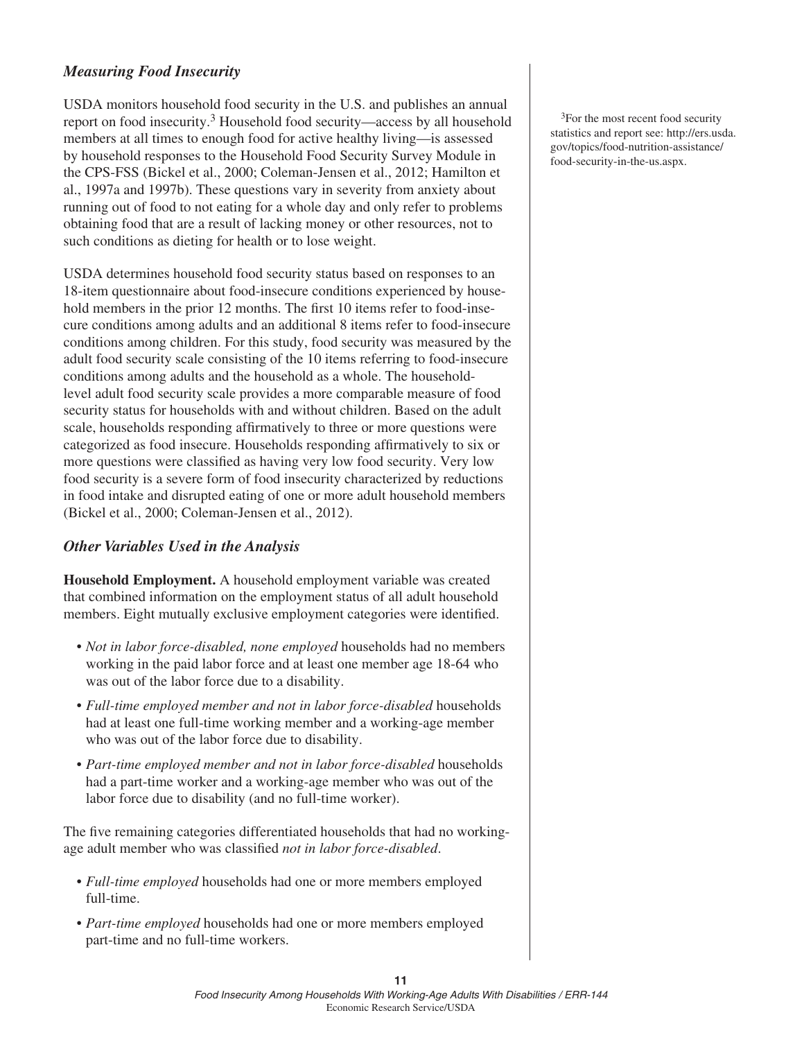### *Measuring Food Insecurity*

USDA monitors household food security in the U.S. and publishes an annual report on food insecurity.[3] Household food security—access by all household members at all times to enough food for active healthy living—is assessed by household responses to the Household Food Security Survey Module in the CPS-FSS (Bickel et al., 2000; Coleman-Jensen et al., 2012; Hamilton et al., 1997a and 1997b). These questions vary in severity from anxiety about running out of food to not eating for a whole day and only refer to problems obtaining food that are a result of lacking money or other resources, not to such conditions as dieting for health or to lose weight.

USDA determines household food security status based on responses to an 18-item questionnaire about food-insecure conditions experienced by household members in the prior 12 months. The first 10 items refer to food-insecure conditions among adults and an additional 8 items refer to food-insecure conditions among children. For this study, food security was measured by the adult food security scale consisting of the 10 items referring to food-insecure conditions among adults and the household as a whole. The household-level adult food security scale provides a more comparable measure of food security status for households with and without children. Based on the adult scale, households responding affirmatively to three or more questions were categorized as food insecure. Households responding affirmatively to six or more questions were classified as having very low food security. Very low food security is a severe form of food insecurity characterized by reductions in food intake and disrupted eating of one or more adult household members (Bickel et al., 2000; Coleman-Jensen et al., 2012).

### *Other Variables Used in the Analysis*

**Household Employment.** A household employment variable was created that combined information on the employment status of all adult household members. Eight mutually exclusive employment categories were identified.

- *Not in labor force-disabled, none employed* households had no members working in the paid labor force and at least one member age 18-64 who was out of the labor force due to a disability.
- *Full-time employed member and not in labor force-disabled* households had at least one full-time working member and a working-age member who was out of the labor force due to disability.
- *Part-time employed member and not in labor force-disabled* households had a part-time worker and a working-age member who was out of the labor force due to disability (and no full-time worker).

The five remaining categories differentiated households that had no working-age adult member who was classified *not in labor force-disabled*.

- *Full-time employed* households had one or more members employed full-time.
- *Part-time employed* households had one or more members employed part-time and no full-time workers.

[3]For the most recent food security statistics and report see: http://ers.usda.gov/topics/food-nutrition-assistance/food-security-in-the-us.aspx.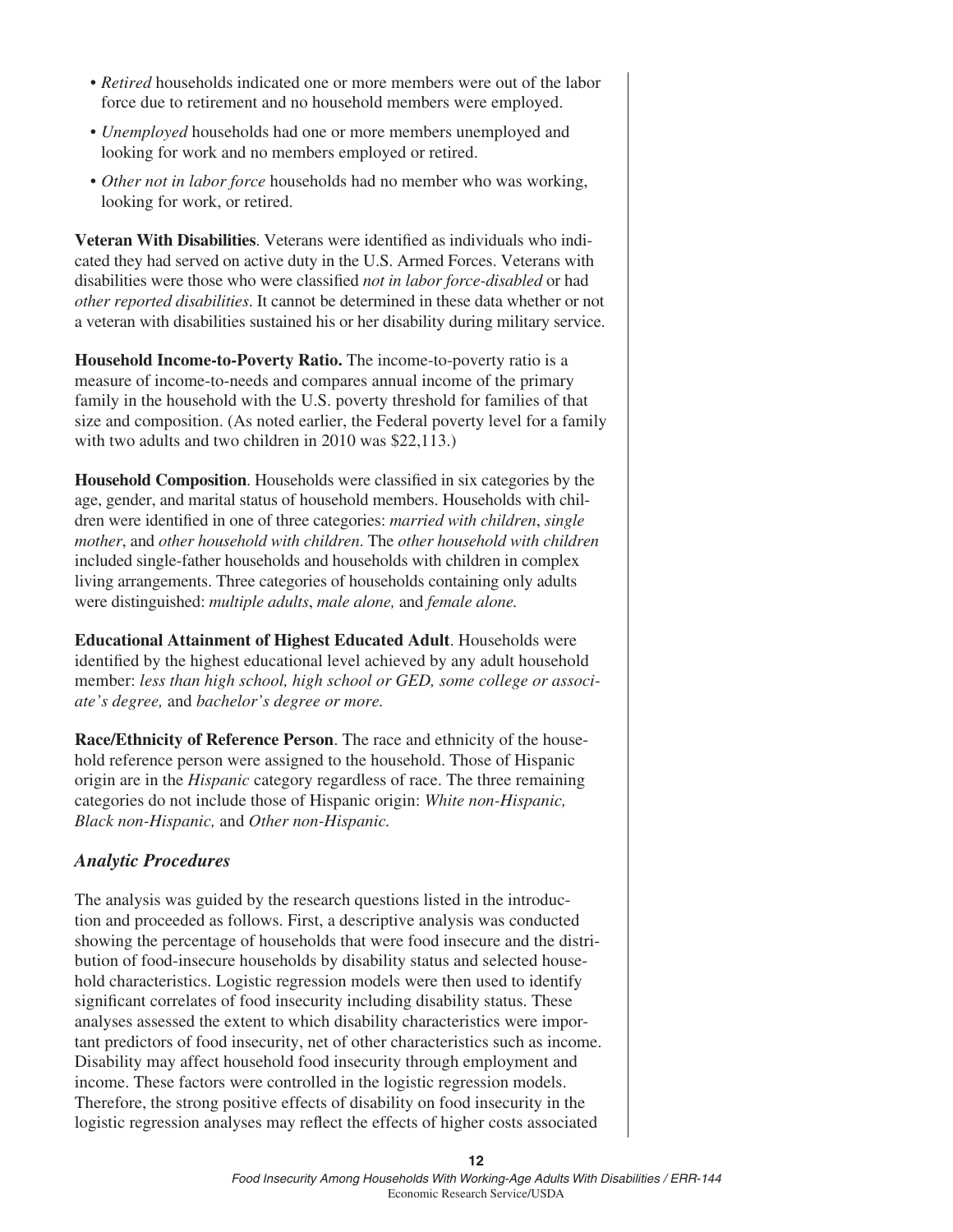- *Retired* households indicated one or more members were out of the labor force due to retirement and no household members were employed.
- *Unemployed* households had one or more members unemployed and looking for work and no members employed or retired.
- *Other not in labor force* households had no member who was working, looking for work, or retired.

**Veteran With Disabilities**. Veterans were identified as individuals who indicated they had served on active duty in the U.S. Armed Forces. Veterans with disabilities were those who were classified *not in labor force-disabled* or had *other reported disabilities*. It cannot be determined in these data whether or not a veteran with disabilities sustained his or her disability during military service.

**Household Income-to-Poverty Ratio.** The income-to-poverty ratio is a measure of income-to-needs and compares annual income of the primary family in the household with the U.S. poverty threshold for families of that size and composition. (As noted earlier, the Federal poverty level for a family with two adults and two children in 2010 was $22,113.)

**Household Composition**. Households were classified in six categories by the age, gender, and marital status of household members. Households with children were identified in one of three categories: *married with children*, *single mother*, and *other household with children*. The *other household with children* included single-father households and households with children in complex living arrangements. Three categories of households containing only adults were distinguished: *multiple adults*, *male alone,* and *female alone.*

**Educational Attainment of Highest Educated Adult**. Households were identified by the highest educational level achieved by any adult household member: *less than high school, high school or GED, some college or associate's degree,* and *bachelor's degree or more.*

**Race/Ethnicity of Reference Person**. The race and ethnicity of the household reference person were assigned to the household. Those of Hispanic origin are in the *Hispanic* category regardless of race. The three remaining categories do not include those of Hispanic origin: *White non-Hispanic, Black non-Hispanic,* and *Other non-Hispanic.*

### *Analytic Procedures*

The analysis was guided by the research questions listed in the introduction and proceeded as follows. First, a descriptive analysis was conducted showing the percentage of households that were food insecure and the distribution of food-insecure households by disability status and selected household characteristics. Logistic regression models were then used to identify significant correlates of food insecurity including disability status. These analyses assessed the extent to which disability characteristics were important predictors of food insecurity, net of other characteristics such as income. Disability may affect household food insecurity through employment and income. These factors were controlled in the logistic regression models. Therefore, the strong positive effects of disability on food insecurity in the logistic regression analyses may reflect the effects of higher costs associated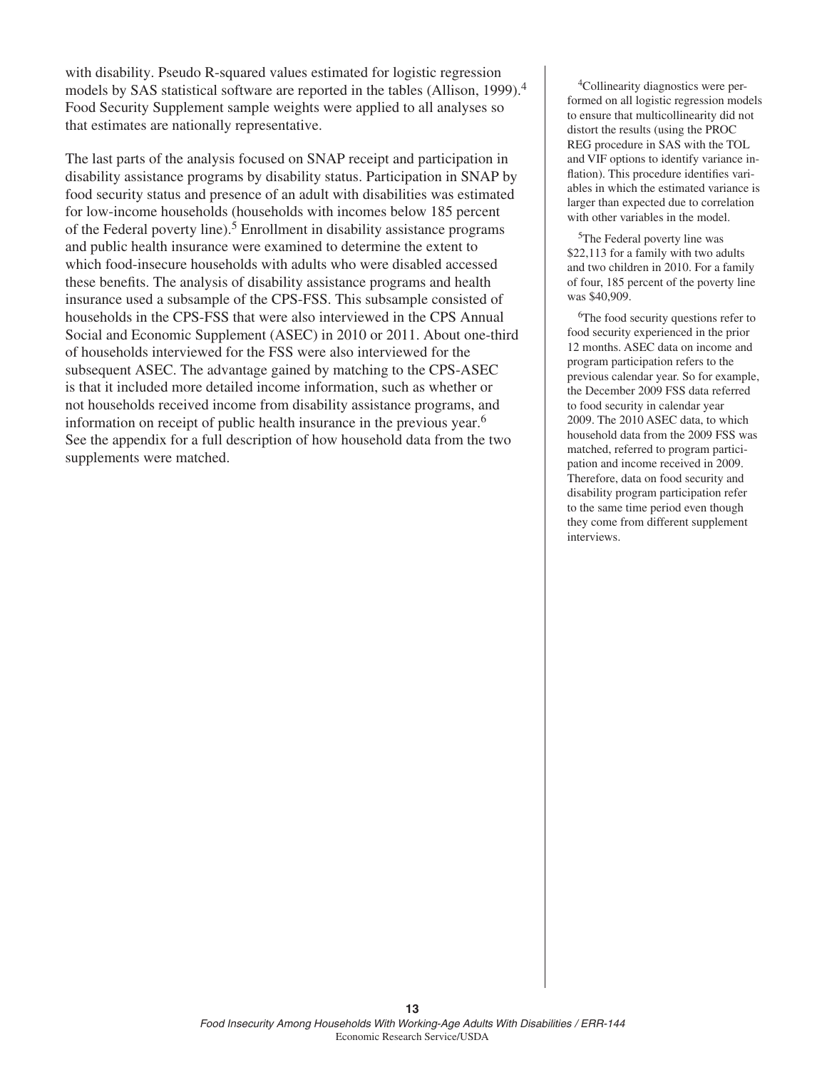with disability. Pseudo R-squared values estimated for logistic regression models by SAS statistical software are reported in the tables (Allison, 1999).[4] Food Security Supplement sample weights were applied to all analyses so that estimates are nationally representative.

The last parts of the analysis focused on SNAP receipt and participation in disability assistance programs by disability status. Participation in SNAP by food security status and presence of an adult with disabilities was estimated for low-income households (households with incomes below 185 percent of the Federal poverty line).[5] Enrollment in disability assistance programs and public health insurance were examined to determine the extent to which food-insecure households with adults who were disabled accessed these benefits. The analysis of disability assistance programs and health insurance used a subsample of the CPS-FSS. This subsample consisted of households in the CPS-FSS that were also interviewed in the CPS Annual Social and Economic Supplement (ASEC) in 2010 or 2011. About one-third of households interviewed for the FSS were also interviewed for the subsequent ASEC. The advantage gained by matching to the CPS-ASEC is that it included more detailed income information, such as whether or not households received income from disability assistance programs, and information on receipt of public health insurance in the previous year.[6] See the appendix for a full description of how household data from the two supplements were matched.

[4]Collinearity diagnostics were performed on all logistic regression models to ensure that multicollinearity did not distort the results (using the PROC REG procedure in SAS with the TOL and VIF options to identify variance inflation). This procedure identifies variables in which the estimated variance is larger than expected due to correlation with other variables in the model.

[5]The Federal poverty line was $22,113 for a family with two adults and two children in 2010. For a family of four, 185 percent of the poverty line was $40,909.

[6]The food security questions refer to food security experienced in the prior 12 months. ASEC data on income and program participation refers to the previous calendar year. So for example, the December 2009 FSS data referred to food security in calendar year 2009. The 2010 ASEC data, to which household data from the 2009 FSS was matched, referred to program participation and income received in 2009. Therefore, data on food security and disability program participation refer to the same time period even though they come from different supplement interviews.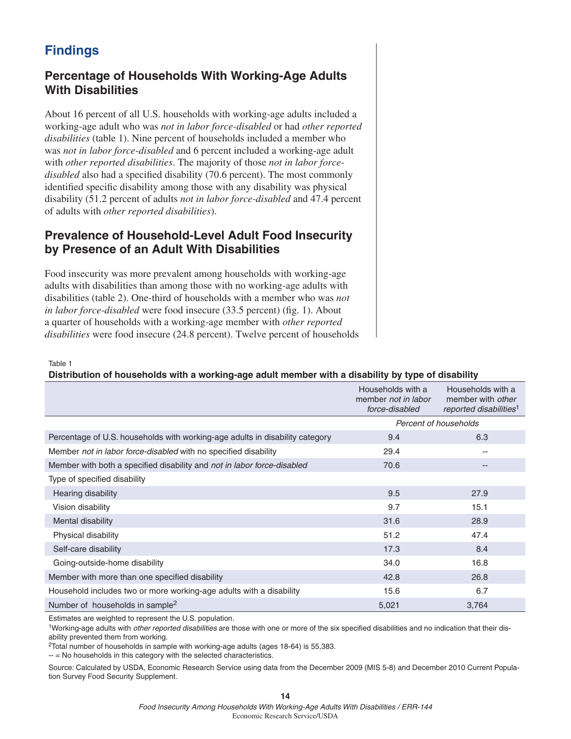# Findings

## Percentage of Households With Working-Age Adults With Disabilities

About 16 percent of all U.S. households with working-age adults included a working-age adult who was *not in labor force-disabled* or had *other reported disabilities* (table 1). Nine percent of households included a member who was *not in labor force-disabled* and 6 percent included a working-age adult with *other reported disabilities*. The majority of those *not in labor force-disabled* also had a specified disability (70.6 percent). The most commonly identified specific disability among those with any disability was physical disability (51.2 percent of adults *not in labor force-disabled* and 47.4 percent of adults with *other reported disabilities*).

## Prevalence of Household-Level Adult Food Insecurity by Presence of an Adult With Disabilities

Food insecurity was more prevalent among households with working-age adults with disabilities than among those with no working-age adults with disabilities (table 2). One-third of households with a member who was *not in labor force-disabled* were food insecure (33.5 percent) (fig. 1). About a quarter of households with a working-age member with *other reported disabilities* were food insecure (24.8 percent). Twelve percent of households

Table 1

**Distribution of households with a working-age adult member with a disability by type of disability**

| | Households with a member *not in labor force-disabled* | Households with a member with *other reported disabilities*[1] |
|---|---|---|
| | *Percent of households* | |
| Percentage of U.S. households with working-age adults in disability category | 9.4 | 6.3 |
| Member *not in labor force-disabled* with no specified disability | 29.4 | -- |
| Member with both a specified disability and *not in labor force-disabled* | 70.6 | -- |
| Type of specified disability | | |
| Hearing disability | 9.5 | 27.9 |
| Vision disability | 9.7 | 15.1 |
| Mental disability | 31.6 | 28.9 |
| Physical disability | 51.2 | 47.4 |
| Self-care disability | 17.3 | 8.4 |
| Going-outside-home disability | 34.0 | 16.8 |
| Member with more than one specified disability | 42.8 | 26.8 |
| Household includes two or more working-age adults with a disability | 15.6 | 6.7 |
| Number of households in sample[2] | 5,021 | 3,764 |

Estimates are weighted to represent the U.S. population.

[1]Working-age adults with *other reported disabilities* are those with one or more of the six specified disabilities and no indication that their disability prevented them from working.

[2]Total number of households in sample with working-age adults (ages 18-64) is 55,383.

-- = No households in this category with the selected characteristics.

Source: Calculated by USDA, Economic Research Service using data from the December 2009 (MIS 5-8) and December 2010 Current Population Survey Food Security Supplement.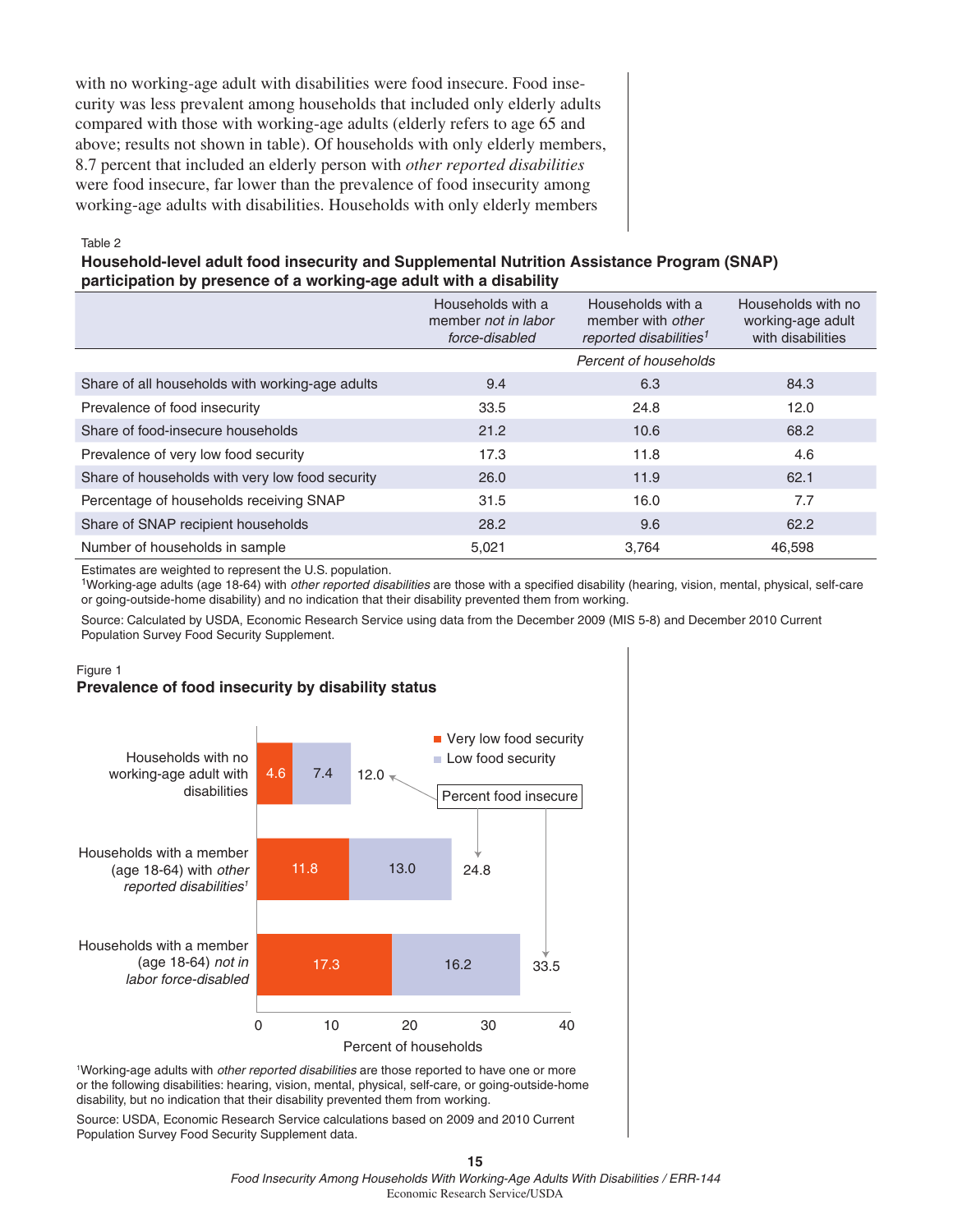with no working-age adult with disabilities were food insecure. Food insecurity was less prevalent among households that included only elderly adults compared with those with working-age adults (elderly refers to age 65 and above; results not shown in table). Of households with only elderly members, 8.7 percent that included an elderly person with *other reported disabilities* were food insecure, far lower than the prevalence of food insecurity among working-age adults with disabilities. Households with only elderly members

Table 2

**Household-level adult food insecurity and Supplemental Nutrition Assistance Program (SNAP) participation by presence of a working-age adult with a disability**

| | Households with a member *not in labor force-disabled* | Households with a member with *other reported disabilities*[1] | Households with no working-age adult with disabilities |
|---|---|---|---|
| | | *Percent of households* | |
| Share of all households with working-age adults | 9.4 | 6.3 | 84.3 |
| Prevalence of food insecurity | 33.5 | 24.8 | 12.0 |
| Share of food-insecure households | 21.2 | 10.6 | 68.2 |
| Prevalence of very low food security | 17.3 | 11.8 | 4.6 |
| Share of households with very low food security | 26.0 | 11.9 | 62.1 |
| Percentage of households receiving SNAP | 31.5 | 16.0 | 7.7 |
| Share of SNAP recipient households | 28.2 | 9.6 | 62.2 |
| Number of households in sample | 5,021 | 3,764 | 46,598 |

Estimates are weighted to represent the U.S. population.

[1]Working-age adults (age 18-64) with *other reported disabilities* are those with a specified disability (hearing, vision, mental, physical, self-care or going-outside-home disability) and no indication that their disability prevented them from working.

Source: Calculated by USDA, Economic Research Service using data from the December 2009 (MIS 5-8) and December 2010 Current Population Survey Food Security Supplement.

Figure 1

**Prevalence of food insecurity by disability status**

Very low food security
Low food security
Percent food insecure

Households with no working-age adult with disabilities: 4.6, 7.4, 12.0
Households with a member (age 18-64) with *other reported disabilities*[1]: 11.8, 13.0, 24.8
Households with a member (age 18-64) *not in labor force-disabled*: 17.3, 16.2, 33.5

0 10 20 30 40
Percent of households

[1]Working-age adults with *other reported disabilities* are those reported to have one or more or the following disabilities: hearing, vision, mental, physical, self-care, or going-outside-home disability, but no indication that their disability prevented them from working.

Source: USDA, Economic Research Service calculations based on 2009 and 2010 Current Population Survey Food Security Supplement data.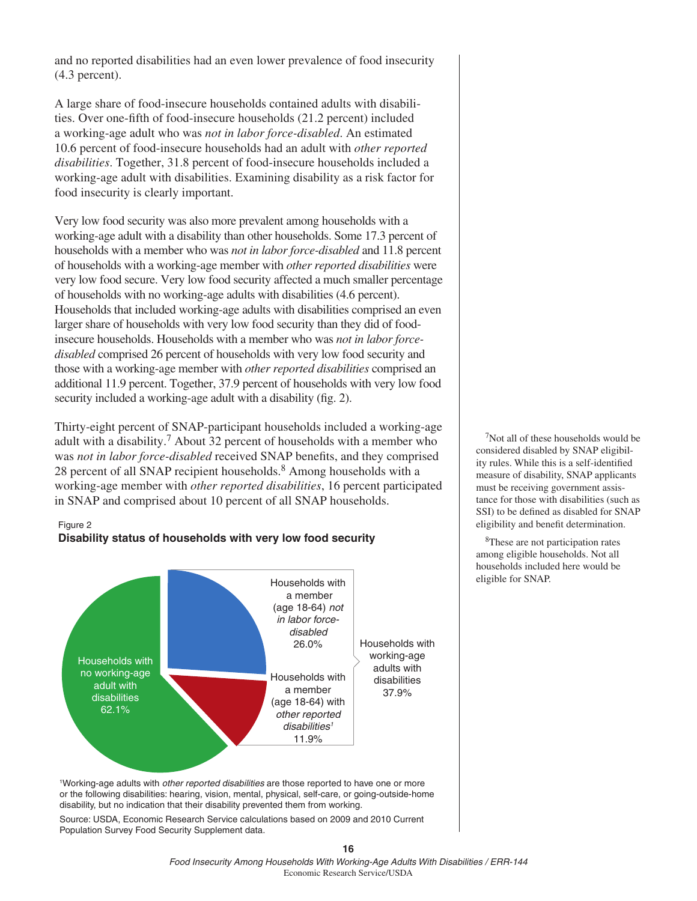and no reported disabilities had an even lower prevalence of food insecurity (4.3 percent).

A large share of food-insecure households contained adults with disabilities. Over one-fifth of food-insecure households (21.2 percent) included a working-age adult who was *not in labor force-disabled*. An estimated 10.6 percent of food-insecure households had an adult with *other reported disabilities*. Together, 31.8 percent of food-insecure households included a working-age adult with disabilities. Examining disability as a risk factor for food insecurity is clearly important.

Very low food security was also more prevalent among households with a working-age adult with a disability than other households. Some 17.3 percent of households with a member who was *not in labor force-disabled* and 11.8 percent of households with a working-age member with *other reported disabilities* were very low food secure. Very low food security affected a much smaller percentage of households with no working-age adults with disabilities (4.6 percent). Households that included working-age adults with disabilities comprised an even larger share of households with very low food security than they did of food-insecure households. Households with a member who was *not in labor force-disabled* comprised 26 percent of households with very low food security and those with a working-age member with *other reported disabilities* comprised an additional 11.9 percent. Together, 37.9 percent of households with very low food security included a working-age adult with a disability (fig. 2).

Thirty-eight percent of SNAP-participant households included a working-age adult with a disability.[7] About 32 percent of households with a member who was *not in labor force-disabled* received SNAP benefits, and they comprised 28 percent of all SNAP recipient households.[8] Among households with a working-age member with *other reported disabilities*, 16 percent participated in SNAP and comprised about 10 percent of all SNAP households.

Figure 2

**Disability status of households with very low food security**

Households with a member (age 18-64) *not in labor force-disabled* 26.0%

Households with a member (age 18-64) with *other reported disabilities*[1] 11.9%

Households with working-age adults with disabilities 37.9%

Households with no working-age adult with disabilities 62.1%

[1]Working-age adults with *other reported disabilities* are those reported to have one or more or the following disabilities: hearing, vision, mental, physical, self-care, or going-outside-home disability, but no indication that their disability prevented them from working.

Source: USDA, Economic Research Service calculations based on 2009 and 2010 Current Population Survey Food Security Supplement data.

[7]Not all of these households would be considered disabled by SNAP eligibility rules. While this is a self-identified measure of disability, SNAP applicants must be receiving government assistance for those with disabilities (such as SSI) to be defined as disabled for SNAP eligibility and benefit determination.

[8]These are not participation rates among eligible households. Not all households included here would be eligible for SNAP.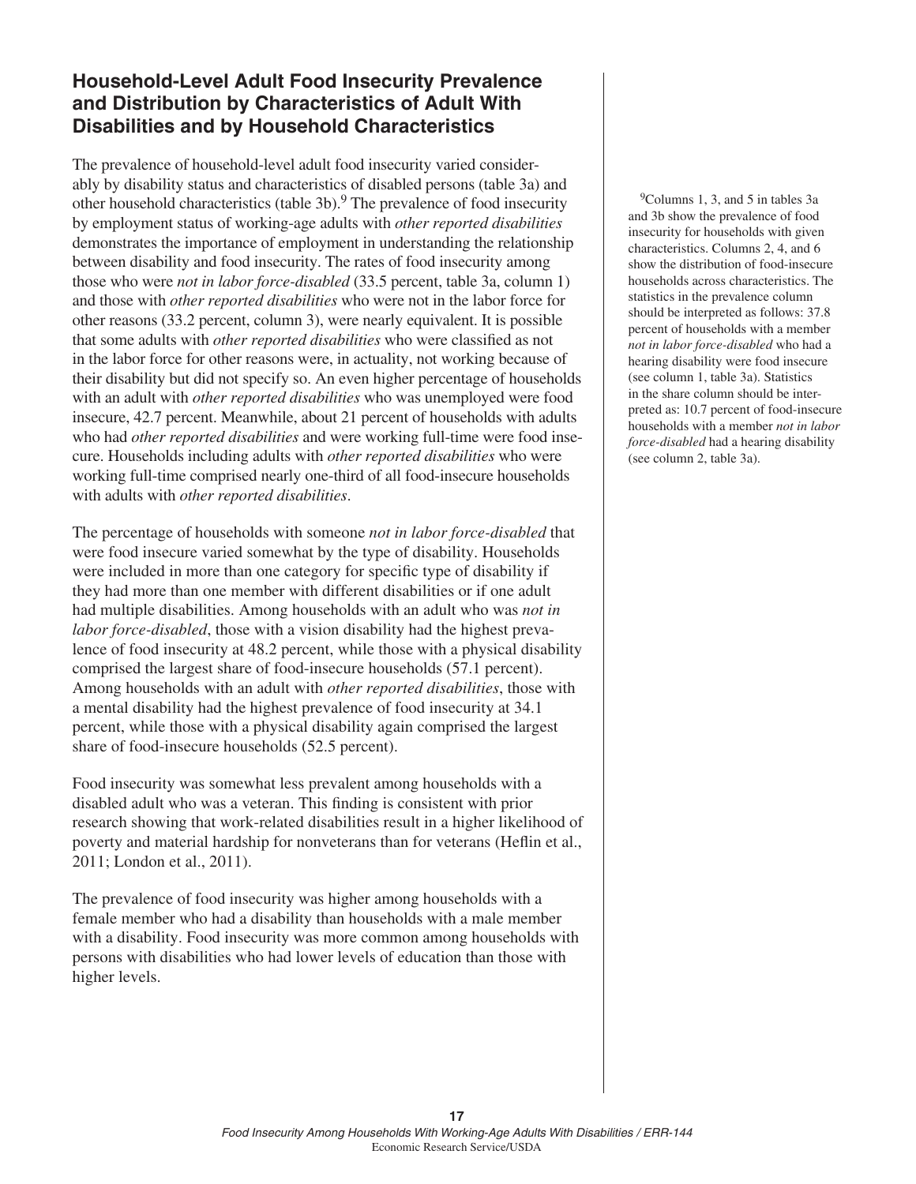## Household-Level Adult Food Insecurity Prevalence and Distribution by Characteristics of Adult With Disabilities and by Household Characteristics

The prevalence of household-level adult food insecurity varied considerably by disability status and characteristics of disabled persons (table 3a) and other household characteristics (table 3b).[9] The prevalence of food insecurity by employment status of working-age adults with *other reported disabilities* demonstrates the importance of employment in understanding the relationship between disability and food insecurity. The rates of food insecurity among those who were *not in labor force-disabled* (33.5 percent, table 3a, column 1) and those with *other reported disabilities* who were not in the labor force for other reasons (33.2 percent, column 3), were nearly equivalent. It is possible that some adults with *other reported disabilities* who were classified as not in the labor force for other reasons were, in actuality, not working because of their disability but did not specify so. An even higher percentage of households with an adult with *other reported disabilities* who was unemployed were food insecure, 42.7 percent. Meanwhile, about 21 percent of households with adults who had *other reported disabilities* and were working full-time were food insecure. Households including adults with *other reported disabilities* who were working full-time comprised nearly one-third of all food-insecure households with adults with *other reported disabilities*.

The percentage of households with someone *not in labor force-disabled* that were food insecure varied somewhat by the type of disability. Households were included in more than one category for specific type of disability if they had more than one member with different disabilities or if one adult had multiple disabilities. Among households with an adult who was *not in labor force-disabled*, those with a vision disability had the highest prevalence of food insecurity at 48.2 percent, while those with a physical disability comprised the largest share of food-insecure households (57.1 percent). Among households with an adult with *other reported disabilities*, those with a mental disability had the highest prevalence of food insecurity at 34.1 percent, while those with a physical disability again comprised the largest share of food-insecure households (52.5 percent).

Food insecurity was somewhat less prevalent among households with a disabled adult who was a veteran. This finding is consistent with prior research showing that work-related disabilities result in a higher likelihood of poverty and material hardship for nonveterans than for veterans (Heflin et al., 2011; London et al., 2011).

The prevalence of food insecurity was higher among households with a female member who had a disability than households with a male member with a disability. Food insecurity was more common among households with persons with disabilities who had lower levels of education than those with higher levels.

[9]Columns 1, 3, and 5 in tables 3a and 3b show the prevalence of food insecurity for households with given characteristics. Columns 2, 4, and 6 show the distribution of food-insecure households across characteristics. The statistics in the prevalence column should be interpreted as follows: 37.8 percent of households with a member *not in labor force-disabled* who had a hearing disability were food insecure (see column 1, table 3a). Statistics in the share column should be interpreted as: 10.7 percent of food-insecure households with a member *not in labor force-disabled* had a hearing disability (see column 2, table 3a).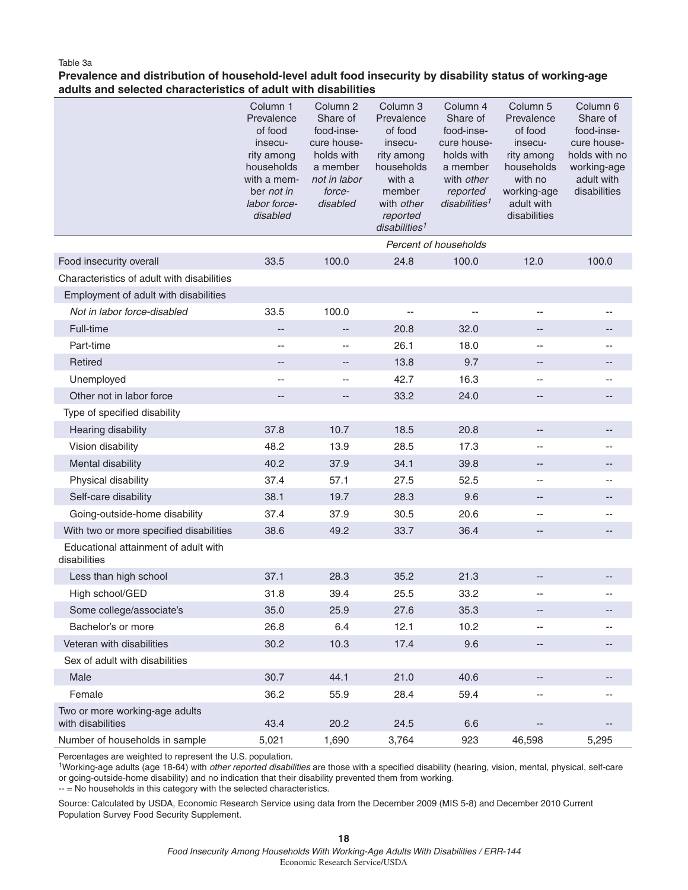Table 3a

**Prevalence and distribution of household-level adult food insecurity by disability status of working-age adults and selected characteristics of adult with disabilities**

| | Column 1 Prevalence of food insecurity among households with a member *not in labor force-disabled* | Column 2 Share of food-insecure households with a member *not in labor force-disabled* | Column 3 Prevalence of food insecurity among households with a member with *other reported disabilities*[1] | Column 4 Share of food-insecure households with a member with *other reported disabilities*[1] | Column 5 Prevalence of food insecurity among households with no working-age adult with disabilities | Column 6 Share of food-insecure households with no working-age adult with disabilities |
|---|---|---|---|---|---|---|
| | | | *Percent of households* | | | |
| Food insecurity overall | 33.5 | 100.0 | 24.8 | 100.0 | 12.0 | 100.0 |
| Characteristics of adult with disabilities | | | | | | |
| Employment of adult with disabilities | | | | | | |
| *Not in labor force-disabled* | 33.5 | 100.0 | -- | -- | -- | -- |
| Full-time | -- | -- | 20.8 | 32.0 | -- | -- |
| Part-time | -- | -- | 26.1 | 18.0 | -- | -- |
| Retired | -- | -- | 13.8 | 9.7 | -- | -- |
| Unemployed | -- | -- | 42.7 | 16.3 | -- | -- |
| Other not in labor force | -- | -- | 33.2 | 24.0 | -- | -- |
| Type of specified disability | | | | | | |
| Hearing disability | 37.8 | 10.7 | 18.5 | 20.8 | -- | -- |
| Vision disability | 48.2 | 13.9 | 28.5 | 17.3 | -- | -- |
| Mental disability | 40.2 | 37.9 | 34.1 | 39.8 | -- | -- |
| Physical disability | 37.4 | 57.1 | 27.5 | 52.5 | -- | -- |
| Self-care disability | 38.1 | 19.7 | 28.3 | 9.6 | -- | -- |
| Going-outside-home disability | 37.4 | 37.9 | 30.5 | 20.6 | -- | -- |
| With two or more specified disabilities | 38.6 | 49.2 | 33.7 | 36.4 | -- | -- |
| Educational attainment of adult with disabilities | | | | | | |
| Less than high school | 37.1 | 28.3 | 35.2 | 21.3 | -- | -- |
| High school/GED | 31.8 | 39.4 | 25.5 | 33.2 | -- | -- |
| Some college/associate's | 35.0 | 25.9 | 27.6 | 35.3 | -- | -- |
| Bachelor's or more | 26.8 | 6.4 | 12.1 | 10.2 | -- | -- |
| Veteran with disabilities | 30.2 | 10.3 | 17.4 | 9.6 | -- | -- |
| Sex of adult with disabilities | | | | | | |
| Male | 30.7 | 44.1 | 21.0 | 40.6 | -- | -- |
| Female | 36.2 | 55.9 | 28.4 | 59.4 | -- | -- |
| Two or more working-age adults with disabilities | 43.4 | 20.2 | 24.5 | 6.6 | -- | -- |
| Number of households in sample | 5,021 | 1,690 | 3,764 | 923 | 46,598 | 5,295 |

Percentages are weighted to represent the U.S. population.

[1]Working-age adults (age 18-64) with *other reported disabilities* are those with a specified disability (hearing, vision, mental, physical, self-care or going-outside-home disability) and no indication that their disability prevented them from working.

-- = No households in this category with the selected characteristics.

Source: Calculated by USDA, Economic Research Service using data from the December 2009 (MIS 5-8) and December 2010 Current Population Survey Food Security Supplement.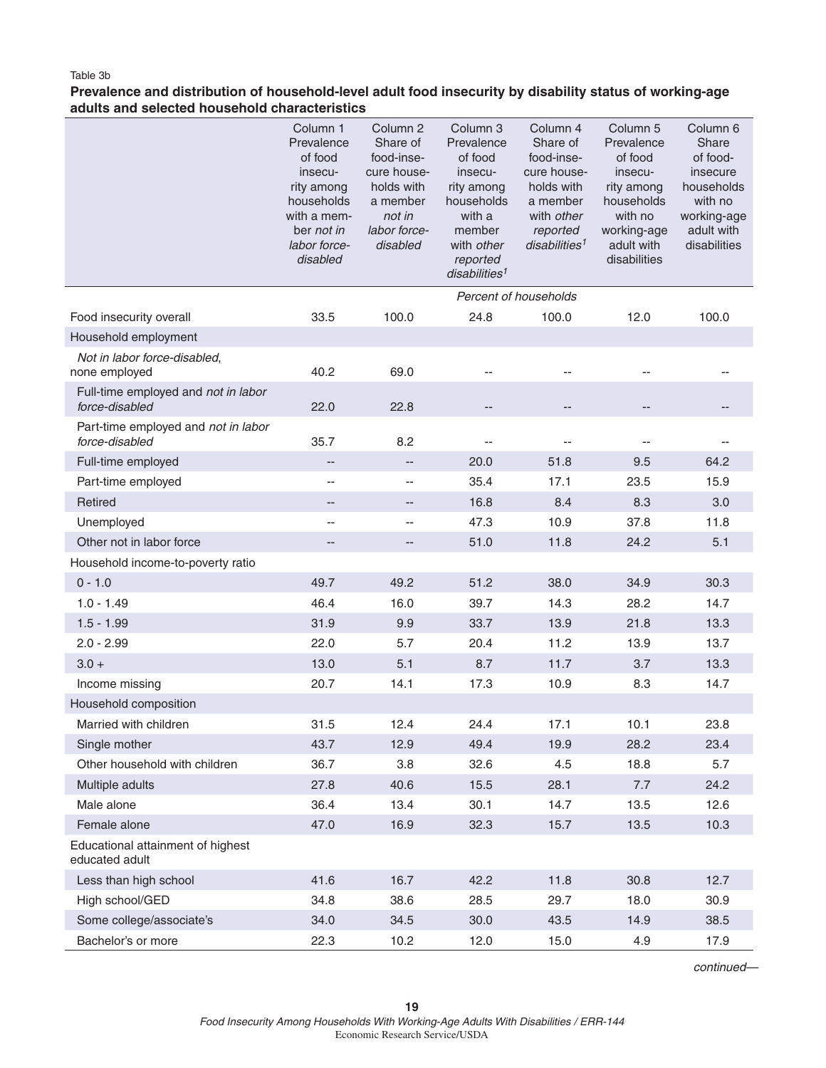Table 3b

**Prevalence and distribution of household-level adult food insecurity by disability status of working-age adults and selected household characteristics**

| | Column 1 Prevalence of food insecurity among households with a member *not in labor force-disabled* | Column 2 Share of food-insecure households with a member *not in labor force-disabled* | Column 3 Prevalence of food insecurity among households with a member with *other reported disabilities*[1] | Column 4 Share of food-insecure households with a member with *other reported disabilities*[1] | Column 5 Prevalence of food insecurity among households with no working-age adult with disabilities | Column 6 Share of food-insecure households with no working-age adult with disabilities |
|---|---|---|---|---|---|---|
| | *Percent of households* | | | | | |
| Food insecurity overall | 33.5 | 100.0 | 24.8 | 100.0 | 12.0 | 100.0 |
| Household employment | | | | | | |
| *Not in labor force-disabled*, none employed | 40.2 | 69.0 | -- | -- | -- | -- |
| Full-time employed and *not in labor force-disabled* | 22.0 | 22.8 | -- | -- | -- | -- |
| Part-time employed and *not in labor force-disabled* | 35.7 | 8.2 | -- | -- | -- | -- |
| Full-time employed | -- | -- | 20.0 | 51.8 | 9.5 | 64.2 |
| Part-time employed | -- | -- | 35.4 | 17.1 | 23.5 | 15.9 |
| Retired | -- | -- | 16.8 | 8.4 | 8.3 | 3.0 |
| Unemployed | -- | -- | 47.3 | 10.9 | 37.8 | 11.8 |
| Other not in labor force | -- | -- | 51.0 | 11.8 | 24.2 | 5.1 |
| Household income-to-poverty ratio | | | | | | |
| 0 - 1.0 | 49.7 | 49.2 | 51.2 | 38.0 | 34.9 | 30.3 |
| 1.0 - 1.49 | 46.4 | 16.0 | 39.7 | 14.3 | 28.2 | 14.7 |
| 1.5 - 1.99 | 31.9 | 9.9 | 33.7 | 13.9 | 21.8 | 13.3 |
| 2.0 - 2.99 | 22.0 | 5.7 | 20.4 | 11.2 | 13.9 | 13.7 |
| 3.0 + | 13.0 | 5.1 | 8.7 | 11.7 | 3.7 | 13.3 |
| Income missing | 20.7 | 14.1 | 17.3 | 10.9 | 8.3 | 14.7 |
| Household composition | | | | | | |
| Married with children | 31.5 | 12.4 | 24.4 | 17.1 | 10.1 | 23.8 |
| Single mother | 43.7 | 12.9 | 49.4 | 19.9 | 28.2 | 23.4 |
| Other household with children | 36.7 | 3.8 | 32.6 | 4.5 | 18.8 | 5.7 |
| Multiple adults | 27.8 | 40.6 | 15.5 | 28.1 | 7.7 | 24.2 |
| Male alone | 36.4 | 13.4 | 30.1 | 14.7 | 13.5 | 12.6 |
| Female alone | 47.0 | 16.9 | 32.3 | 15.7 | 13.5 | 10.3 |
| Educational attainment of highest educated adult | | | | | | |
| Less than high school | 41.6 | 16.7 | 42.2 | 11.8 | 30.8 | 12.7 |
| High school/GED | 34.8 | 38.6 | 28.5 | 29.7 | 18.0 | 30.9 |
| Some college/associate's | 34.0 | 34.5 | 30.0 | 43.5 | 14.9 | 38.5 |
| Bachelor's or more | 22.3 | 10.2 | 12.0 | 15.0 | 4.9 | 17.9 |

*continued—*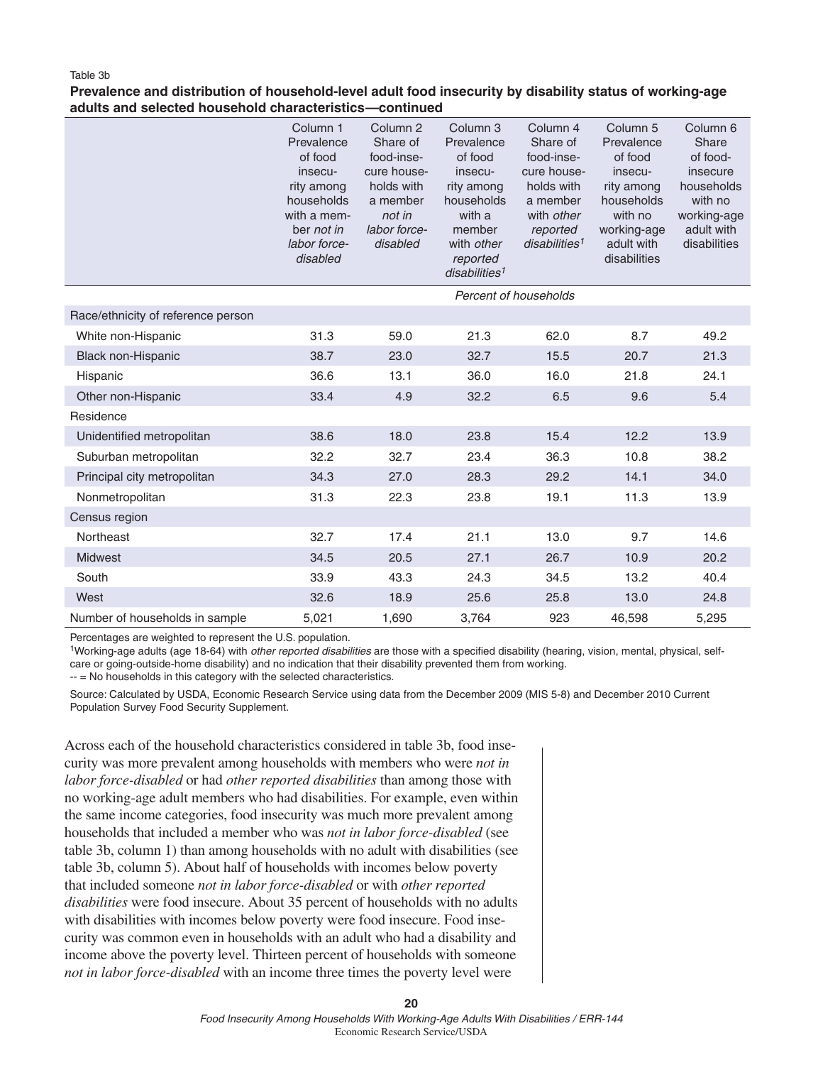Table 3b

**Prevalence and distribution of household-level adult food insecurity by disability status of working-age adults and selected household characteristics—continued**

| | Column 1 Prevalence of food insecurity among households with a member *not in labor force-disabled* | Column 2 Share of food-insecure households with a member *not in labor force-disabled* | Column 3 Prevalence of food insecurity among households with a member with *other reported disabilities*[1] | Column 4 Share of food-insecure households with a member with *other reported disabilities*[1] | Column 5 Prevalence of food insecurity among households with no working-age adult with disabilities | Column 6 Share of food-insecure households with no working-age adult with disabilities |
|---|---|---|---|---|---|---|
| | *Percent of households* | | | | | |
| Race/ethnicity of reference person | | | | | | |
| White non-Hispanic | 31.3 | 59.0 | 21.3 | 62.0 | 8.7 | 49.2 |
| Black non-Hispanic | 38.7 | 23.0 | 32.7 | 15.5 | 20.7 | 21.3 |
| Hispanic | 36.6 | 13.1 | 36.0 | 16.0 | 21.8 | 24.1 |
| Other non-Hispanic | 33.4 | 4.9 | 32.2 | 6.5 | 9.6 | 5.4 |
| Residence | | | | | | |
| Unidentified metropolitan | 38.6 | 18.0 | 23.8 | 15.4 | 12.2 | 13.9 |
| Suburban metropolitan | 32.2 | 32.7 | 23.4 | 36.3 | 10.8 | 38.2 |
| Principal city metropolitan | 34.3 | 27.0 | 28.3 | 29.2 | 14.1 | 34.0 |
| Nonmetropolitan | 31.3 | 22.3 | 23.8 | 19.1 | 11.3 | 13.9 |
| Census region | | | | | | |
| Northeast | 32.7 | 17.4 | 21.1 | 13.0 | 9.7 | 14.6 |
| Midwest | 34.5 | 20.5 | 27.1 | 26.7 | 10.9 | 20.2 |
| South | 33.9 | 43.3 | 24.3 | 34.5 | 13.2 | 40.4 |
| West | 32.6 | 18.9 | 25.6 | 25.8 | 13.0 | 24.8 |
| Number of households in sample | 5,021 | 1,690 | 3,764 | 923 | 46,598 | 5,295 |

Percentages are weighted to represent the U.S. population.

[1]Working-age adults (age 18-64) with *other reported disabilities* are those with a specified disability (hearing, vision, mental, physical, self-care or going-outside-home disability) and no indication that their disability prevented them from working.

-- = No households in this category with the selected characteristics.

Source: Calculated by USDA, Economic Research Service using data from the December 2009 (MIS 5-8) and December 2010 Current Population Survey Food Security Supplement.

Across each of the household characteristics considered in table 3b, food insecurity was more prevalent among households with members who were *not in labor force-disabled* or had *other reported disabilities* than among those with no working-age adult members who had disabilities. For example, even within the same income categories, food insecurity was much more prevalent among households that included a member who was *not in labor force-disabled* (see table 3b, column 1) than among households with no adult with disabilities (see table 3b, column 5). About half of households with incomes below poverty that included someone *not in labor force-disabled* or with *other reported disabilities* were food insecure. About 35 percent of households with no adults with disabilities with incomes below poverty were food insecure. Food insecurity was common even in households with an adult who had a disability and income above the poverty level. Thirteen percent of households with someone *not in labor force-disabled* with an income three times the poverty level were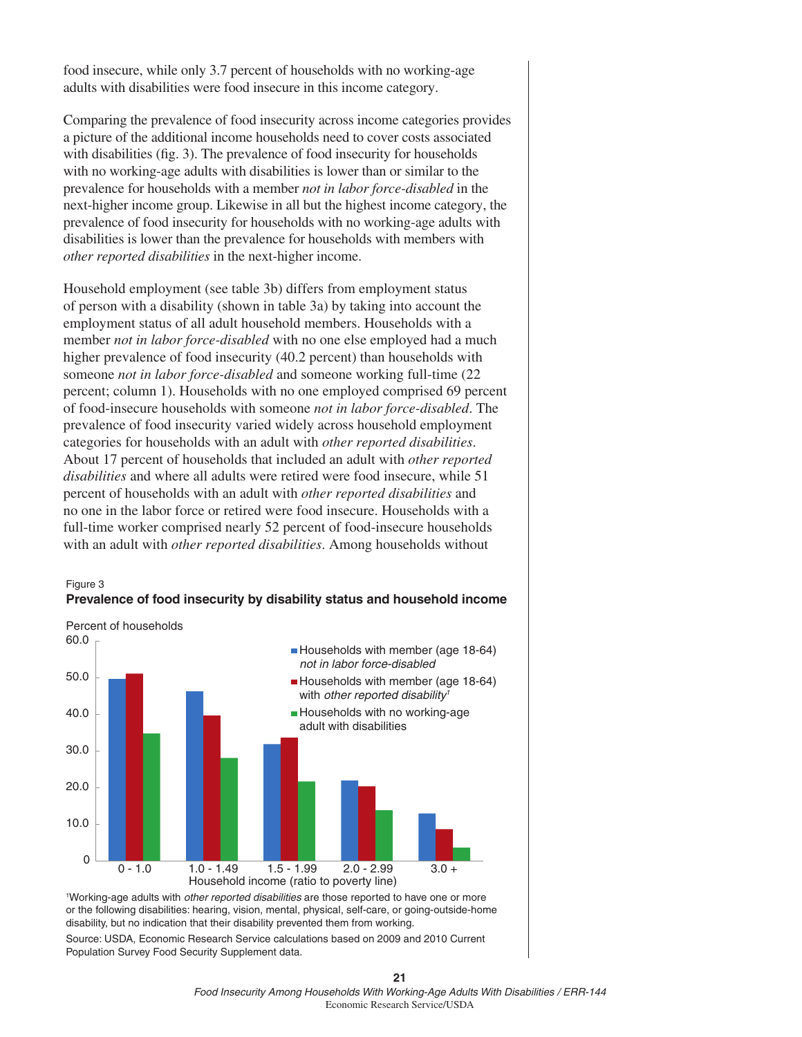food insecure, while only 3.7 percent of households with no working-age adults with disabilities were food insecure in this income category.

Comparing the prevalence of food insecurity across income categories provides a picture of the additional income households need to cover costs associated with disabilities (fig. 3). The prevalence of food insecurity for households with no working-age adults with disabilities is lower than or similar to the prevalence for households with a member *not in labor force-disabled* in the next-higher income group. Likewise in all but the highest income category, the prevalence of food insecurity for households with no working-age adults with disabilities is lower than the prevalence for households with members with *other reported disabilities* in the next-higher income.

Household employment (see table 3b) differs from employment status of person with a disability (shown in table 3a) by taking into account the employment status of all adult household members. Households with a member *not in labor force-disabled* with no one else employed had a much higher prevalence of food insecurity (40.2 percent) than households with someone *not in labor force-disabled* and someone working full-time (22 percent; column 1). Households with no one employed comprised 69 percent of food-insecure households with someone *not in labor force-disabled*. The prevalence of food insecurity varied widely across household employment categories for households with an adult with *other reported disabilities*. About 17 percent of households that included an adult with *other reported disabilities* and where all adults were retired were food insecure, while 51 percent of households with an adult with *other reported disabilities* and no one in the labor force or retired were food insecure. Households with a full-time worker comprised nearly 52 percent of food-insecure households with an adult with *other reported disabilities*. Among households without

Figure 3

**Prevalence of food insecurity by disability status and household income**

Percent of households

60.0
50.0
40.0
30.0
20.0
10.0
0

Households with member (age 18-64) *not in labor force-disabled*

Households with member (age 18-64) with *other reported disability*[1]

Households with no working-age adult with disabilities

0 - 1.0
1.0 - 1.49
1.5 - 1.99
2.0 - 2.99
3.0 +

Household income (ratio to poverty line)

[1]Working-age adults with *other reported disabilities* are those reported to have one or more or the following disabilities: hearing, vision, mental, physical, self-care, or going-outside-home disability, but no indication that their disability prevented them from working.

Source: USDA, Economic Research Service calculations based on 2009 and 2010 Current Population Survey Food Security Supplement data.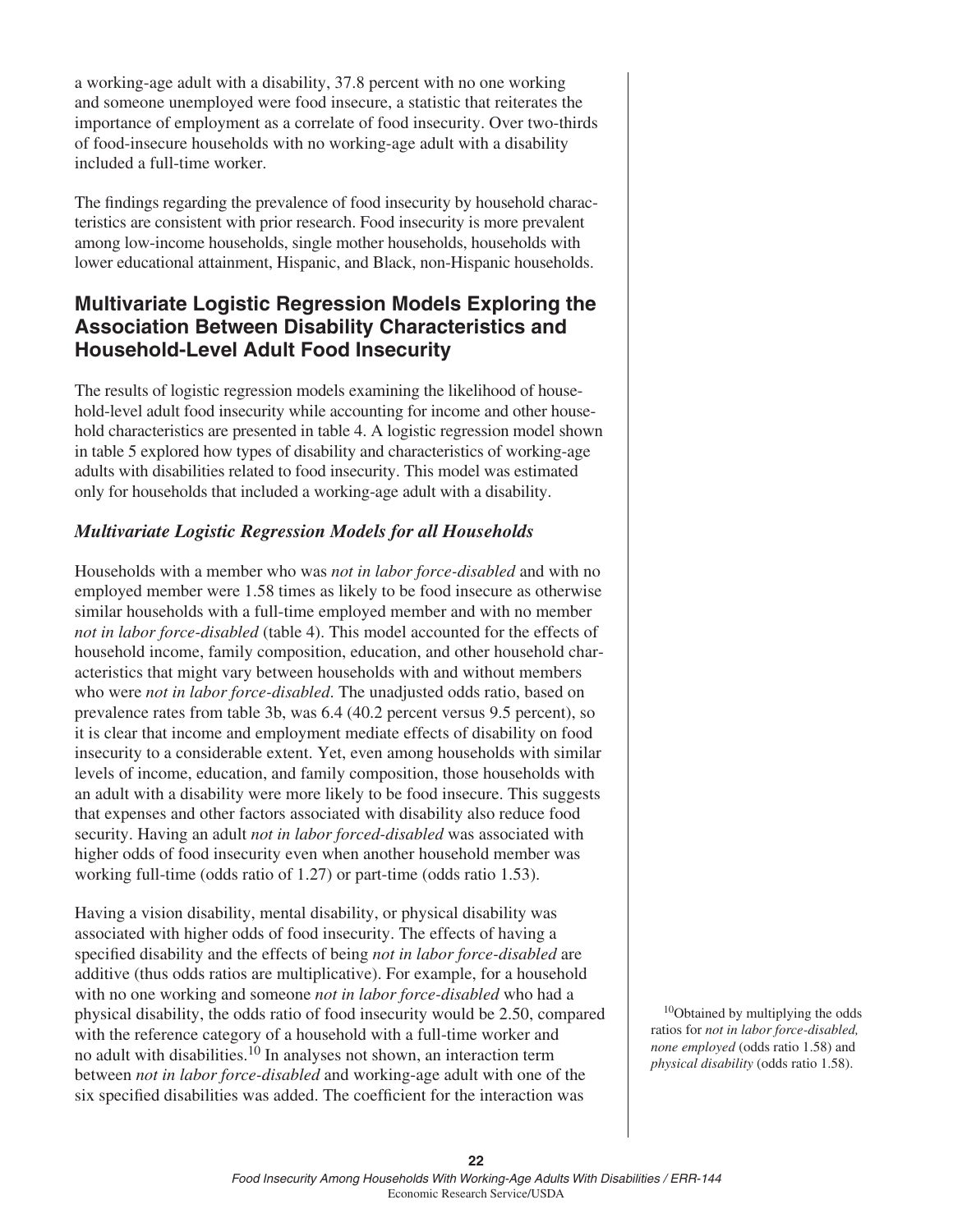a working-age adult with a disability, 37.8 percent with no one working and someone unemployed were food insecure, a statistic that reiterates the importance of employment as a correlate of food insecurity. Over two-thirds of food-insecure households with no working-age adult with a disability included a full-time worker.

The findings regarding the prevalence of food insecurity by household characteristics are consistent with prior research. Food insecurity is more prevalent among low-income households, single mother households, households with lower educational attainment, Hispanic, and Black, non-Hispanic households.

## Multivariate Logistic Regression Models Exploring the Association Between Disability Characteristics and Household-Level Adult Food Insecurity

The results of logistic regression models examining the likelihood of household-level adult food insecurity while accounting for income and other household characteristics are presented in table 4. A logistic regression model shown in table 5 explored how types of disability and characteristics of working-age adults with disabilities related to food insecurity. This model was estimated only for households that included a working-age adult with a disability.

### *Multivariate Logistic Regression Models for all Households*

Households with a member who was *not in labor force-disabled* and with no employed member were 1.58 times as likely to be food insecure as otherwise similar households with a full-time employed member and with no member *not in labor force-disabled* (table 4). This model accounted for the effects of household income, family composition, education, and other household characteristics that might vary between households with and without members who were *not in labor force-disabled*. The unadjusted odds ratio, based on prevalence rates from table 3b, was 6.4 (40.2 percent versus 9.5 percent), so it is clear that income and employment mediate effects of disability on food insecurity to a considerable extent. Yet, even among households with similar levels of income, education, and family composition, those households with an adult with a disability were more likely to be food insecure. This suggests that expenses and other factors associated with disability also reduce food security. Having an adult *not in labor forced-disabled* was associated with higher odds of food insecurity even when another household member was working full-time (odds ratio of 1.27) or part-time (odds ratio 1.53).

Having a vision disability, mental disability, or physical disability was associated with higher odds of food insecurity. The effects of having a specified disability and the effects of being *not in labor force-disabled* are additive (thus odds ratios are multiplicative). For example, for a household with no one working and someone *not in labor force-disabled* who had a physical disability, the odds ratio of food insecurity would be 2.50, compared with the reference category of a household with a full-time worker and no adult with disabilities.[10] In analyses not shown, an interaction term between *not in labor force-disabled* and working-age adult with one of the six specified disabilities was added. The coefficient for the interaction was

[10]Obtained by multiplying the odds ratios for *not in labor force-disabled, none employed* (odds ratio 1.58) and *physical disability* (odds ratio 1.58).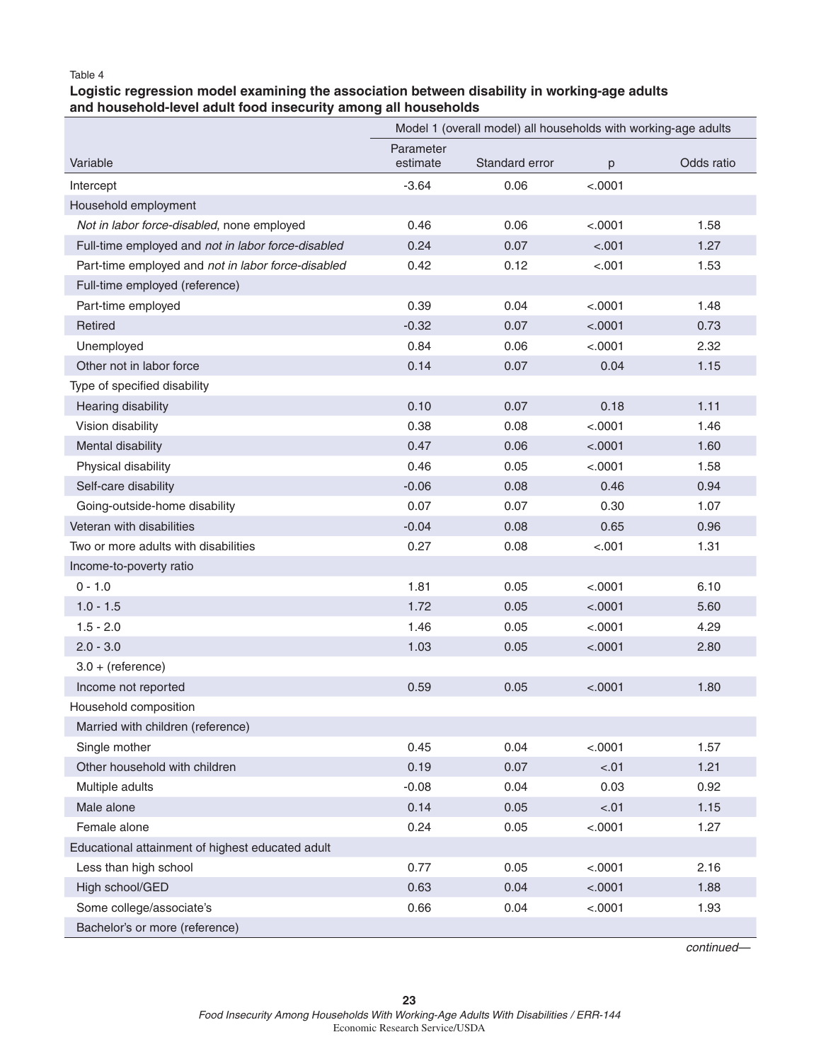Table 4

**Logistic regression model examining the association between disability in working-age adults and household-level adult food insecurity among all households**

| Variable | Model 1 (overall model) all households with working-age adults | | | |
|---|---|---|---|---|
| | Parameter estimate | Standard error | p | Odds ratio |
| Intercept | -3.64 | 0.06 | <.0001 | |
| Household employment | | | | |
| *Not in labor force-disabled*, none employed | 0.46 | 0.06 | <.0001 | 1.58 |
| Full-time employed and *not in labor force-disabled* | 0.24 | 0.07 | <.001 | 1.27 |
| Part-time employed and *not in labor force-disabled* | 0.42 | 0.12 | <.001 | 1.53 |
| Full-time employed (reference) | | | | |
| Part-time employed | 0.39 | 0.04 | <.0001 | 1.48 |
| Retired | -0.32 | 0.07 | <.0001 | 0.73 |
| Unemployed | 0.84 | 0.06 | <.0001 | 2.32 |
| Other not in labor force | 0.14 | 0.07 | 0.04 | 1.15 |
| Type of specified disability | | | | |
| Hearing disability | 0.10 | 0.07 | 0.18 | 1.11 |
| Vision disability | 0.38 | 0.08 | <.0001 | 1.46 |
| Mental disability | 0.47 | 0.06 | <.0001 | 1.60 |
| Physical disability | 0.46 | 0.05 | <.0001 | 1.58 |
| Self-care disability | -0.06 | 0.08 | 0.46 | 0.94 |
| Going-outside-home disability | 0.07 | 0.07 | 0.30 | 1.07 |
| Veteran with disabilities | -0.04 | 0.08 | 0.65 | 0.96 |
| Two or more adults with disabilities | 0.27 | 0.08 | <.001 | 1.31 |
| Income-to-poverty ratio | | | | |
| 0 - 1.0 | 1.81 | 0.05 | <.0001 | 6.10 |
| 1.0 - 1.5 | 1.72 | 0.05 | <.0001 | 5.60 |
| 1.5 - 2.0 | 1.46 | 0.05 | <.0001 | 4.29 |
| 2.0 - 3.0 | 1.03 | 0.05 | <.0001 | 2.80 |
| 3.0 + (reference) | | | | |
| Income not reported | 0.59 | 0.05 | <.0001 | 1.80 |
| Household composition | | | | |
| Married with children (reference) | | | | |
| Single mother | 0.45 | 0.04 | <.0001 | 1.57 |
| Other household with children | 0.19 | 0.07 | <.01 | 1.21 |
| Multiple adults | -0.08 | 0.04 | 0.03 | 0.92 |
| Male alone | 0.14 | 0.05 | <.01 | 1.15 |
| Female alone | 0.24 | 0.05 | <.0001 | 1.27 |
| Educational attainment of highest educated adult | | | | |
| Less than high school | 0.77 | 0.05 | <.0001 | 2.16 |
| High school/GED | 0.63 | 0.04 | <.0001 | 1.88 |
| Some college/associate's | 0.66 | 0.04 | <.0001 | 1.93 |
| Bachelor's or more (reference) | | | | |

*continued—*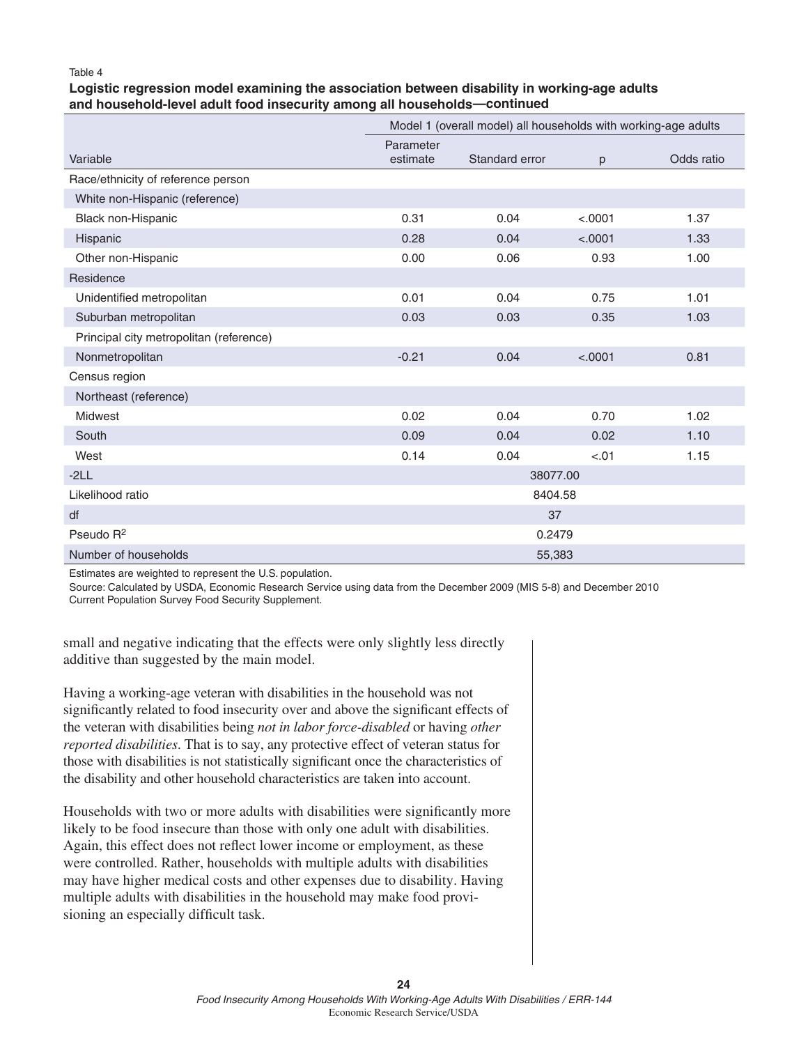Table 4

**Logistic regression model examining the association between disability in working-age adults and household-level adult food insecurity among all households—continued**

| | Model 1 (overall model) all households with working-age adults | | | |
|---|---|---|---|---|
| Variable | Parameter estimate | Standard error | p | Odds ratio |
| Race/ethnicity of reference person | | | | |
| White non-Hispanic (reference) | | | | |
| Black non-Hispanic | 0.31 | 0.04 | <.0001 | 1.37 |
| Hispanic | 0.28 | 0.04 | <.0001 | 1.33 |
| Other non-Hispanic | 0.00 | 0.06 | 0.93 | 1.00 |
| Residence | | | | |
| Unidentified metropolitan | 0.01 | 0.04 | 0.75 | 1.01 |
| Suburban metropolitan | 0.03 | 0.03 | 0.35 | 1.03 |
| Principal city metropolitan (reference) | | | | |
| Nonmetropolitan | -0.21 | 0.04 | <.0001 | 0.81 |
| Census region | | | | |
| Northeast (reference) | | | | |
| Midwest | 0.02 | 0.04 | 0.70 | 1.02 |
| South | 0.09 | 0.04 | 0.02 | 1.10 |
| West | 0.14 | 0.04 | <.01 | 1.15 |
| -2LL | 38077.00 | | | |
| Likelihood ratio | 8404.58 | | | |
| df | 37 | | | |
| Pseudo $R^2$ | 0.2479 | | | |
| Number of households | 55,383 | | | |

Estimates are weighted to represent the U.S. population.

Source: Calculated by USDA, Economic Research Service using data from the December 2009 (MIS 5-8) and December 2010 Current Population Survey Food Security Supplement.

small and negative indicating that the effects were only slightly less directly additive than suggested by the main model.

Having a working-age veteran with disabilities in the household was not significantly related to food insecurity over and above the significant effects of the veteran with disabilities being *not in labor force-disabled* or having *other reported disabilities*. That is to say, any protective effect of veteran status for those with disabilities is not statistically significant once the characteristics of the disability and other household characteristics are taken into account.

Households with two or more adults with disabilities were significantly more likely to be food insecure than those with only one adult with disabilities. Again, this effect does not reflect lower income or employment, as these were controlled. Rather, households with multiple adults with disabilities may have higher medical costs and other expenses due to disability. Having multiple adults with disabilities in the household may make food provisioning an especially difficult task.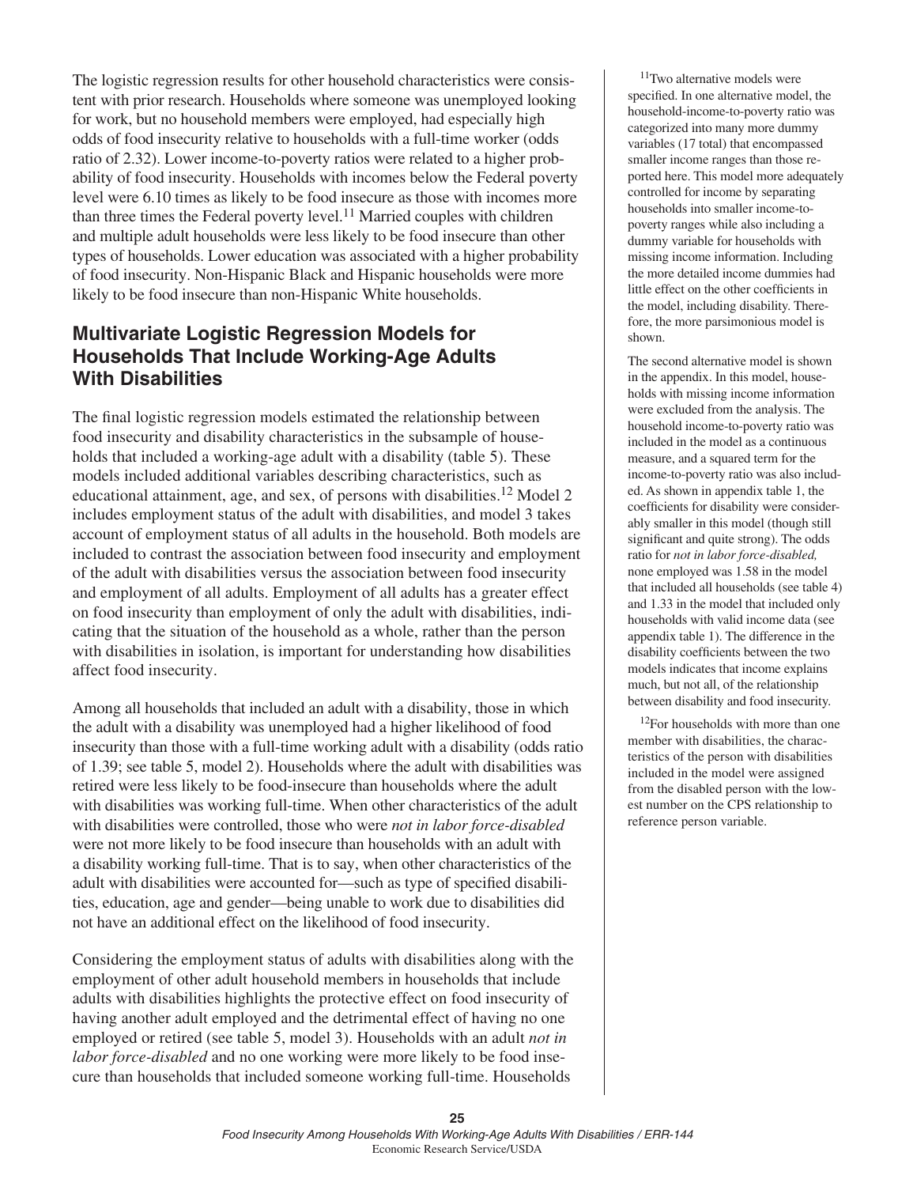The logistic regression results for other household characteristics were consistent with prior research. Households where someone was unemployed looking for work, but no household members were employed, had especially high odds of food insecurity relative to households with a full-time worker (odds ratio of 2.32). Lower income-to-poverty ratios were related to a higher probability of food insecurity. Households with incomes below the Federal poverty level were 6.10 times as likely to be food insecure as those with incomes more than three times the Federal poverty level.[11] Married couples with children and multiple adult households were less likely to be food insecure than other types of households. Lower education was associated with a higher probability of food insecurity. Non-Hispanic Black and Hispanic households were more likely to be food insecure than non-Hispanic White households.

## Multivariate Logistic Regression Models for Households That Include Working-Age Adults With Disabilities

The final logistic regression models estimated the relationship between food insecurity and disability characteristics in the subsample of households that included a working-age adult with a disability (table 5). These models included additional variables describing characteristics, such as educational attainment, age, and sex, of persons with disabilities.[12] Model 2 includes employment status of the adult with disabilities, and model 3 takes account of employment status of all adults in the household. Both models are included to contrast the association between food insecurity and employment of the adult with disabilities versus the association between food insecurity and employment of all adults. Employment of all adults has a greater effect on food insecurity than employment of only the adult with disabilities, indicating that the situation of the household as a whole, rather than the person with disabilities in isolation, is important for understanding how disabilities affect food insecurity.

Among all households that included an adult with a disability, those in which the adult with a disability was unemployed had a higher likelihood of food insecurity than those with a full-time working adult with a disability (odds ratio of 1.39; see table 5, model 2). Households where the adult with disabilities was retired were less likely to be food-insecure than households where the adult with disabilities was working full-time. When other characteristics of the adult with disabilities were controlled, those who were *not in labor force-disabled* were not more likely to be food insecure than households with an adult with a disability working full-time. That is to say, when other characteristics of the adult with disabilities were accounted for—such as type of specified disabilities, education, age and gender—being unable to work due to disabilities did not have an additional effect on the likelihood of food insecurity.

Considering the employment status of adults with disabilities along with the employment of other adult household members in households that include adults with disabilities highlights the protective effect on food insecurity of having another adult employed and the detrimental effect of having no one employed or retired (see table 5, model 3). Households with an adult *not in labor force-disabled* and no one working were more likely to be food insecure than households that included someone working full-time. Households

[11]Two alternative models were specified. In one alternative model, the household-income-to-poverty ratio was categorized into many more dummy variables (17 total) that encompassed smaller income ranges than those reported here. This model more adequately controlled for income by separating households into smaller income-to-poverty ranges while also including a dummy variable for households with missing income information. Including the more detailed income dummies had little effect on the other coefficients in the model, including disability. Therefore, the more parsimonious model is shown.

The second alternative model is shown in the appendix. In this model, households with missing income information were excluded from the analysis. The household income-to-poverty ratio was included in the model as a continuous measure, and a squared term for the income-to-poverty ratio was also included. As shown in appendix table 1, the coefficients for disability were considerably smaller in this model (though still significant and quite strong). The odds ratio for *not in labor force-disabled,* none employed was 1.58 in the model that included all households (see table 4) and 1.33 in the model that included only households with valid income data (see appendix table 1). The difference in the disability coefficients between the two models indicates that income explains much, but not all, of the relationship between disability and food insecurity.

[12]For households with more than one member with disabilities, the characteristics of the person with disabilities included in the model were assigned from the disabled person with the lowest number on the CPS relationship to reference person variable.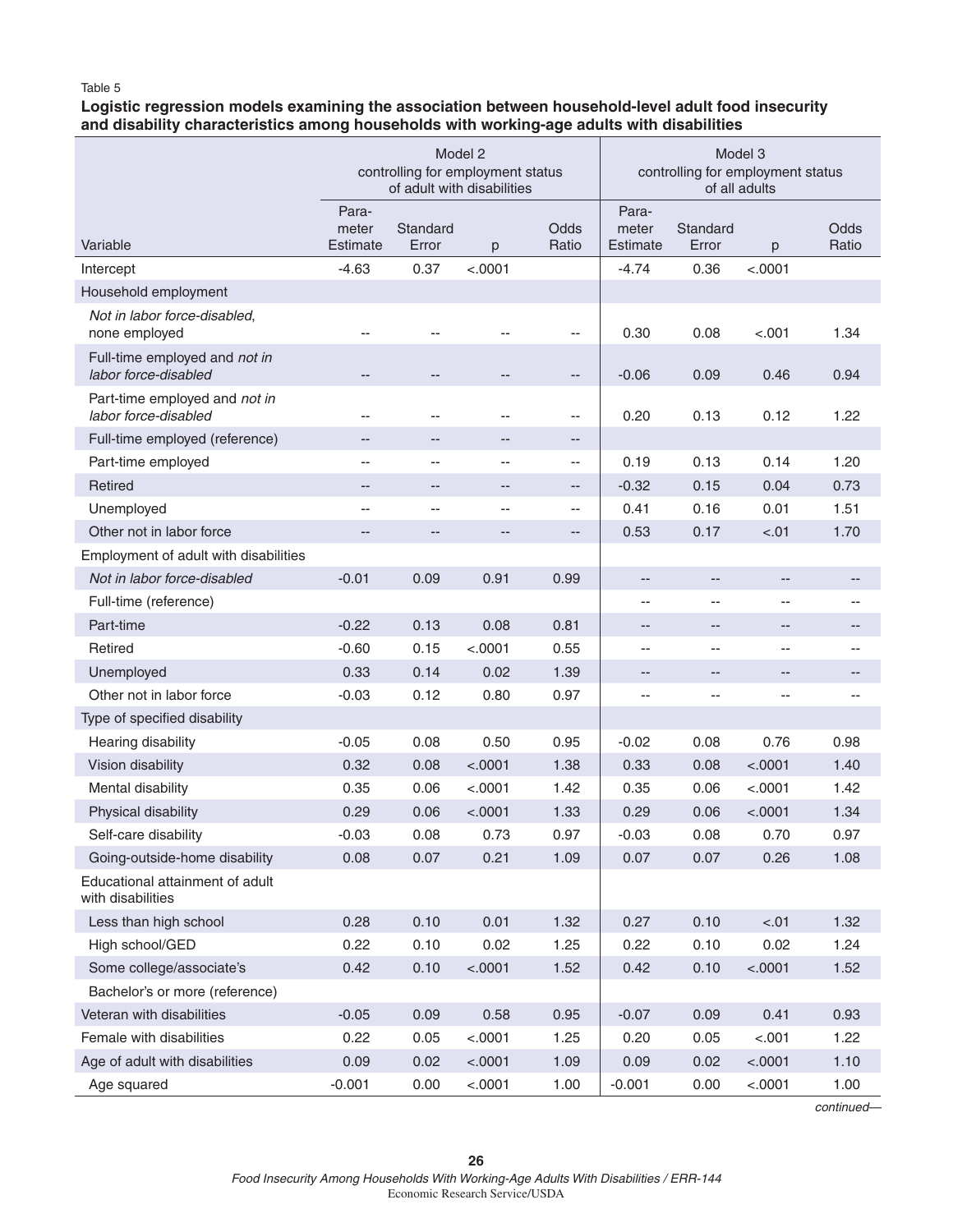Table 5

**Logistic regression models examining the association between household-level adult food insecurity and disability characteristics among households with working-age adults with disabilities**

| Variable | Model 2 controlling for employment status of adult with disabilities | | | | Model 3 controlling for employment status of all adults | | | |
|---|---|---|---|---|---|---|---|---|
| | Parameter Estimate | Standard Error | p | Odds Ratio | Parameter Estimate | Standard Error | p | Odds Ratio |
| Intercept | -4.63 | 0.37 | <.0001 | | -4.74 | 0.36 | <.0001 | |
| Household employment | | | | | | | | |
| *Not in labor force-disabled*, none employed | -- | -- | -- | -- | 0.30 | 0.08 | <.001 | 1.34 |
| Full-time employed and *not in labor force-disabled* | -- | -- | -- | -- | -0.06 | 0.09 | 0.46 | 0.94 |
| Part-time employed and *not in labor force-disabled* | -- | -- | -- | -- | 0.20 | 0.13 | 0.12 | 1.22 |
| Full-time employed (reference) | -- | -- | -- | -- | | | | |
| Part-time employed | -- | -- | -- | -- | 0.19 | 0.13 | 0.14 | 1.20 |
| Retired | -- | -- | -- | -- | -0.32 | 0.15 | 0.04 | 0.73 |
| Unemployed | -- | -- | -- | -- | 0.41 | 0.16 | 0.01 | 1.51 |
| Other not in labor force | -- | -- | -- | -- | 0.53 | 0.17 | <.01 | 1.70 |
| Employment of adult with disabilities | | | | | | | | |
| *Not in labor force-disabled* | -0.01 | 0.09 | 0.91 | 0.99 | -- | -- | -- | -- |
| Full-time (reference) | | | | | -- | -- | -- | -- |
| Part-time | -0.22 | 0.13 | 0.08 | 0.81 | -- | -- | -- | -- |
| Retired | -0.60 | 0.15 | <.0001 | 0.55 | -- | -- | -- | -- |
| Unemployed | 0.33 | 0.14 | 0.02 | 1.39 | -- | -- | -- | -- |
| Other not in labor force | -0.03 | 0.12 | 0.80 | 0.97 | -- | -- | -- | -- |
| Type of specified disability | | | | | | | | |
| Hearing disability | -0.05 | 0.08 | 0.50 | 0.95 | -0.02 | 0.08 | 0.76 | 0.98 |
| Vision disability | 0.32 | 0.08 | <.0001 | 1.38 | 0.33 | 0.08 | <.0001 | 1.40 |
| Mental disability | 0.35 | 0.06 | <.0001 | 1.42 | 0.35 | 0.06 | <.0001 | 1.42 |
| Physical disability | 0.29 | 0.06 | <.0001 | 1.33 | 0.29 | 0.06 | <.0001 | 1.34 |
| Self-care disability | -0.03 | 0.08 | 0.73 | 0.97 | -0.03 | 0.08 | 0.70 | 0.97 |
| Going-outside-home disability | 0.08 | 0.07 | 0.21 | 1.09 | 0.07 | 0.07 | 0.26 | 1.08 |
| Educational attainment of adult with disabilities | | | | | | | | |
| Less than high school | 0.28 | 0.10 | 0.01 | 1.32 | 0.27 | 0.10 | <.01 | 1.32 |
| High school/GED | 0.22 | 0.10 | 0.02 | 1.25 | 0.22 | 0.10 | 0.02 | 1.24 |
| Some college/associate's | 0.42 | 0.10 | <.0001 | 1.52 | 0.42 | 0.10 | <.0001 | 1.52 |
| Bachelor's or more (reference) | | | | | | | | |
| Veteran with disabilities | -0.05 | 0.09 | 0.58 | 0.95 | -0.07 | 0.09 | 0.41 | 0.93 |
| Female with disabilities | 0.22 | 0.05 | <.0001 | 1.25 | 0.20 | 0.05 | <.001 | 1.22 |
| Age of adult with disabilities | 0.09 | 0.02 | <.0001 | 1.09 | 0.09 | 0.02 | <.0001 | 1.10 |
| Age squared | -0.001 | 0.00 | <.0001 | 1.00 | -0.001 | 0.00 | <.0001 | 1.00 |

*continued—*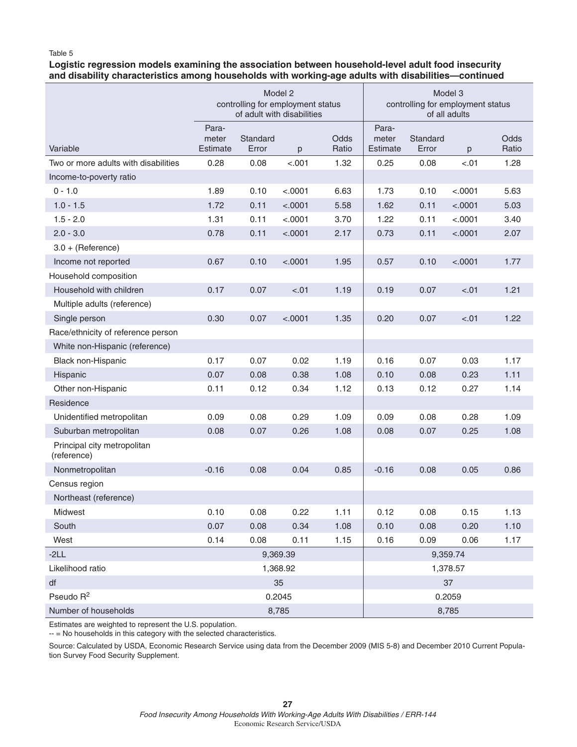Table 5

**Logistic regression models examining the association between household-level adult food insecurity and disability characteristics among households with working-age adults with disabilities—continued**

| | Model 2 controlling for employment status of adult with disabilities | | | | Model 3 controlling for employment status of all adults | | | |
|---|---|---|---|---|---|---|---|---|
| Variable | Parameter Estimate | Standard Error | p | Odds Ratio | Parameter Estimate | Standard Error | p | Odds Ratio |
| Two or more adults with disabilities | 0.28 | 0.08 | <.001 | 1.32 | 0.25 | 0.08 | <.01 | 1.28 |
| Income-to-poverty ratio | | | | | | | | |
| 0 - 1.0 | 1.89 | 0.10 | <.0001 | 6.63 | 1.73 | 0.10 | <.0001 | 5.63 |
| 1.0 - 1.5 | 1.72 | 0.11 | <.0001 | 5.58 | 1.62 | 0.11 | <.0001 | 5.03 |
| 1.5 - 2.0 | 1.31 | 0.11 | <.0001 | 3.70 | 1.22 | 0.11 | <.0001 | 3.40 |
| 2.0 - 3.0 | 0.78 | 0.11 | <.0001 | 2.17 | 0.73 | 0.11 | <.0001 | 2.07 |
| 3.0 + (Reference) | | | | | | | | |
| Income not reported | 0.67 | 0.10 | <.0001 | 1.95 | 0.57 | 0.10 | <.0001 | 1.77 |
| Household composition | | | | | | | | |
| Household with children | 0.17 | 0.07 | <.01 | 1.19 | 0.19 | 0.07 | <.01 | 1.21 |
| Multiple adults (reference) | | | | | | | | |
| Single person | 0.30 | 0.07 | <.0001 | 1.35 | 0.20 | 0.07 | <.01 | 1.22 |
| Race/ethnicity of reference person | | | | | | | | |
| White non-Hispanic (reference) | | | | | | | | |
| Black non-Hispanic | 0.17 | 0.07 | 0.02 | 1.19 | 0.16 | 0.07 | 0.03 | 1.17 |
| Hispanic | 0.07 | 0.08 | 0.38 | 1.08 | 0.10 | 0.08 | 0.23 | 1.11 |
| Other non-Hispanic | 0.11 | 0.12 | 0.34 | 1.12 | 0.13 | 0.12 | 0.27 | 1.14 |
| Residence | | | | | | | | |
| Unidentified metropolitan | 0.09 | 0.08 | 0.29 | 1.09 | 0.09 | 0.08 | 0.28 | 1.09 |
| Suburban metropolitan | 0.08 | 0.07 | 0.26 | 1.08 | 0.08 | 0.07 | 0.25 | 1.08 |
| Principal city metropolitan (reference) | | | | | | | | |
| Nonmetropolitan | -0.16 | 0.08 | 0.04 | 0.85 | -0.16 | 0.08 | 0.05 | 0.86 |
| Census region | | | | | | | | |
| Northeast (reference) | | | | | | | | |
| Midwest | 0.10 | 0.08 | 0.22 | 1.11 | 0.12 | 0.08 | 0.15 | 1.13 |
| South | 0.07 | 0.08 | 0.34 | 1.08 | 0.10 | 0.08 | 0.20 | 1.10 |
| West | 0.14 | 0.08 | 0.11 | 1.15 | 0.16 | 0.09 | 0.06 | 1.17 |
| -2LL | 9,369.39 | | | | 9,359.74 | | | |
| Likelihood ratio | 1,368.92 | | | | 1,378.57 | | | |
| df | 35 | | | | 37 | | | |
| Pseudo $R^2$ | 0.2045 | | | | 0.2059 | | | |
| Number of households | 8,785 | | | | 8,785 | | | |

Estimates are weighted to represent the U.S. population.

-- = No households in this category with the selected characteristics.

Source: Calculated by USDA, Economic Research Service using data from the December 2009 (MIS 5-8) and December 2010 Current Population Survey Food Security Supplement.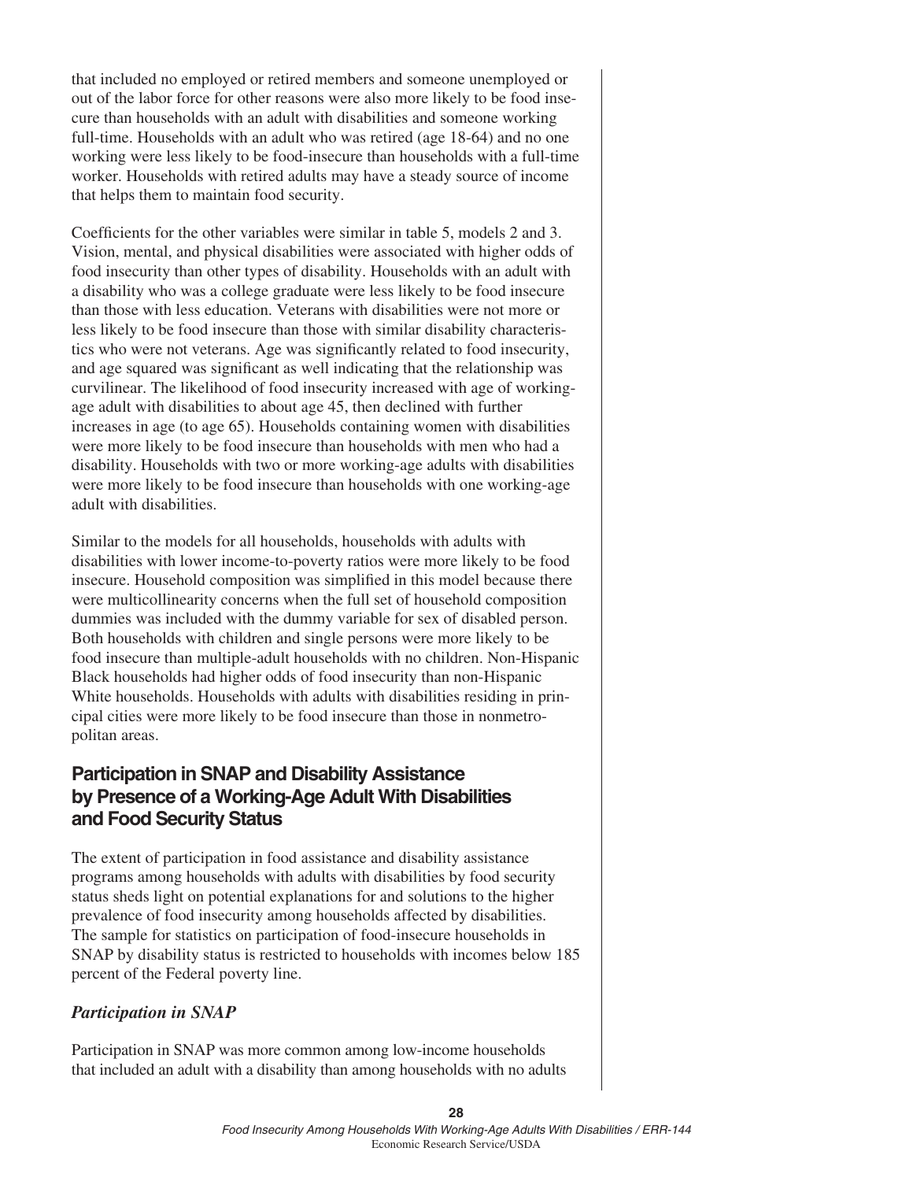that included no employed or retired members and someone unemployed or out of the labor force for other reasons were also more likely to be food insecure than households with an adult with disabilities and someone working full-time. Households with an adult who was retired (age 18-64) and no one working were less likely to be food-insecure than households with a full-time worker. Households with retired adults may have a steady source of income that helps them to maintain food security.

Coefficients for the other variables were similar in table 5, models 2 and 3. Vision, mental, and physical disabilities were associated with higher odds of food insecurity than other types of disability. Households with an adult with a disability who was a college graduate were less likely to be food insecure than those with less education. Veterans with disabilities were not more or less likely to be food insecure than those with similar disability characteristics who were not veterans. Age was significantly related to food insecurity, and age squared was significant as well indicating that the relationship was curvilinear. The likelihood of food insecurity increased with age of working-age adult with disabilities to about age 45, then declined with further increases in age (to age 65). Households containing women with disabilities were more likely to be food insecure than households with men who had a disability. Households with two or more working-age adults with disabilities were more likely to be food insecure than households with one working-age adult with disabilities.

Similar to the models for all households, households with adults with disabilities with lower income-to-poverty ratios were more likely to be food insecure. Household composition was simplified in this model because there were multicollinearity concerns when the full set of household composition dummies was included with the dummy variable for sex of disabled person. Both households with children and single persons were more likely to be food insecure than multiple-adult households with no children. Non-Hispanic Black households had higher odds of food insecurity than non-Hispanic White households. Households with adults with disabilities residing in principal cities were more likely to be food insecure than those in nonmetropolitan areas.

## Participation in SNAP and Disability Assistance by Presence of a Working-Age Adult With Disabilities and Food Security Status

The extent of participation in food assistance and disability assistance programs among households with adults with disabilities by food security status sheds light on potential explanations for and solutions to the higher prevalence of food insecurity among households affected by disabilities. The sample for statistics on participation of food-insecure households in SNAP by disability status is restricted to households with incomes below 185 percent of the Federal poverty line.

### *Participation in SNAP*

Participation in SNAP was more common among low-income households that included an adult with a disability than among households with no adults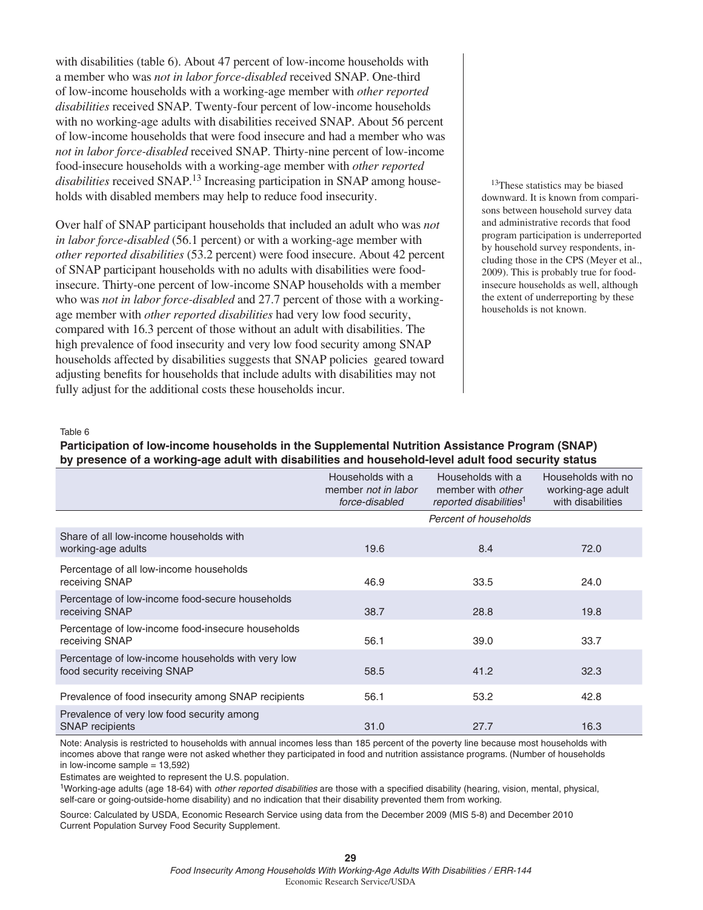with disabilities (table 6). About 47 percent of low-income households with a member who was *not in labor force-disabled* received SNAP. One-third of low-income households with a working-age member with *other reported disabilities* received SNAP. Twenty-four percent of low-income households with no working-age adults with disabilities received SNAP. About 56 percent of low-income households that were food insecure and had a member who was *not in labor force-disabled* received SNAP. Thirty-nine percent of low-income food-insecure households with a working-age member with *other reported disabilities* received SNAP.[13] Increasing participation in SNAP among households with disabled members may help to reduce food insecurity.

Over half of SNAP participant households that included an adult who was *not in labor force-disabled* (56.1 percent) or with a working-age member with *other reported disabilities* (53.2 percent) were food insecure. About 42 percent of SNAP participant households with no adults with disabilities were food-insecure. Thirty-one percent of low-income SNAP households with a member who was *not in labor force-disabled* and 27.7 percent of those with a working-age member with *other reported disabilities* had very low food security, compared with 16.3 percent of those without an adult with disabilities. The high prevalence of food insecurity and very low food security among SNAP households affected by disabilities suggests that SNAP policies geared toward adjusting benefits for households that include adults with disabilities may not fully adjust for the additional costs these households incur.

[13]These statistics may be biased downward. It is known from comparisons between household survey data and administrative records that food program participation is underreported by household survey respondents, including those in the CPS (Meyer et al., 2009). This is probably true for food-insecure households as well, although the extent of underreporting by these households is not known.

Table 6

**Participation of low-income households in the Supplemental Nutrition Assistance Program (SNAP) by presence of a working-age adult with disabilities and household-level adult food security status**

| | Households with a member *not in labor force-disabled* | Households with a member with *other reported disabilities*[1] | Households with no working-age adult with disabilities |
|---|---|---|---|
| | | *Percent of households* | |
| Share of all low-income households with working-age adults | 19.6 | 8.4 | 72.0 |
| Percentage of all low-income households receiving SNAP | 46.9 | 33.5 | 24.0 |
| Percentage of low-income food-secure households receiving SNAP | 38.7 | 28.8 | 19.8 |
| Percentage of low-income food-insecure households receiving SNAP | 56.1 | 39.0 | 33.7 |
| Percentage of low-income households with very low food security receiving SNAP | 58.5 | 41.2 | 32.3 |
| Prevalence of food insecurity among SNAP recipients | 56.1 | 53.2 | 42.8 |
| Prevalence of very low food security among SNAP recipients | 31.0 | 27.7 | 16.3 |

Note: Analysis is restricted to households with annual incomes less than 185 percent of the poverty line because most households with incomes above that range were not asked whether they participated in food and nutrition assistance programs. (Number of households in low-income sample = 13,592)

Estimates are weighted to represent the U.S. population.

[1]Working-age adults (age 18-64) with *other reported disabilities* are those with a specified disability (hearing, vision, mental, physical, self-care or going-outside-home disability) and no indication that their disability prevented them from working.

Source: Calculated by USDA, Economic Research Service using data from the December 2009 (MIS 5-8) and December 2010 Current Population Survey Food Security Supplement.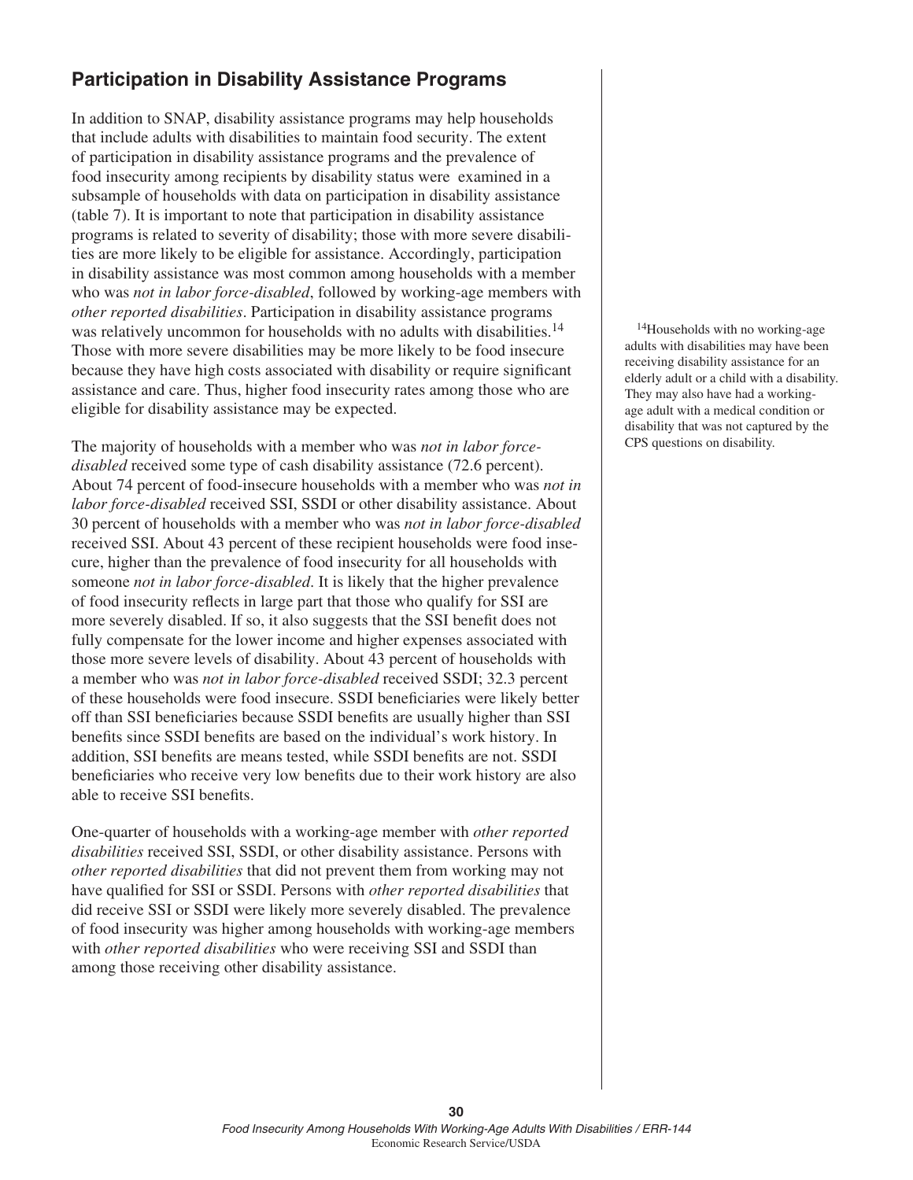## Participation in Disability Assistance Programs

In addition to SNAP, disability assistance programs may help households that include adults with disabilities to maintain food security. The extent of participation in disability assistance programs and the prevalence of food insecurity among recipients by disability status were examined in a subsample of households with data on participation in disability assistance (table 7). It is important to note that participation in disability assistance programs is related to severity of disability; those with more severe disabilities are more likely to be eligible for assistance. Accordingly, participation in disability assistance was most common among households with a member who was *not in labor force-disabled*, followed by working-age members with *other reported disabilities*. Participation in disability assistance programs was relatively uncommon for households with no adults with disabilities.[14] Those with more severe disabilities may be more likely to be food insecure because they have high costs associated with disability or require significant assistance and care. Thus, higher food insecurity rates among those who are eligible for disability assistance may be expected.

The majority of households with a member who was *not in labor force-disabled* received some type of cash disability assistance (72.6 percent). About 74 percent of food-insecure households with a member who was *not in labor force-disabled* received SSI, SSDI or other disability assistance. About 30 percent of households with a member who was *not in labor force-disabled* received SSI. About 43 percent of these recipient households were food insecure, higher than the prevalence of food insecurity for all households with someone *not in labor force-disabled*. It is likely that the higher prevalence of food insecurity reflects in large part that those who qualify for SSI are more severely disabled. If so, it also suggests that the SSI benefit does not fully compensate for the lower income and higher expenses associated with those more severe levels of disability. About 43 percent of households with a member who was *not in labor force-disabled* received SSDI; 32.3 percent of these households were food insecure. SSDI beneficiaries were likely better off than SSI beneficiaries because SSDI benefits are usually higher than SSI benefits since SSDI benefits are based on the individual's work history. In addition, SSI benefits are means tested, while SSDI benefits are not. SSDI beneficiaries who receive very low benefits due to their work history are also able to receive SSI benefits.

One-quarter of households with a working-age member with *other reported disabilities* received SSI, SSDI, or other disability assistance. Persons with *other reported disabilities* that did not prevent them from working may not have qualified for SSI or SSDI. Persons with *other reported disabilities* that did receive SSI or SSDI were likely more severely disabled. The prevalence of food insecurity was higher among households with working-age members with *other reported disabilities* who were receiving SSI and SSDI than among those receiving other disability assistance.

[14]Households with no working-age adults with disabilities may have been receiving disability assistance for an elderly adult or a child with a disability. They may also have had a working-age adult with a medical condition or disability that was not captured by the CPS questions on disability.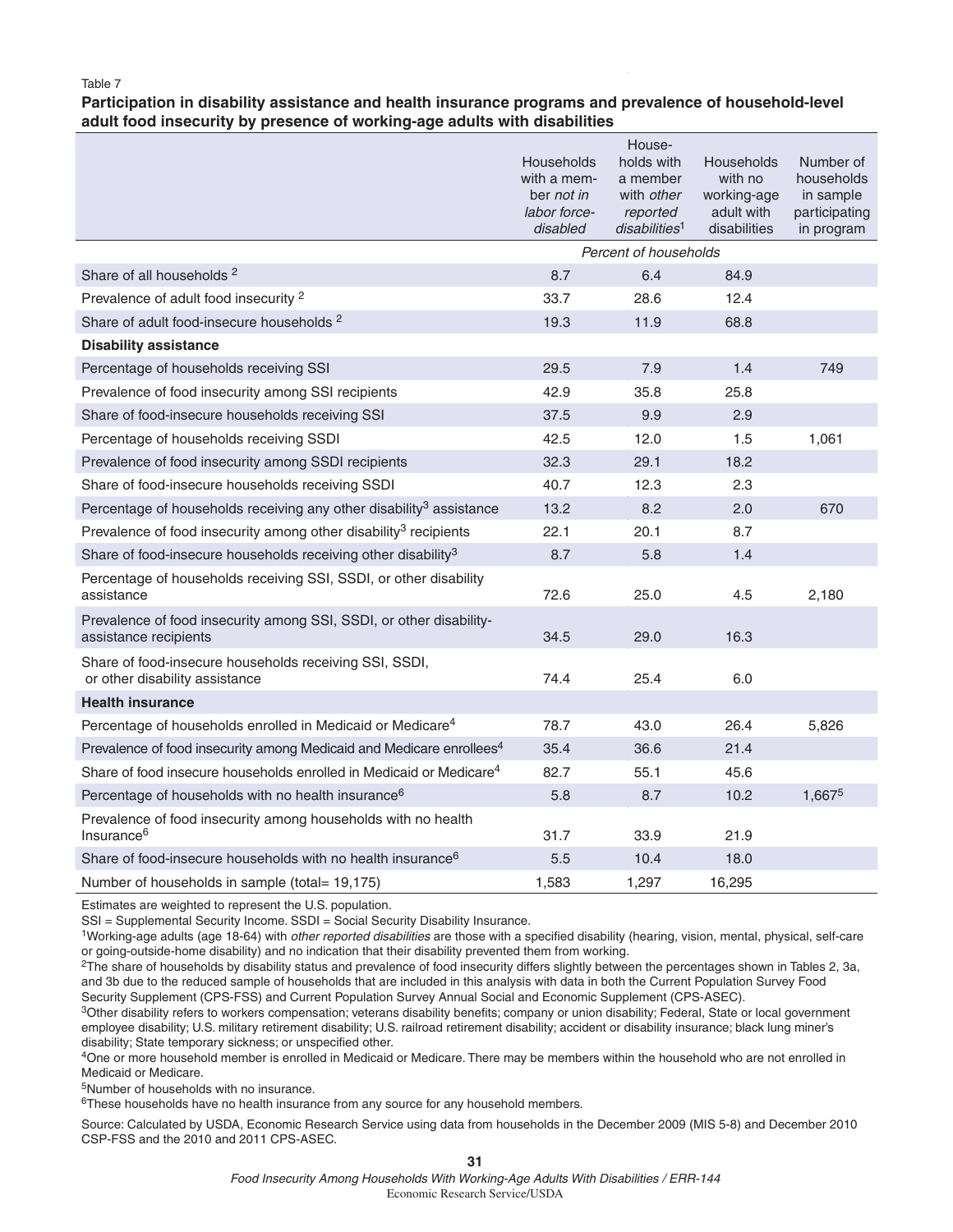Table 7

**Participation in disability assistance and health insurance programs and prevalence of household-level adult food insecurity by presence of working-age adults with disabilities**

| | Households with a member *not in labor force-disabled* | House-holds with a member with *other reported disabilities*[1] | Households with no working-age adult with disabilities | Number of households in sample participating in program |
|---|---|---|---|---|
| | *Percent of households* | | | |
| Share of all households [2] | 8.7 | 6.4 | 84.9 | |
| Prevalence of adult food insecurity [2] | 33.7 | 28.6 | 12.4 | |
| Share of adult food-insecure households [2] | 19.3 | 11.9 | 68.8 | |
| **Disability assistance** | | | | |
| Percentage of households receiving SSI | 29.5 | 7.9 | 1.4 | 749 |
| Prevalence of food insecurity among SSI recipients | 42.9 | 35.8 | 25.8 | |
| Share of food-insecure households receiving SSI | 37.5 | 9.9 | 2.9 | |
| Percentage of households receiving SSDI | 42.5 | 12.0 | 1.5 | 1,061 |
| Prevalence of food insecurity among SSDI recipients | 32.3 | 29.1 | 18.2 | |
| Share of food-insecure households receiving SSDI | 40.7 | 12.3 | 2.3 | |
| Percentage of households receiving any other disability[3] assistance | 13.2 | 8.2 | 2.0 | 670 |
| Prevalence of food insecurity among other disability[3] recipients | 22.1 | 20.1 | 8.7 | |
| Share of food-insecure households receiving other disability[3] | 8.7 | 5.8 | 1.4 | |
| Percentage of households receiving SSI, SSDI, or other disability assistance | 72.6 | 25.0 | 4.5 | 2,180 |
| Prevalence of food insecurity among SSI, SSDI, or other disability-assistance recipients | 34.5 | 29.0 | 16.3 | |
| Share of food-insecure households receiving SSI, SSDI, or other disability assistance | 74.4 | 25.4 | 6.0 | |
| **Health insurance** | | | | |
| Percentage of households enrolled in Medicaid or Medicare[4] | 78.7 | 43.0 | 26.4 | 5,826 |
| Prevalence of food insecurity among Medicaid and Medicare enrollees[4] | 35.4 | 36.6 | 21.4 | |
| Share of food insecure households enrolled in Medicaid or Medicare[4] | 82.7 | 55.1 | 45.6 | |
| Percentage of households with no health insurance[6] | 5.8 | 8.7 | 10.2 | 1,667[5] |
| Prevalence of food insecurity among households with no health Insurance[6] | 31.7 | 33.9 | 21.9 | |
| Share of food-insecure households with no health insurance[6] | 5.5 | 10.4 | 18.0 | |
| Number of households in sample (total= 19,175) | 1,583 | 1,297 | 16,295 | |

Estimates are weighted to represent the U.S. population.

SSI = Supplemental Security Income. SSDI = Social Security Disability Insurance.

[1]Working-age adults (age 18-64) with *other reported disabilities* are those with a specified disability (hearing, vision, mental, physical, self-care or going-outside-home disability) and no indication that their disability prevented them from working.

[2]The share of households by disability status and prevalence of food insecurity differs slightly between the percentages shown in Tables 2, 3a, and 3b due to the reduced sample of households that are included in this analysis with data in both the Current Population Survey Food Security Supplement (CPS-FSS) and Current Population Survey Annual Social and Economic Supplement (CPS-ASEC).

[3]Other disability refers to workers compensation; veterans disability benefits; company or union disability; Federal, State or local government employee disability; U.S. military retirement disability; U.S. railroad retirement disability; accident or disability insurance; black lung miner's disability; State temporary sickness; or unspecified other.

[4]One or more household member is enrolled in Medicaid or Medicare. There may be members within the household who are not enrolled in Medicaid or Medicare.

[5]Number of households with no insurance.

[6]These households have no health insurance from any source for any household members.

Source: Calculated by USDA, Economic Research Service using data from households in the December 2009 (MIS 5-8) and December 2010 CSP-FSS and the 2010 and 2011 CPS-ASEC.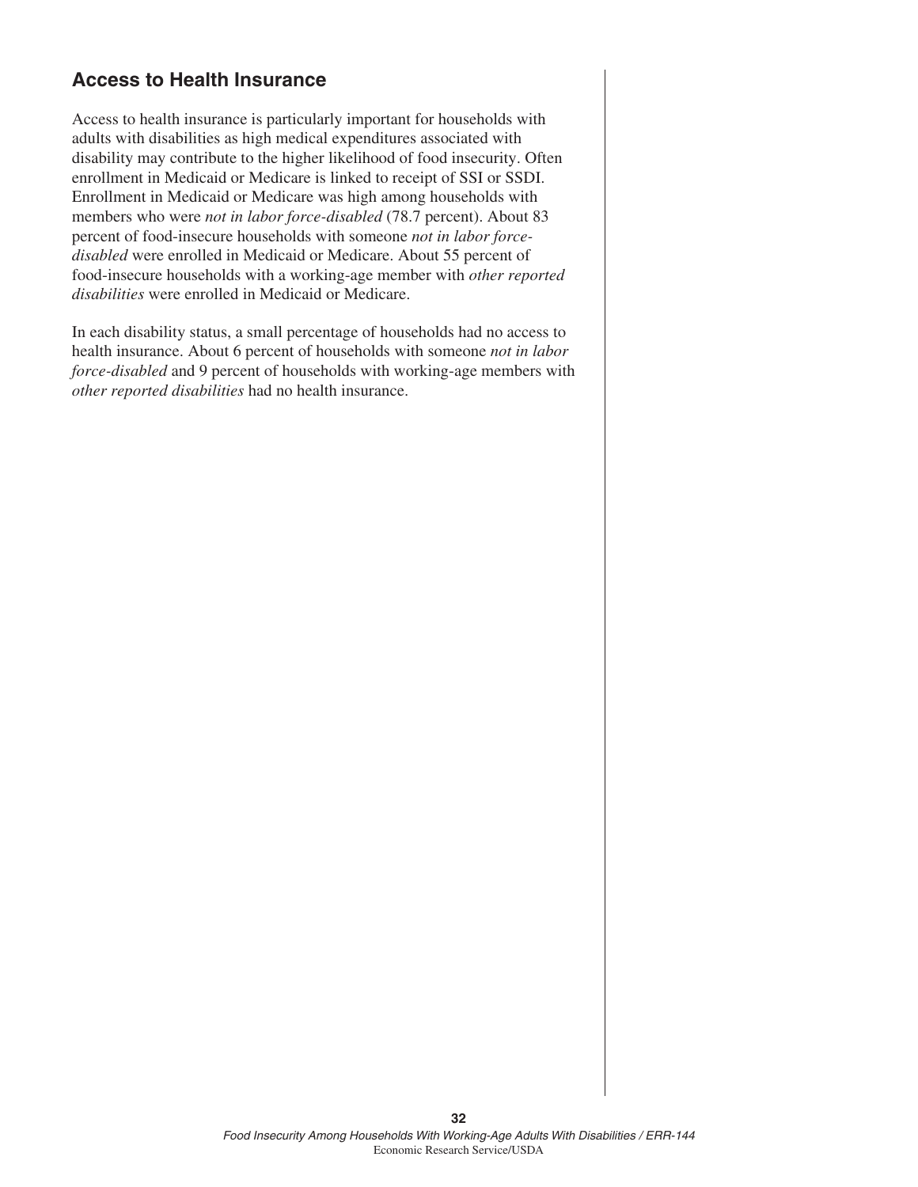## Access to Health Insurance

Access to health insurance is particularly important for households with adults with disabilities as high medical expenditures associated with disability may contribute to the higher likelihood of food insecurity. Often enrollment in Medicaid or Medicare is linked to receipt of SSI or SSDI. Enrollment in Medicaid or Medicare was high among households with members who were *not in labor force-disabled* (78.7 percent). About 83 percent of food-insecure households with someone *not in labor force-disabled* were enrolled in Medicaid or Medicare. About 55 percent of food-insecure households with a working-age member with *other reported disabilities* were enrolled in Medicaid or Medicare.

In each disability status, a small percentage of households had no access to health insurance. About 6 percent of households with someone *not in labor force-disabled* and 9 percent of households with working-age members with *other reported disabilities* had no health insurance.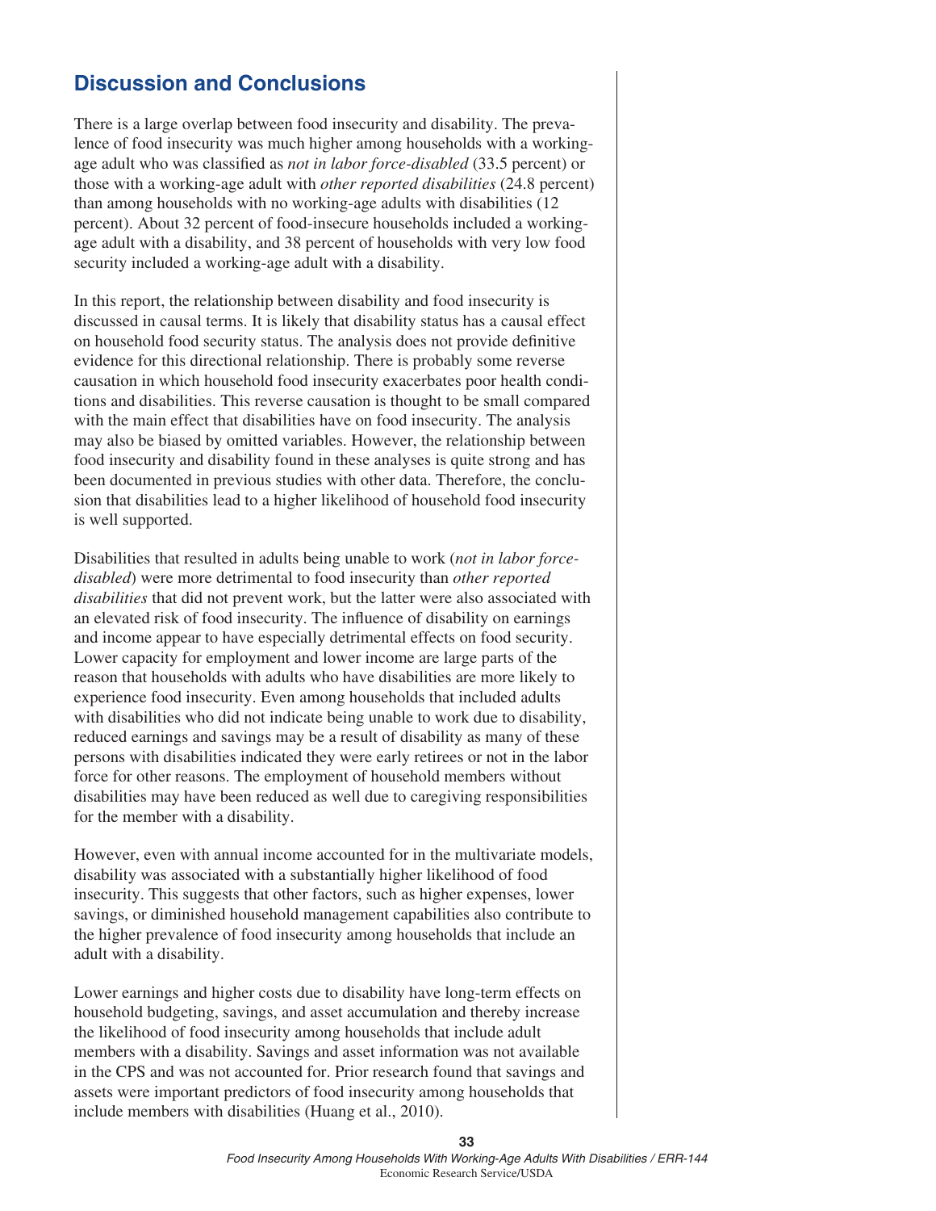## Discussion and Conclusions

There is a large overlap between food insecurity and disability. The prevalence of food insecurity was much higher among households with a working-age adult who was classified as *not in labor force-disabled* (33.5 percent) or those with a working-age adult with *other reported disabilities* (24.8 percent) than among households with no working-age adults with disabilities (12 percent). About 32 percent of food-insecure households included a working-age adult with a disability, and 38 percent of households with very low food security included a working-age adult with a disability.

In this report, the relationship between disability and food insecurity is discussed in causal terms. It is likely that disability status has a causal effect on household food security status. The analysis does not provide definitive evidence for this directional relationship. There is probably some reverse causation in which household food insecurity exacerbates poor health conditions and disabilities. This reverse causation is thought to be small compared with the main effect that disabilities have on food insecurity. The analysis may also be biased by omitted variables. However, the relationship between food insecurity and disability found in these analyses is quite strong and has been documented in previous studies with other data. Therefore, the conclusion that disabilities lead to a higher likelihood of household food insecurity is well supported.

Disabilities that resulted in adults being unable to work (*not in labor force-disabled*) were more detrimental to food insecurity than *other reported disabilities* that did not prevent work, but the latter were also associated with an elevated risk of food insecurity. The influence of disability on earnings and income appear to have especially detrimental effects on food security. Lower capacity for employment and lower income are large parts of the reason that households with adults who have disabilities are more likely to experience food insecurity. Even among households that included adults with disabilities who did not indicate being unable to work due to disability, reduced earnings and savings may be a result of disability as many of these persons with disabilities indicated they were early retirees or not in the labor force for other reasons. The employment of household members without disabilities may have been reduced as well due to caregiving responsibilities for the member with a disability.

However, even with annual income accounted for in the multivariate models, disability was associated with a substantially higher likelihood of food insecurity. This suggests that other factors, such as higher expenses, lower savings, or diminished household management capabilities also contribute to the higher prevalence of food insecurity among households that include an adult with a disability.

Lower earnings and higher costs due to disability have long-term effects on household budgeting, savings, and asset accumulation and thereby increase the likelihood of food insecurity among households that include adult members with a disability. Savings and asset information was not available in the CPS and was not accounted for. Prior research found that savings and assets were important predictors of food insecurity among households that include members with disabilities (Huang et al., 2010).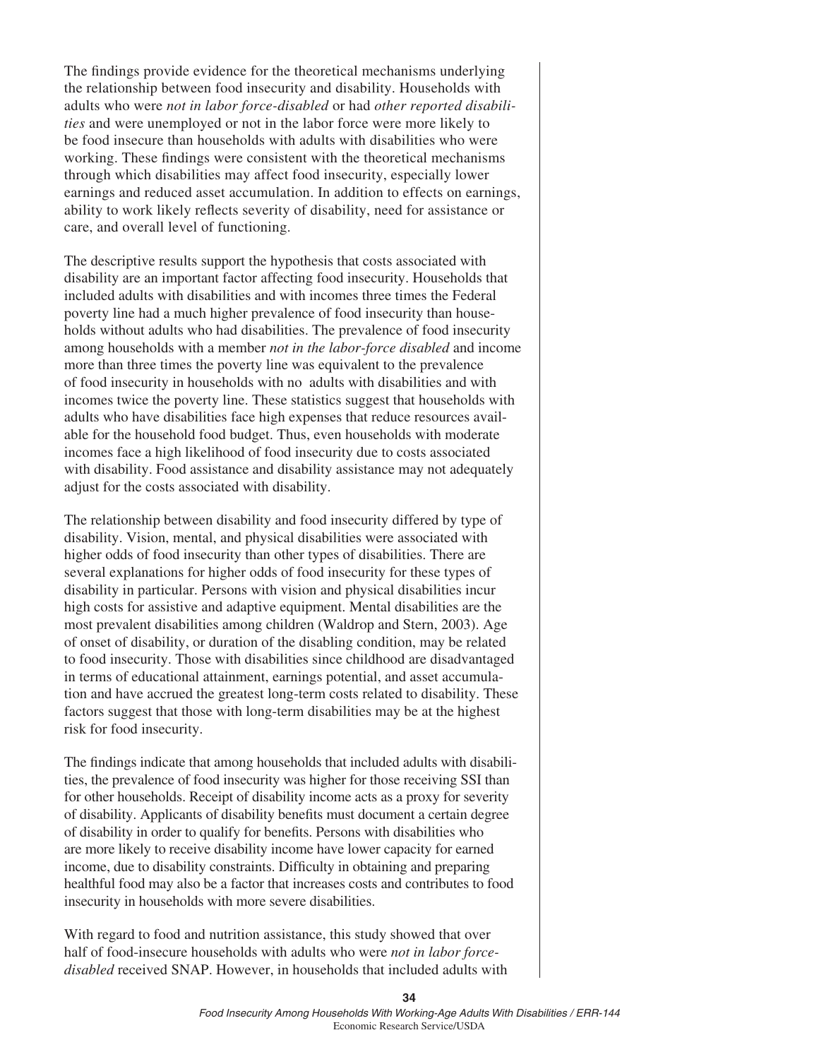The findings provide evidence for the theoretical mechanisms underlying the relationship between food insecurity and disability. Households with adults who were *not in labor force-disabled* or had *other reported disabilities* and were unemployed or not in the labor force were more likely to be food insecure than households with adults with disabilities who were working. These findings were consistent with the theoretical mechanisms through which disabilities may affect food insecurity, especially lower earnings and reduced asset accumulation. In addition to effects on earnings, ability to work likely reflects severity of disability, need for assistance or care, and overall level of functioning.

The descriptive results support the hypothesis that costs associated with disability are an important factor affecting food insecurity. Households that included adults with disabilities and with incomes three times the Federal poverty line had a much higher prevalence of food insecurity than households without adults who had disabilities. The prevalence of food insecurity among households with a member *not in the labor-force disabled* and income more than three times the poverty line was equivalent to the prevalence of food insecurity in households with no adults with disabilities and with incomes twice the poverty line. These statistics suggest that households with adults who have disabilities face high expenses that reduce resources available for the household food budget. Thus, even households with moderate incomes face a high likelihood of food insecurity due to costs associated with disability. Food assistance and disability assistance may not adequately adjust for the costs associated with disability.

The relationship between disability and food insecurity differed by type of disability. Vision, mental, and physical disabilities were associated with higher odds of food insecurity than other types of disabilities. There are several explanations for higher odds of food insecurity for these types of disability in particular. Persons with vision and physical disabilities incur high costs for assistive and adaptive equipment. Mental disabilities are the most prevalent disabilities among children (Waldrop and Stern, 2003). Age of onset of disability, or duration of the disabling condition, may be related to food insecurity. Those with disabilities since childhood are disadvantaged in terms of educational attainment, earnings potential, and asset accumulation and have accrued the greatest long-term costs related to disability. These factors suggest that those with long-term disabilities may be at the highest risk for food insecurity.

The findings indicate that among households that included adults with disabilities, the prevalence of food insecurity was higher for those receiving SSI than for other households. Receipt of disability income acts as a proxy for severity of disability. Applicants of disability benefits must document a certain degree of disability in order to qualify for benefits. Persons with disabilities who are more likely to receive disability income have lower capacity for earned income, due to disability constraints. Difficulty in obtaining and preparing healthful food may also be a factor that increases costs and contributes to food insecurity in households with more severe disabilities.

With regard to food and nutrition assistance, this study showed that over half of food-insecure households with adults who were *not in labor force-disabled* received SNAP. However, in households that included adults with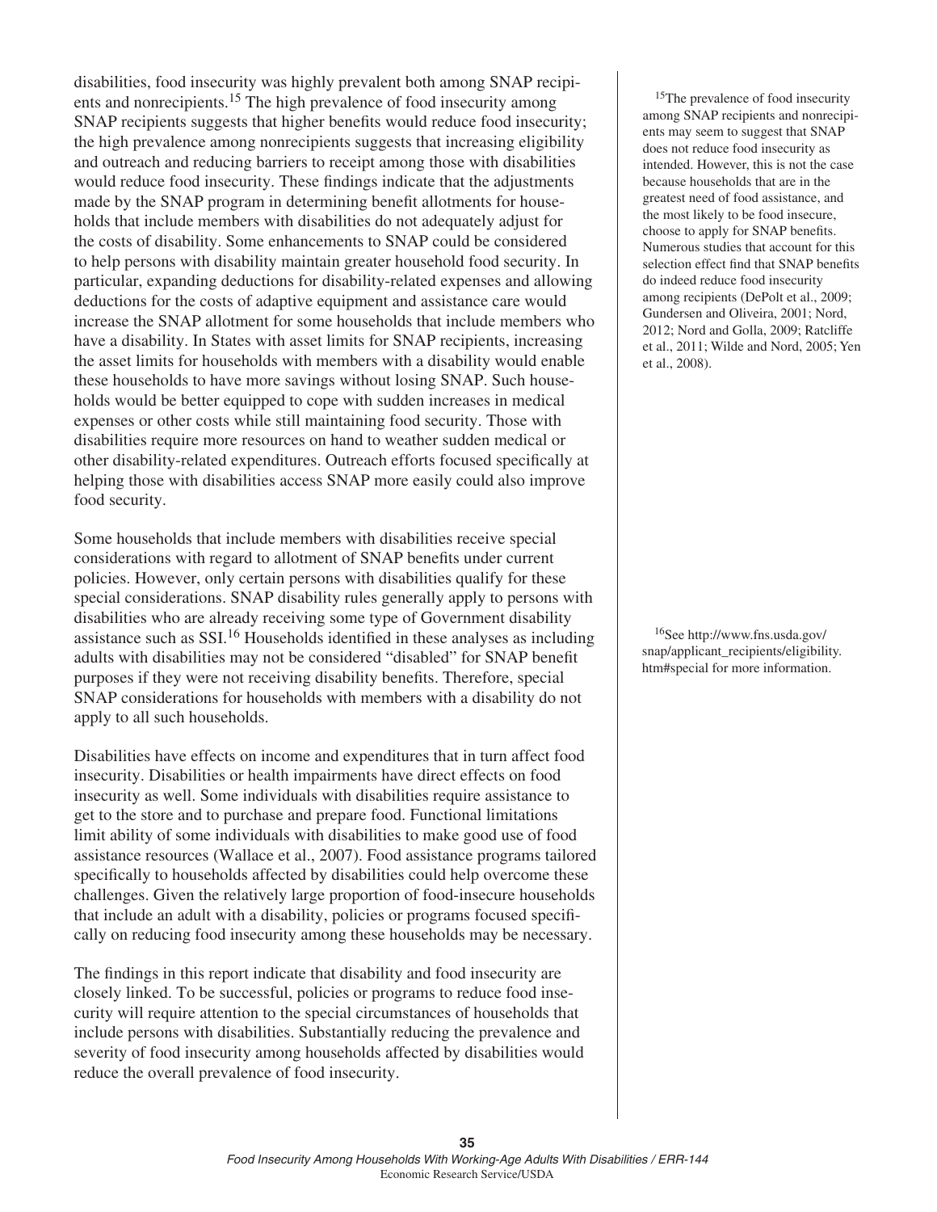disabilities, food insecurity was highly prevalent both among SNAP recipients and nonrecipients.[15] The high prevalence of food insecurity among SNAP recipients suggests that higher benefits would reduce food insecurity; the high prevalence among nonrecipients suggests that increasing eligibility and outreach and reducing barriers to receipt among those with disabilities would reduce food insecurity. These findings indicate that the adjustments made by the SNAP program in determining benefit allotments for households that include members with disabilities do not adequately adjust for the costs of disability. Some enhancements to SNAP could be considered to help persons with disability maintain greater household food security. In particular, expanding deductions for disability-related expenses and allowing deductions for the costs of adaptive equipment and assistance care would increase the SNAP allotment for some households that include members who have a disability. In States with asset limits for SNAP recipients, increasing the asset limits for households with members with a disability would enable these households to have more savings without losing SNAP. Such households would be better equipped to cope with sudden increases in medical expenses or other costs while still maintaining food security. Those with disabilities require more resources on hand to weather sudden medical or other disability-related expenditures. Outreach efforts focused specifically at helping those with disabilities access SNAP more easily could also improve food security.

Some households that include members with disabilities receive special considerations with regard to allotment of SNAP benefits under current policies. However, only certain persons with disabilities qualify for these special considerations. SNAP disability rules generally apply to persons with disabilities who are already receiving some type of Government disability assistance such as SSI.[16] Households identified in these analyses as including adults with disabilities may not be considered "disabled" for SNAP benefit purposes if they were not receiving disability benefits. Therefore, special SNAP considerations for households with members with a disability do not apply to all such households.

Disabilities have effects on income and expenditures that in turn affect food insecurity. Disabilities or health impairments have direct effects on food insecurity as well. Some individuals with disabilities require assistance to get to the store and to purchase and prepare food. Functional limitations limit ability of some individuals with disabilities to make good use of food assistance resources (Wallace et al., 2007). Food assistance programs tailored specifically to households affected by disabilities could help overcome these challenges. Given the relatively large proportion of food-insecure households that include an adult with a disability, policies or programs focused specifically on reducing food insecurity among these households may be necessary.

The findings in this report indicate that disability and food insecurity are closely linked. To be successful, policies or programs to reduce food insecurity will require attention to the special circumstances of households that include persons with disabilities. Substantially reducing the prevalence and severity of food insecurity among households affected by disabilities would reduce the overall prevalence of food insecurity.

[15]The prevalence of food insecurity among SNAP recipients and nonrecipients may seem to suggest that SNAP does not reduce food insecurity as intended. However, this is not the case because households that are in the greatest need of food assistance, and the most likely to be food insecure, choose to apply for SNAP benefits. Numerous studies that account for this selection effect find that SNAP benefits do indeed reduce food insecurity among recipients (DePolt et al., 2009; Gundersen and Oliveira, 2001; Nord, 2012; Nord and Golla, 2009; Ratcliffe et al., 2011; Wilde and Nord, 2005; Yen et al., 2008).

[16]See http://www.fns.usda.gov/snap/applicant_recipients/eligibility.htm#special for more information.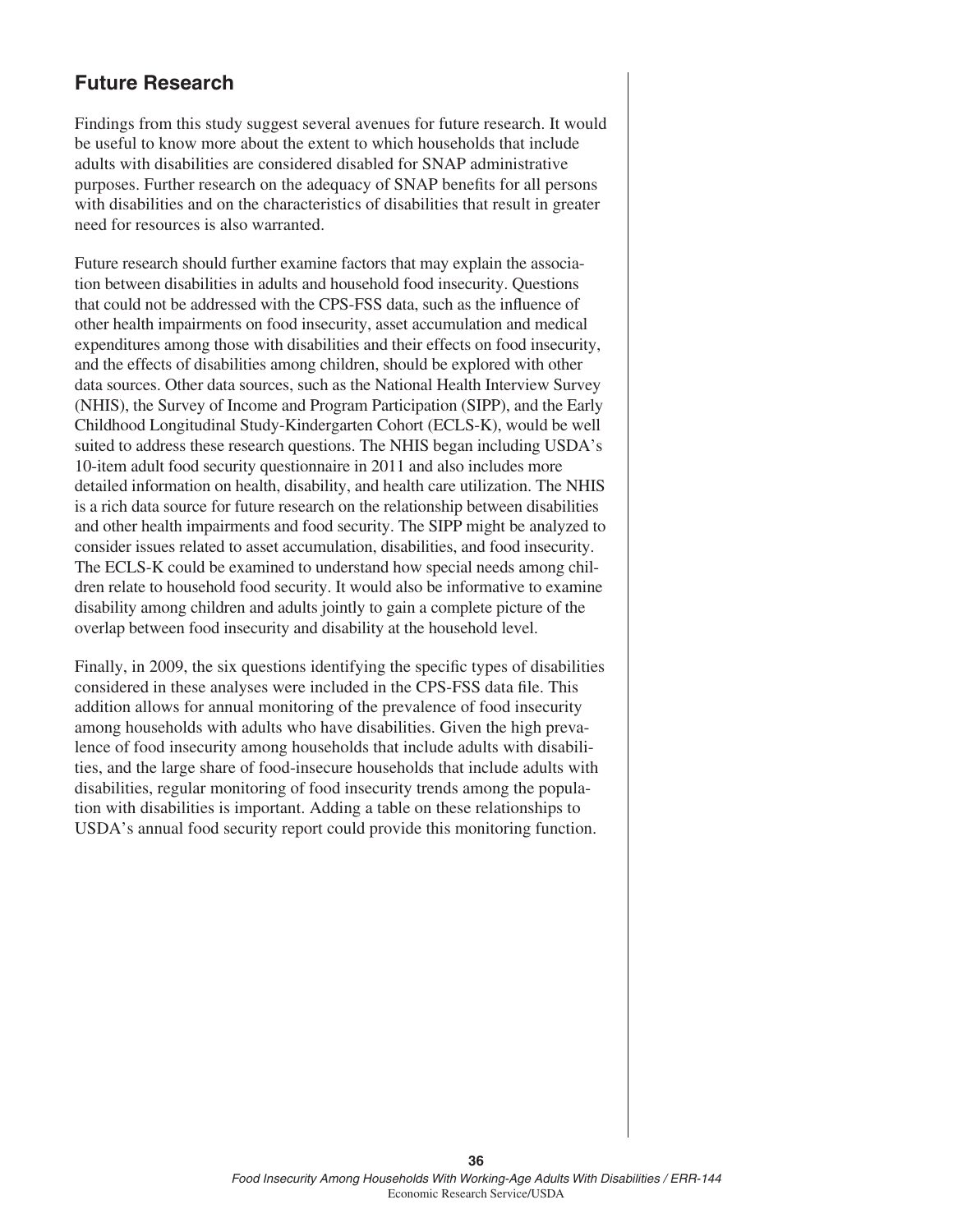## Future Research

Findings from this study suggest several avenues for future research. It would be useful to know more about the extent to which households that include adults with disabilities are considered disabled for SNAP administrative purposes. Further research on the adequacy of SNAP benefits for all persons with disabilities and on the characteristics of disabilities that result in greater need for resources is also warranted.

Future research should further examine factors that may explain the association between disabilities in adults and household food insecurity. Questions that could not be addressed with the CPS-FSS data, such as the influence of other health impairments on food insecurity, asset accumulation and medical expenditures among those with disabilities and their effects on food insecurity, and the effects of disabilities among children, should be explored with other data sources. Other data sources, such as the National Health Interview Survey (NHIS), the Survey of Income and Program Participation (SIPP), and the Early Childhood Longitudinal Study-Kindergarten Cohort (ECLS-K), would be well suited to address these research questions. The NHIS began including USDA's 10-item adult food security questionnaire in 2011 and also includes more detailed information on health, disability, and health care utilization. The NHIS is a rich data source for future research on the relationship between disabilities and other health impairments and food security. The SIPP might be analyzed to consider issues related to asset accumulation, disabilities, and food insecurity. The ECLS-K could be examined to understand how special needs among children relate to household food security. It would also be informative to examine disability among children and adults jointly to gain a complete picture of the overlap between food insecurity and disability at the household level.

Finally, in 2009, the six questions identifying the specific types of disabilities considered in these analyses were included in the CPS-FSS data file. This addition allows for annual monitoring of the prevalence of food insecurity among households with adults who have disabilities. Given the high prevalence of food insecurity among households that include adults with disabilities, and the large share of food-insecure households that include adults with disabilities, regular monitoring of food insecurity trends among the population with disabilities is important. Adding a table on these relationships to USDA's annual food security report could provide this monitoring function.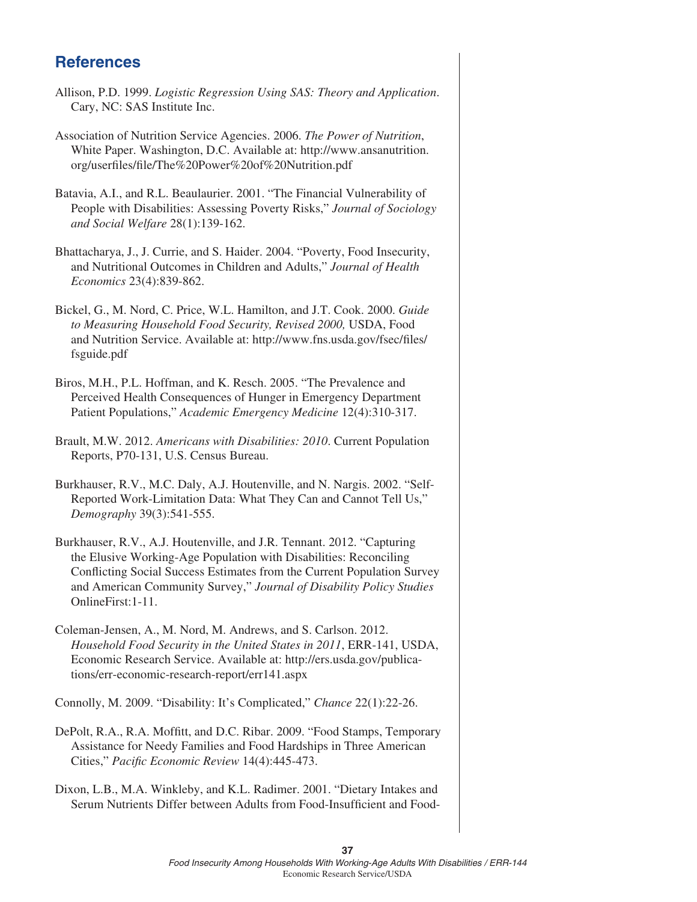## References

Allison, P.D. 1999. *Logistic Regression Using SAS: Theory and Application*. Cary, NC: SAS Institute Inc.

Association of Nutrition Service Agencies. 2006. *The Power of Nutrition*, White Paper. Washington, D.C. Available at: http://www.ansanutrition.org/userfiles/file/The%20Power%20of%20Nutrition.pdf

Batavia, A.I., and R.L. Beaulaurier. 2001. "The Financial Vulnerability of People with Disabilities: Assessing Poverty Risks," *Journal of Sociology and Social Welfare* 28(1):139-162.

Bhattacharya, J., J. Currie, and S. Haider. 2004. "Poverty, Food Insecurity, and Nutritional Outcomes in Children and Adults," *Journal of Health Economics* 23(4):839-862.

Bickel, G., M. Nord, C. Price, W.L. Hamilton, and J.T. Cook. 2000. *Guide to Measuring Household Food Security, Revised 2000,* USDA, Food and Nutrition Service. Available at: http://www.fns.usda.gov/fsec/files/fsguide.pdf

Biros, M.H., P.L. Hoffman, and K. Resch. 2005. "The Prevalence and Perceived Health Consequences of Hunger in Emergency Department Patient Populations," *Academic Emergency Medicine* 12(4):310-317.

Brault, M.W. 2012. *Americans with Disabilities: 2010*. Current Population Reports, P70-131, U.S. Census Bureau.

Burkhauser, R.V., M.C. Daly, A.J. Houtenville, and N. Nargis. 2002. "Self-Reported Work-Limitation Data: What They Can and Cannot Tell Us," *Demography* 39(3):541-555.

Burkhauser, R.V., A.J. Houtenville, and J.R. Tennant. 2012. "Capturing the Elusive Working-Age Population with Disabilities: Reconciling Conflicting Social Success Estimates from the Current Population Survey and American Community Survey," *Journal of Disability Policy Studies* OnlineFirst:1-11.

Coleman-Jensen, A., M. Nord, M. Andrews, and S. Carlson. 2012. *Household Food Security in the United States in 2011*, ERR-141, USDA, Economic Research Service. Available at: http://ers.usda.gov/publications/err-economic-research-report/err141.aspx

Connolly, M. 2009. "Disability: It's Complicated," *Chance* 22(1):22-26.

DePolt, R.A., R.A. Moffitt, and D.C. Ribar. 2009. "Food Stamps, Temporary Assistance for Needy Families and Food Hardships in Three American Cities," *Pacific Economic Review* 14(4):445-473.

Dixon, L.B., M.A. Winkleby, and K.L. Radimer. 2001. "Dietary Intakes and Serum Nutrients Differ between Adults from Food-Insufficient and Food-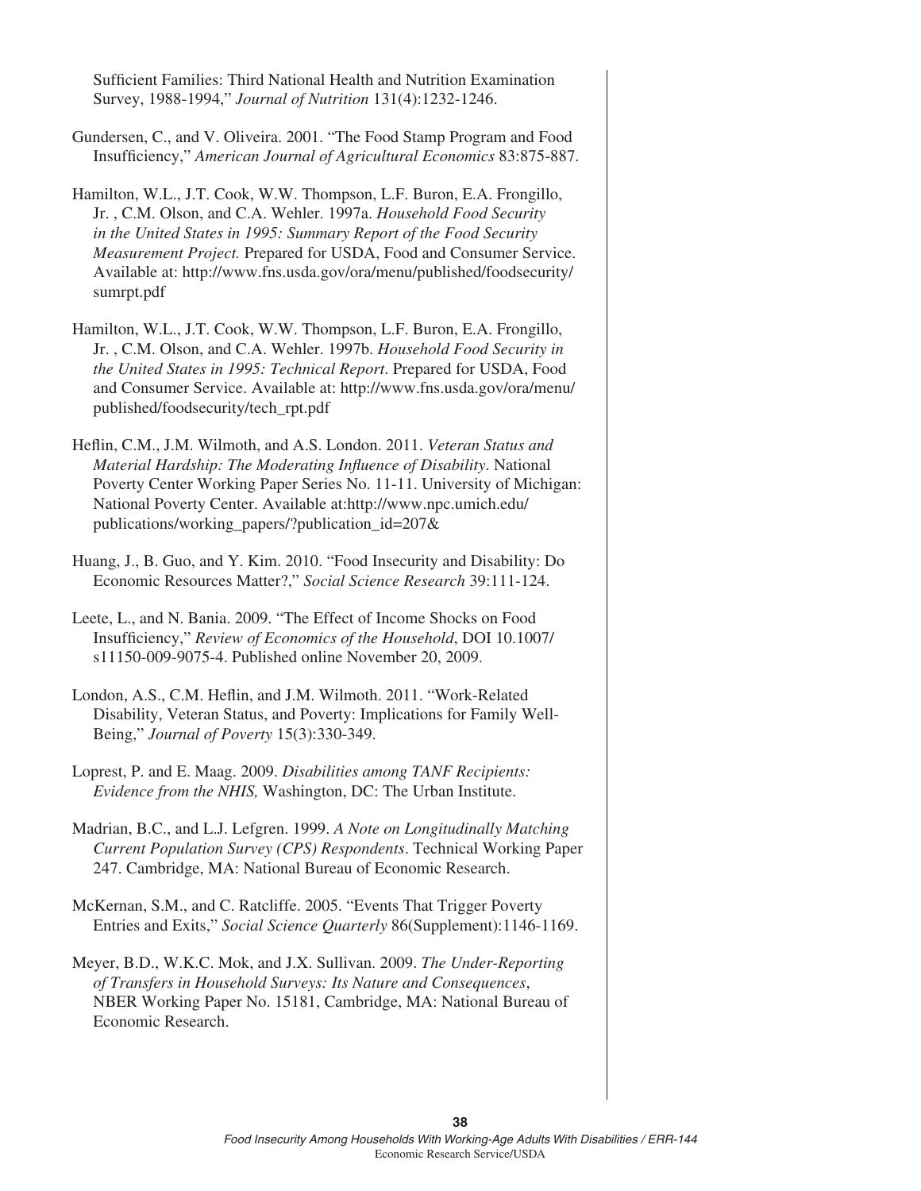Sufficient Families: Third National Health and Nutrition Examination Survey, 1988-1994," *Journal of Nutrition* 131(4):1232-1246.

Gundersen, C., and V. Oliveira. 2001. "The Food Stamp Program and Food Insufficiency," *American Journal of Agricultural Economics* 83:875-887.

Hamilton, W.L., J.T. Cook, W.W. Thompson, L.F. Buron, E.A. Frongillo, Jr. , C.M. Olson, and C.A. Wehler. 1997a. *Household Food Security in the United States in 1995: Summary Report of the Food Security Measurement Project.* Prepared for USDA, Food and Consumer Service. Available at: http://www.fns.usda.gov/ora/menu/published/foodsecurity/sumrpt.pdf

Hamilton, W.L., J.T. Cook, W.W. Thompson, L.F. Buron, E.A. Frongillo, Jr. , C.M. Olson, and C.A. Wehler. 1997b. *Household Food Security in the United States in 1995: Technical Report*. Prepared for USDA, Food and Consumer Service. Available at: http://www.fns.usda.gov/ora/menu/published/foodsecurity/tech_rpt.pdf

Heflin, C.M., J.M. Wilmoth, and A.S. London. 2011. *Veteran Status and Material Hardship: The Moderating Influence of Disability*. National Poverty Center Working Paper Series No. 11-11. University of Michigan: National Poverty Center. Available at:http://www.npc.umich.edu/publications/working_papers/?publication_id=207&

Huang, J., B. Guo, and Y. Kim. 2010. "Food Insecurity and Disability: Do Economic Resources Matter?," *Social Science Research* 39:111-124.

Leete, L., and N. Bania. 2009. "The Effect of Income Shocks on Food Insufficiency," *Review of Economics of the Household*, DOI 10.1007/s11150-009-9075-4. Published online November 20, 2009.

London, A.S., C.M. Heflin, and J.M. Wilmoth. 2011. "Work-Related Disability, Veteran Status, and Poverty: Implications for Family Well-Being," *Journal of Poverty* 15(3):330-349.

Loprest, P. and E. Maag. 2009. *Disabilities among TANF Recipients: Evidence from the NHIS,* Washington, DC: The Urban Institute.

Madrian, B.C., and L.J. Lefgren. 1999. *A Note on Longitudinally Matching Current Population Survey (CPS) Respondents*. Technical Working Paper 247. Cambridge, MA: National Bureau of Economic Research.

McKernan, S.M., and C. Ratcliffe. 2005. "Events That Trigger Poverty Entries and Exits," *Social Science Quarterly* 86(Supplement):1146-1169.

Meyer, B.D., W.K.C. Mok, and J.X. Sullivan. 2009. *The Under-Reporting of Transfers in Household Surveys: Its Nature and Consequences*, NBER Working Paper No. 15181, Cambridge, MA: National Bureau of Economic Research.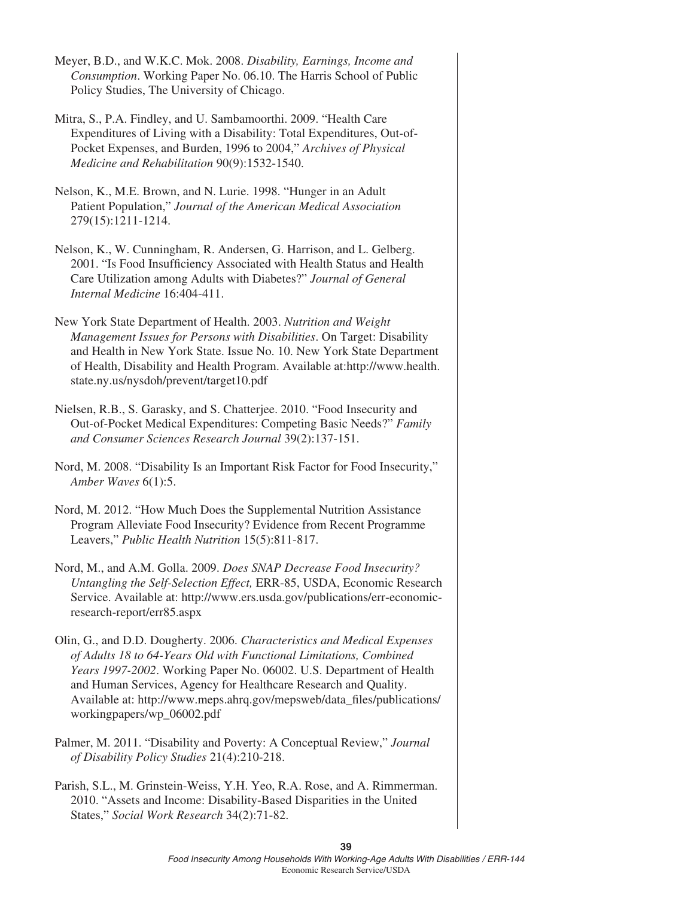Meyer, B.D., and W.K.C. Mok. 2008. *Disability, Earnings, Income and Consumption*. Working Paper No. 06.10. The Harris School of Public Policy Studies, The University of Chicago.

Mitra, S., P.A. Findley, and U. Sambamoorthi. 2009. "Health Care Expenditures of Living with a Disability: Total Expenditures, Out-of-Pocket Expenses, and Burden, 1996 to 2004," *Archives of Physical Medicine and Rehabilitation* 90(9):1532-1540.

Nelson, K., M.E. Brown, and N. Lurie. 1998. "Hunger in an Adult Patient Population," *Journal of the American Medical Association* 279(15):1211-1214.

Nelson, K., W. Cunningham, R. Andersen, G. Harrison, and L. Gelberg. 2001. "Is Food Insufficiency Associated with Health Status and Health Care Utilization among Adults with Diabetes?" *Journal of General Internal Medicine* 16:404-411.

New York State Department of Health. 2003. *Nutrition and Weight Management Issues for Persons with Disabilities*. On Target: Disability and Health in New York State. Issue No. 10. New York State Department of Health, Disability and Health Program. Available at:http://www.health.state.ny.us/nysdoh/prevent/target10.pdf

Nielsen, R.B., S. Garasky, and S. Chatterjee. 2010. "Food Insecurity and Out-of-Pocket Medical Expenditures: Competing Basic Needs?" *Family and Consumer Sciences Research Journal* 39(2):137-151.

Nord, M. 2008. "Disability Is an Important Risk Factor for Food Insecurity," *Amber Waves* 6(1):5.

Nord, M. 2012. "How Much Does the Supplemental Nutrition Assistance Program Alleviate Food Insecurity? Evidence from Recent Programme Leavers," *Public Health Nutrition* 15(5):811-817.

Nord, M., and A.M. Golla. 2009. *Does SNAP Decrease Food Insecurity? Untangling the Self-Selection Effect,* ERR-85, USDA, Economic Research Service. Available at: http://www.ers.usda.gov/publications/err-economic-research-report/err85.aspx

Olin, G., and D.D. Dougherty. 2006. *Characteristics and Medical Expenses of Adults 18 to 64-Years Old with Functional Limitations, Combined Years 1997-2002*. Working Paper No. 06002. U.S. Department of Health and Human Services, Agency for Healthcare Research and Quality. Available at: http://www.meps.ahrq.gov/mepsweb/data_files/publications/workingpapers/wp_06002.pdf

Palmer, M. 2011. "Disability and Poverty: A Conceptual Review," *Journal of Disability Policy Studies* 21(4):210-218.

Parish, S.L., M. Grinstein-Weiss, Y.H. Yeo, R.A. Rose, and A. Rimmerman. 2010. "Assets and Income: Disability-Based Disparities in the United States," *Social Work Research* 34(2):71-82.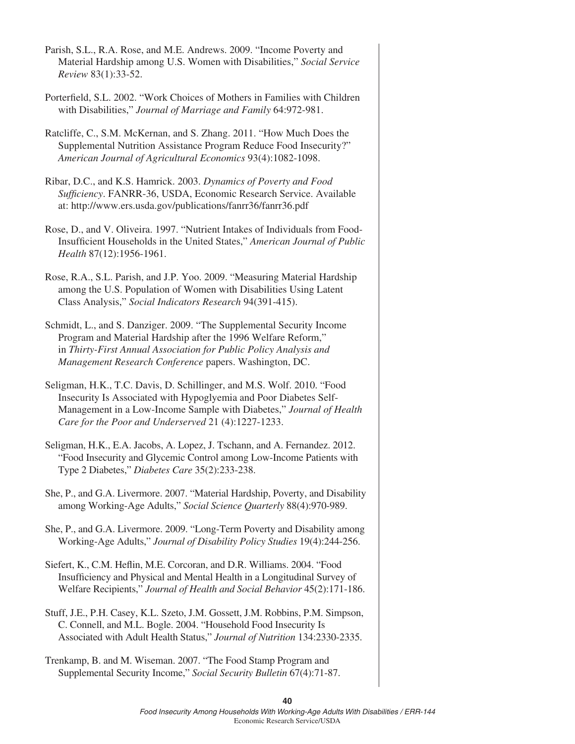Parish, S.L., R.A. Rose, and M.E. Andrews. 2009. "Income Poverty and Material Hardship among U.S. Women with Disabilities," *Social Service Review* 83(1):33-52.

Porterfield, S.L. 2002. "Work Choices of Mothers in Families with Children with Disabilities," *Journal of Marriage and Family* 64:972-981.

Ratcliffe, C., S.M. McKernan, and S. Zhang. 2011. "How Much Does the Supplemental Nutrition Assistance Program Reduce Food Insecurity?" *American Journal of Agricultural Economics* 93(4):1082-1098.

Ribar, D.C., and K.S. Hamrick. 2003. *Dynamics of Poverty and Food Sufficiency*. FANRR-36, USDA, Economic Research Service. Available at: http://www.ers.usda.gov/publications/fanrr36/fanrr36.pdf

Rose, D., and V. Oliveira. 1997. "Nutrient Intakes of Individuals from Food-Insufficient Households in the United States," *American Journal of Public Health* 87(12):1956-1961.

Rose, R.A., S.L. Parish, and J.P. Yoo. 2009. "Measuring Material Hardship among the U.S. Population of Women with Disabilities Using Latent Class Analysis," *Social Indicators Research* 94(391-415).

Schmidt, L., and S. Danziger. 2009. "The Supplemental Security Income Program and Material Hardship after the 1996 Welfare Reform," in *Thirty-First Annual Association for Public Policy Analysis and Management Research Conference* papers. Washington, DC.

Seligman, H.K., T.C. Davis, D. Schillinger, and M.S. Wolf. 2010. "Food Insecurity Is Associated with Hypoglyemia and Poor Diabetes Self-Management in a Low-Income Sample with Diabetes," *Journal of Health Care for the Poor and Underserved* 21 (4):1227-1233.

Seligman, H.K., E.A. Jacobs, A. Lopez, J. Tschann, and A. Fernandez. 2012. "Food Insecurity and Glycemic Control among Low-Income Patients with Type 2 Diabetes," *Diabetes Care* 35(2):233-238.

She, P., and G.A. Livermore. 2007. "Material Hardship, Poverty, and Disability among Working-Age Adults," *Social Science Quarterly* 88(4):970-989.

She, P., and G.A. Livermore. 2009. "Long-Term Poverty and Disability among Working-Age Adults," *Journal of Disability Policy Studies* 19(4):244-256.

Siefert, K., C.M. Heflin, M.E. Corcoran, and D.R. Williams. 2004. "Food Insufficiency and Physical and Mental Health in a Longitudinal Survey of Welfare Recipients," *Journal of Health and Social Behavior* 45(2):171-186.

Stuff, J.E., P.H. Casey, K.L. Szeto, J.M. Gossett, J.M. Robbins, P.M. Simpson, C. Connell, and M.L. Bogle. 2004. "Household Food Insecurity Is Associated with Adult Health Status," *Journal of Nutrition* 134:2330-2335.

Trenkamp, B. and M. Wiseman. 2007. "The Food Stamp Program and Supplemental Security Income," *Social Security Bulletin* 67(4):71-87.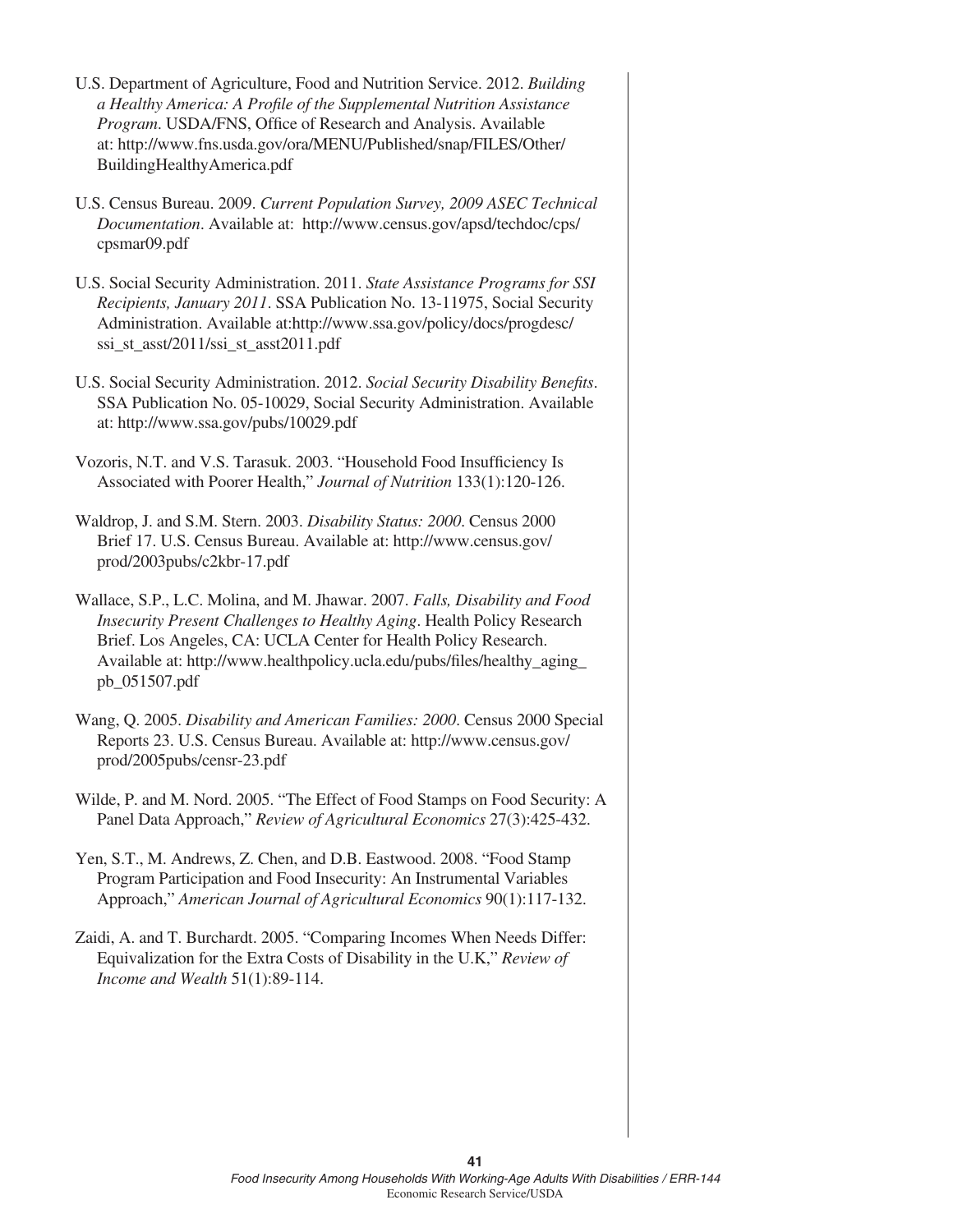U.S. Department of Agriculture, Food and Nutrition Service. 2012. *Building a Healthy America: A Profile of the Supplemental Nutrition Assistance Program*. USDA/FNS, Office of Research and Analysis. Available at: http://www.fns.usda.gov/ora/MENU/Published/snap/FILES/Other/BuildingHealthyAmerica.pdf

U.S. Census Bureau. 2009. *Current Population Survey, 2009 ASEC Technical Documentation*. Available at: http://www.census.gov/apsd/techdoc/cps/cpsmar09.pdf

U.S. Social Security Administration. 2011. *State Assistance Programs for SSI Recipients, January 2011*. SSA Publication No. 13-11975, Social Security Administration. Available at:http://www.ssa.gov/policy/docs/progdesc/ssi_st_asst/2011/ssi_st_asst2011.pdf

U.S. Social Security Administration. 2012. *Social Security Disability Benefits*. SSA Publication No. 05-10029, Social Security Administration. Available at: http://www.ssa.gov/pubs/10029.pdf

Vozoris, N.T. and V.S. Tarasuk. 2003. "Household Food Insufficiency Is Associated with Poorer Health," *Journal of Nutrition* 133(1):120-126.

Waldrop, J. and S.M. Stern. 2003. *Disability Status: 2000*. Census 2000 Brief 17. U.S. Census Bureau. Available at: http://www.census.gov/prod/2003pubs/c2kbr-17.pdf

Wallace, S.P., L.C. Molina, and M. Jhawar. 2007. *Falls, Disability and Food Insecurity Present Challenges to Healthy Aging*. Health Policy Research Brief. Los Angeles, CA: UCLA Center for Health Policy Research. Available at: http://www.healthpolicy.ucla.edu/pubs/files/healthy_aging_pb_051507.pdf

Wang, Q. 2005. *Disability and American Families: 2000*. Census 2000 Special Reports 23. U.S. Census Bureau. Available at: http://www.census.gov/prod/2005pubs/censr-23.pdf

Wilde, P. and M. Nord. 2005. "The Effect of Food Stamps on Food Security: A Panel Data Approach," *Review of Agricultural Economics* 27(3):425-432.

Yen, S.T., M. Andrews, Z. Chen, and D.B. Eastwood. 2008. "Food Stamp Program Participation and Food Insecurity: An Instrumental Variables Approach," *American Journal of Agricultural Economics* 90(1):117-132.

Zaidi, A. and T. Burchardt. 2005. "Comparing Incomes When Needs Differ: Equivalization for the Extra Costs of Disability in the U.K," *Review of Income and Wealth* 51(1):89-114.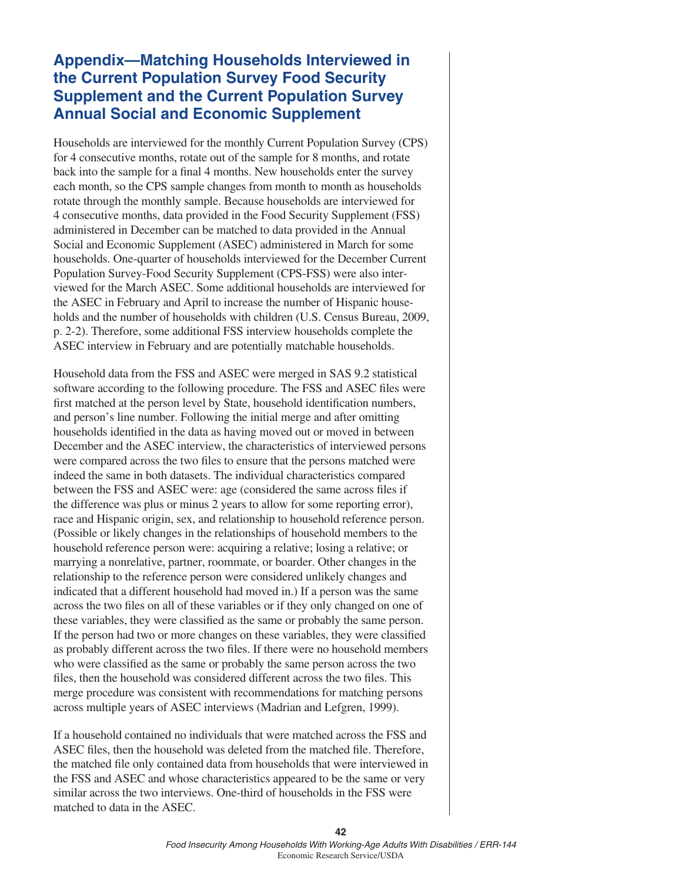# Appendix—Matching Households Interviewed in the Current Population Survey Food Security Supplement and the Current Population Survey Annual Social and Economic Supplement

Households are interviewed for the monthly Current Population Survey (CPS) for 4 consecutive months, rotate out of the sample for 8 months, and rotate back into the sample for a final 4 months. New households enter the survey each month, so the CPS sample changes from month to month as households rotate through the monthly sample. Because households are interviewed for 4 consecutive months, data provided in the Food Security Supplement (FSS) administered in December can be matched to data provided in the Annual Social and Economic Supplement (ASEC) administered in March for some households. One-quarter of households interviewed for the December Current Population Survey-Food Security Supplement (CPS-FSS) were also interviewed for the March ASEC. Some additional households are interviewed for the ASEC in February and April to increase the number of Hispanic households and the number of households with children (U.S. Census Bureau, 2009, p. 2-2). Therefore, some additional FSS interview households complete the ASEC interview in February and are potentially matchable households.

Household data from the FSS and ASEC were merged in SAS 9.2 statistical software according to the following procedure. The FSS and ASEC files were first matched at the person level by State, household identification numbers, and person's line number. Following the initial merge and after omitting households identified in the data as having moved out or moved in between December and the ASEC interview, the characteristics of interviewed persons were compared across the two files to ensure that the persons matched were indeed the same in both datasets. The individual characteristics compared between the FSS and ASEC were: age (considered the same across files if the difference was plus or minus 2 years to allow for some reporting error), race and Hispanic origin, sex, and relationship to household reference person. (Possible or likely changes in the relationships of household members to the household reference person were: acquiring a relative; losing a relative; or marrying a nonrelative, partner, roommate, or boarder. Other changes in the relationship to the reference person were considered unlikely changes and indicated that a different household had moved in.) If a person was the same across the two files on all of these variables or if they only changed on one of these variables, they were classified as the same or probably the same person. If the person had two or more changes on these variables, they were classified as probably different across the two files. If there were no household members who were classified as the same or probably the same person across the two files, then the household was considered different across the two files. This merge procedure was consistent with recommendations for matching persons across multiple years of ASEC interviews (Madrian and Lefgren, 1999).

If a household contained no individuals that were matched across the FSS and ASEC files, then the household was deleted from the matched file. Therefore, the matched file only contained data from households that were interviewed in the FSS and ASEC and whose characteristics appeared to be the same or very similar across the two interviews. One-third of households in the FSS were matched to data in the ASEC.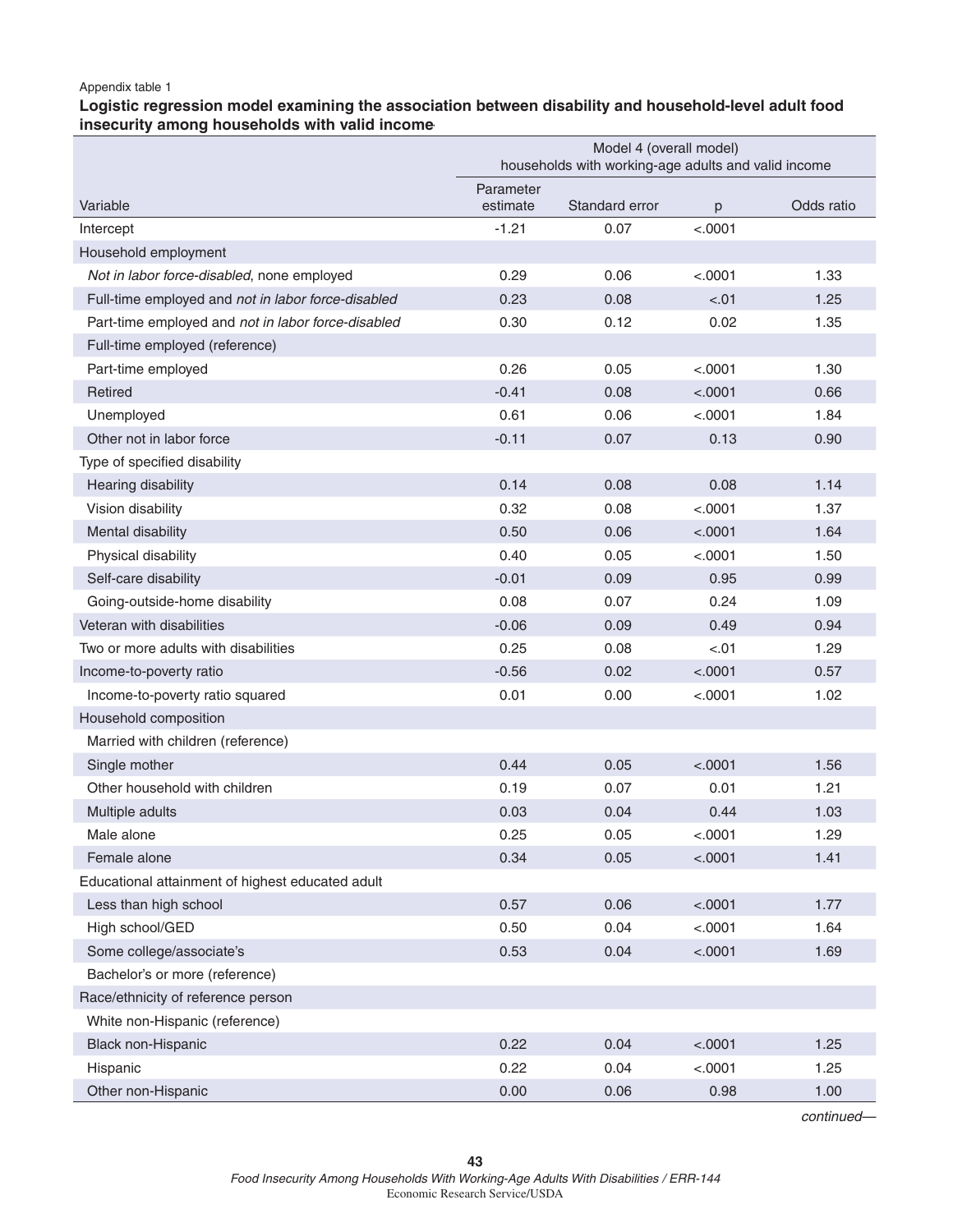Appendix table 1

**Logistic regression model examining the association between disability and household-level adult food insecurity among households with valid income**

| Variable | Model 4 (overall model) households with working-age adults and valid income | | | |
|---|---|---|---|---|
| | Parameter estimate | Standard error | p | Odds ratio |
| Intercept | -1.21 | 0.07 | <.0001 | |
| Household employment | | | | |
| *Not in labor force-disabled*, none employed | 0.29 | 0.06 | <.0001 | 1.33 |
| Full-time employed and *not in labor force-disabled* | 0.23 | 0.08 | <.01 | 1.25 |
| Part-time employed and *not in labor force-disabled* | 0.30 | 0.12 | 0.02 | 1.35 |
| Full-time employed (reference) | | | | |
| Part-time employed | 0.26 | 0.05 | <.0001 | 1.30 |
| Retired | -0.41 | 0.08 | <.0001 | 0.66 |
| Unemployed | 0.61 | 0.06 | <.0001 | 1.84 |
| Other not in labor force | -0.11 | 0.07 | 0.13 | 0.90 |
| Type of specified disability | | | | |
| Hearing disability | 0.14 | 0.08 | 0.08 | 1.14 |
| Vision disability | 0.32 | 0.08 | <.0001 | 1.37 |
| Mental disability | 0.50 | 0.06 | <.0001 | 1.64 |
| Physical disability | 0.40 | 0.05 | <.0001 | 1.50 |
| Self-care disability | -0.01 | 0.09 | 0.95 | 0.99 |
| Going-outside-home disability | 0.08 | 0.07 | 0.24 | 1.09 |
| Veteran with disabilities | -0.06 | 0.09 | 0.49 | 0.94 |
| Two or more adults with disabilities | 0.25 | 0.08 | <.01 | 1.29 |
| Income-to-poverty ratio | -0.56 | 0.02 | <.0001 | 0.57 |
| Income-to-poverty ratio squared | 0.01 | 0.00 | <.0001 | 1.02 |
| Household composition | | | | |
| Married with children (reference) | | | | |
| Single mother | 0.44 | 0.05 | <.0001 | 1.56 |
| Other household with children | 0.19 | 0.07 | 0.01 | 1.21 |
| Multiple adults | 0.03 | 0.04 | 0.44 | 1.03 |
| Male alone | 0.25 | 0.05 | <.0001 | 1.29 |
| Female alone | 0.34 | 0.05 | <.0001 | 1.41 |
| Educational attainment of highest educated adult | | | | |
| Less than high school | 0.57 | 0.06 | <.0001 | 1.77 |
| High school/GED | 0.50 | 0.04 | <.0001 | 1.64 |
| Some college/associate's | 0.53 | 0.04 | <.0001 | 1.69 |
| Bachelor's or more (reference) | | | | |
| Race/ethnicity of reference person | | | | |
| White non-Hispanic (reference) | | | | |
| Black non-Hispanic | 0.22 | 0.04 | <.0001 | 1.25 |
| Hispanic | 0.22 | 0.04 | <.0001 | 1.25 |
| Other non-Hispanic | 0.00 | 0.06 | 0.98 | 1.00 |

*continued—*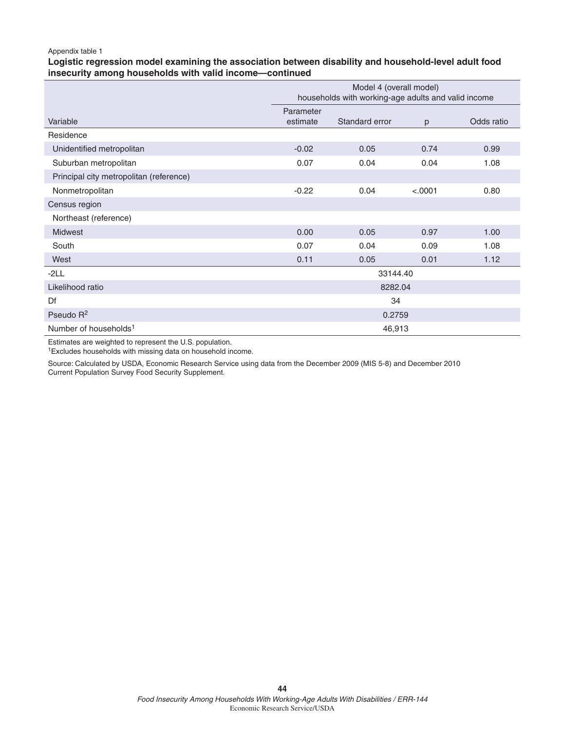Appendix table 1

**Logistic regression model examining the association between disability and household-level adult food insecurity among households with valid income—continued**

| Variable | Model 4 (overall model) households with working-age adults and valid income | | | |
|---|---|---|---|---|
| | Parameter estimate | Standard error | p | Odds ratio |
| Residence | | | | |
| Unidentified metropolitan | -0.02 | 0.05 | 0.74 | 0.99 |
| Suburban metropolitan | 0.07 | 0.04 | 0.04 | 1.08 |
| Principal city metropolitan (reference) | | | | |
| Nonmetropolitan | -0.22 | 0.04 | <.0001 | 0.80 |
| Census region | | | | |
| Northeast (reference) | | | | |
| Midwest | 0.00 | 0.05 | 0.97 | 1.00 |
| South | 0.07 | 0.04 | 0.09 | 1.08 |
| West | 0.11 | 0.05 | 0.01 | 1.12 |
| -2LL | 33144.40 | | | |
| Likelihood ratio | 8282.04 | | | |
| Df | 34 | | | |
| Pseudo $R^2$ | 0.2759 | | | |
| Number of households[1] | 46,913 | | | |

Estimates are weighted to represent the U.S. population.

[1]Excludes households with missing data on household income.

Source: Calculated by USDA, Economic Research Service using data from the December 2009 (MIS 5-8) and December 2010 Current Population Survey Food Security Supplement.